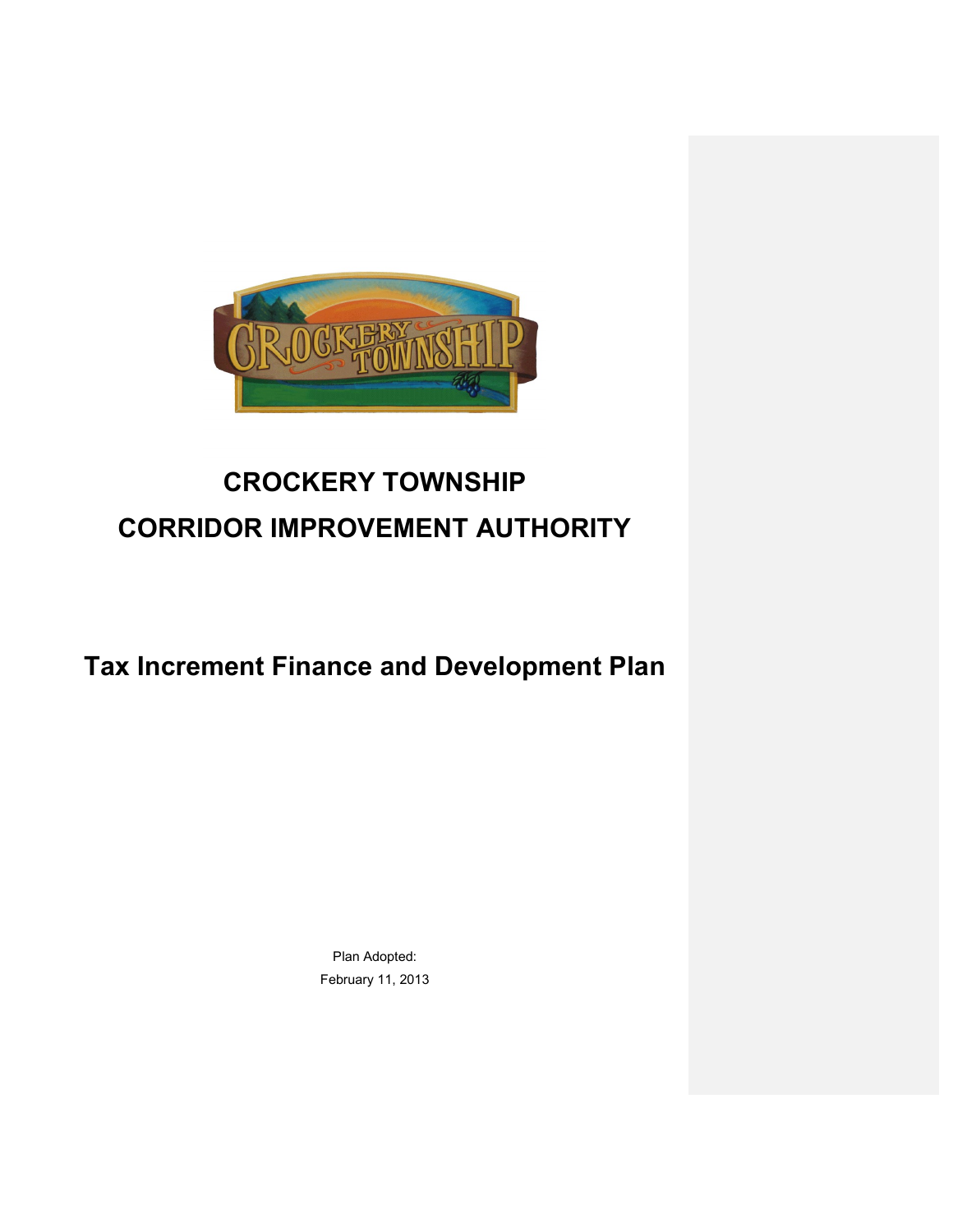# CROCKERY TOWNSHIP

# CORRIDOR IMPROVEMENT AUTHORITY

## Tax Increment Finance and Development Plan

Plan Adopted:
February 11, 2013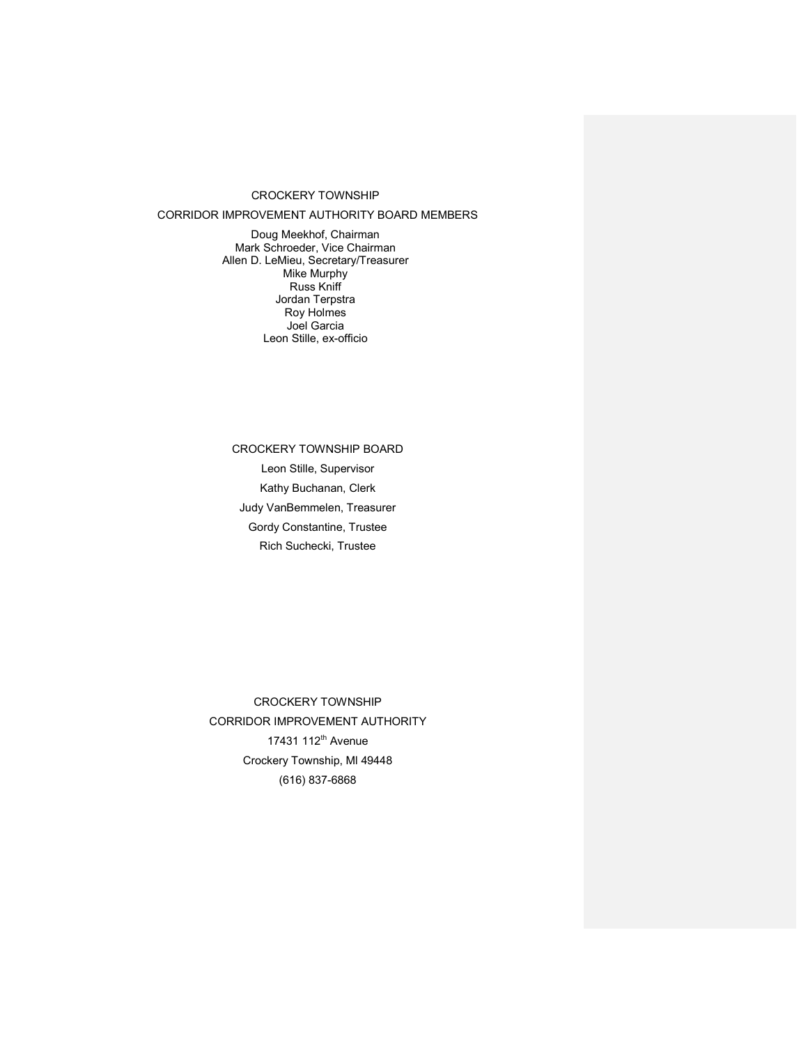CROCKERY TOWNSHIP

CORRIDOR IMPROVEMENT AUTHORITY BOARD MEMBERS

Doug Meekhof, Chairman
Mark Schroeder, Vice Chairman
Allen D. LeMieu, Secretary/Treasurer
Mike Murphy
Russ Kniff
Jordan Terpstra
Roy Holmes
Joel Garcia
Leon Stille, ex-officio

CROCKERY TOWNSHIP BOARD

Leon Stille, Supervisor

Kathy Buchanan, Clerk

Judy VanBemmelen, Treasurer

Gordy Constantine, Trustee

Rich Suchecki, Trustee

CROCKERY TOWNSHIP

CORRIDOR IMPROVEMENT AUTHORITY

17431 112th Avenue

Crockery Township, MI 49448

(616) 837-6868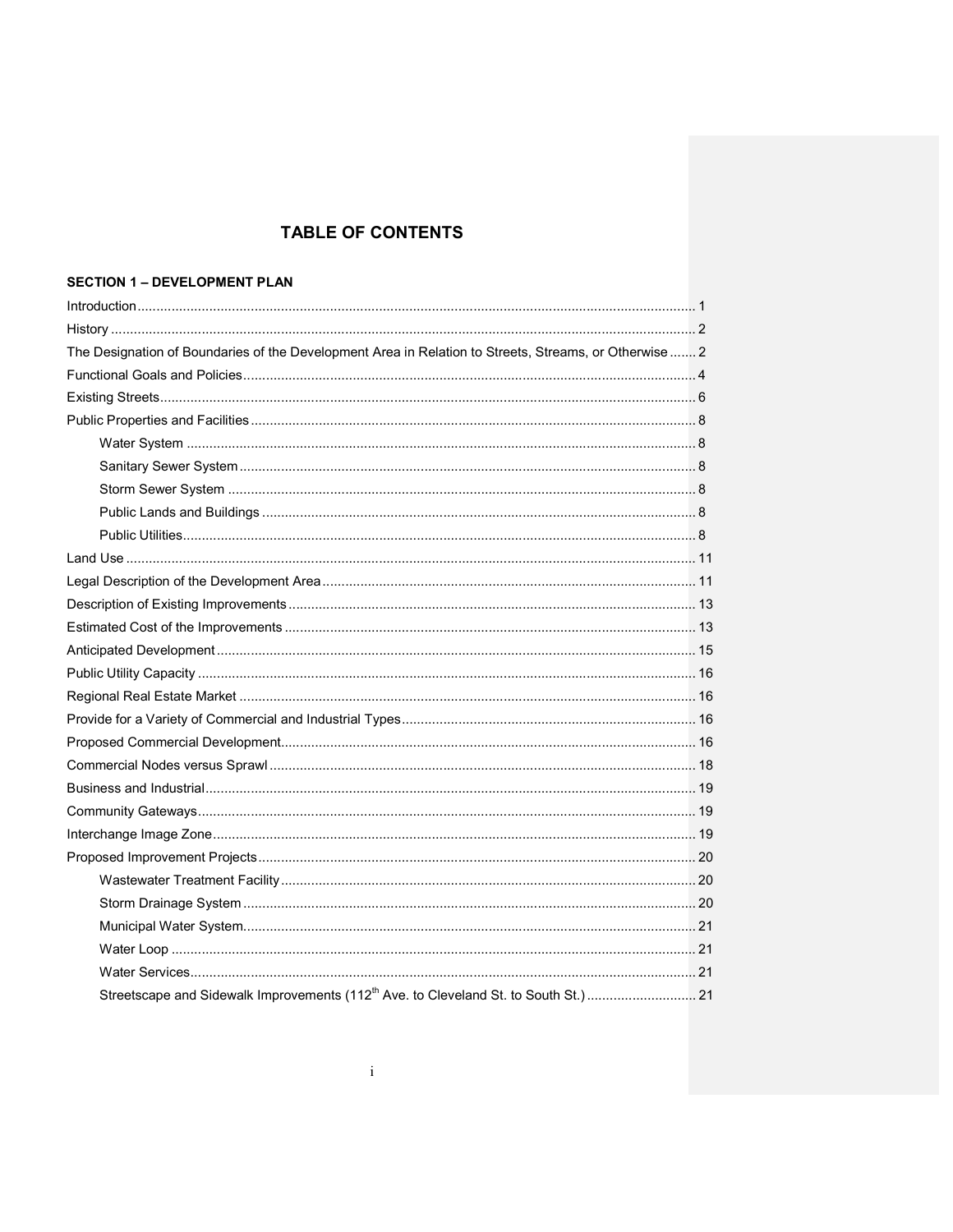# TABLE OF CONTENTS

**SECTION 1 – DEVELOPMENT PLAN**

Introduction .......... 1
History .......... 2
The Designation of Boundaries of the Development Area in Relation to Streets, Streams, or Otherwise .......... 2
Functional Goals and Policies .......... 4
Existing Streets .......... 6
Public Properties and Facilities .......... 8
- Water System .......... 8
- Sanitary Sewer System .......... 8
- Storm Sewer System .......... 8
- Public Lands and Buildings .......... 8
- Public Utilities .......... 8

Land Use .......... 11
Legal Description of the Development Area .......... 11
Description of Existing Improvements .......... 13
Estimated Cost of the Improvements .......... 13
Anticipated Development .......... 15
Public Utility Capacity .......... 16
Regional Real Estate Market .......... 16
Provide for a Variety of Commercial and Industrial Types .......... 16
Proposed Commercial Development .......... 16
Commercial Nodes versus Sprawl .......... 18
Business and Industrial .......... 19
Community Gateways .......... 19
Interchange Image Zone .......... 19
Proposed Improvement Projects .......... 20
- Wastewater Treatment Facility .......... 20
- Storm Drainage System .......... 20
- Municipal Water System .......... 21
- Water Loop .......... 21
- Water Services .......... 21
- Streetscape and Sidewalk Improvements (112th Ave. to Cleveland St. to South St.) .......... 21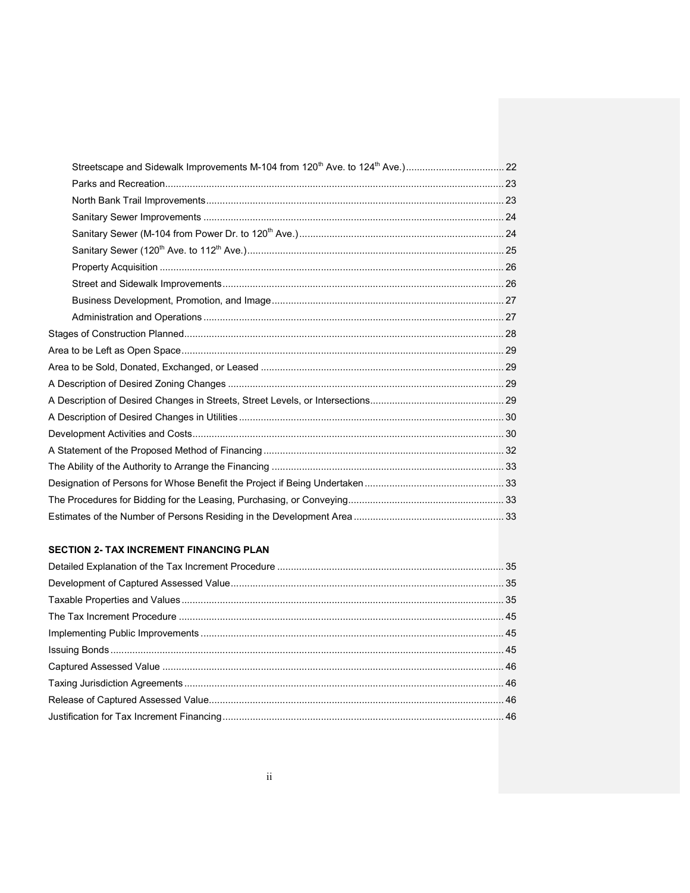Streetscape and Sidewalk Improvements M-104 from 120th Ave. to 124th Ave.) .... 22
Parks and Recreation .... 23
North Bank Trail Improvements .... 23
Sanitary Sewer Improvements .... 24
Sanitary Sewer (M-104 from Power Dr. to 120th Ave.) .... 24
Sanitary Sewer (120th Ave. to 112th Ave.) .... 25
Property Acquisition .... 26
Street and Sidewalk Improvements .... 26
Business Development, Promotion, and Image .... 27
Administration and Operations .... 27

Stages of Construction Planned .... 28
Area to be Left as Open Space .... 29
Area to be Sold, Donated, Exchanged, or Leased .... 29
A Description of Desired Zoning Changes .... 29
A Description of Desired Changes in Streets, Street Levels, or Intersections .... 29
A Description of Desired Changes in Utilities .... 30
Development Activities and Costs .... 30
A Statement of the Proposed Method of Financing .... 32
The Ability of the Authority to Arrange the Financing .... 33
Designation of Persons for Whose Benefit the Project if Being Undertaken .... 33
The Procedures for Bidding for the Leasing, Purchasing, or Conveying .... 33
Estimates of the Number of Persons Residing in the Development Area .... 33

**SECTION 2- TAX INCREMENT FINANCING PLAN**

Detailed Explanation of the Tax Increment Procedure .... 35
Development of Captured Assessed Value .... 35
Taxable Properties and Values .... 35
The Tax Increment Procedure .... 45
Implementing Public Improvements .... 45
Issuing Bonds .... 45
Captured Assessed Value .... 46
Taxing Jurisdiction Agreements .... 46
Release of Captured Assessed Value .... 46
Justification for Tax Increment Financing .... 46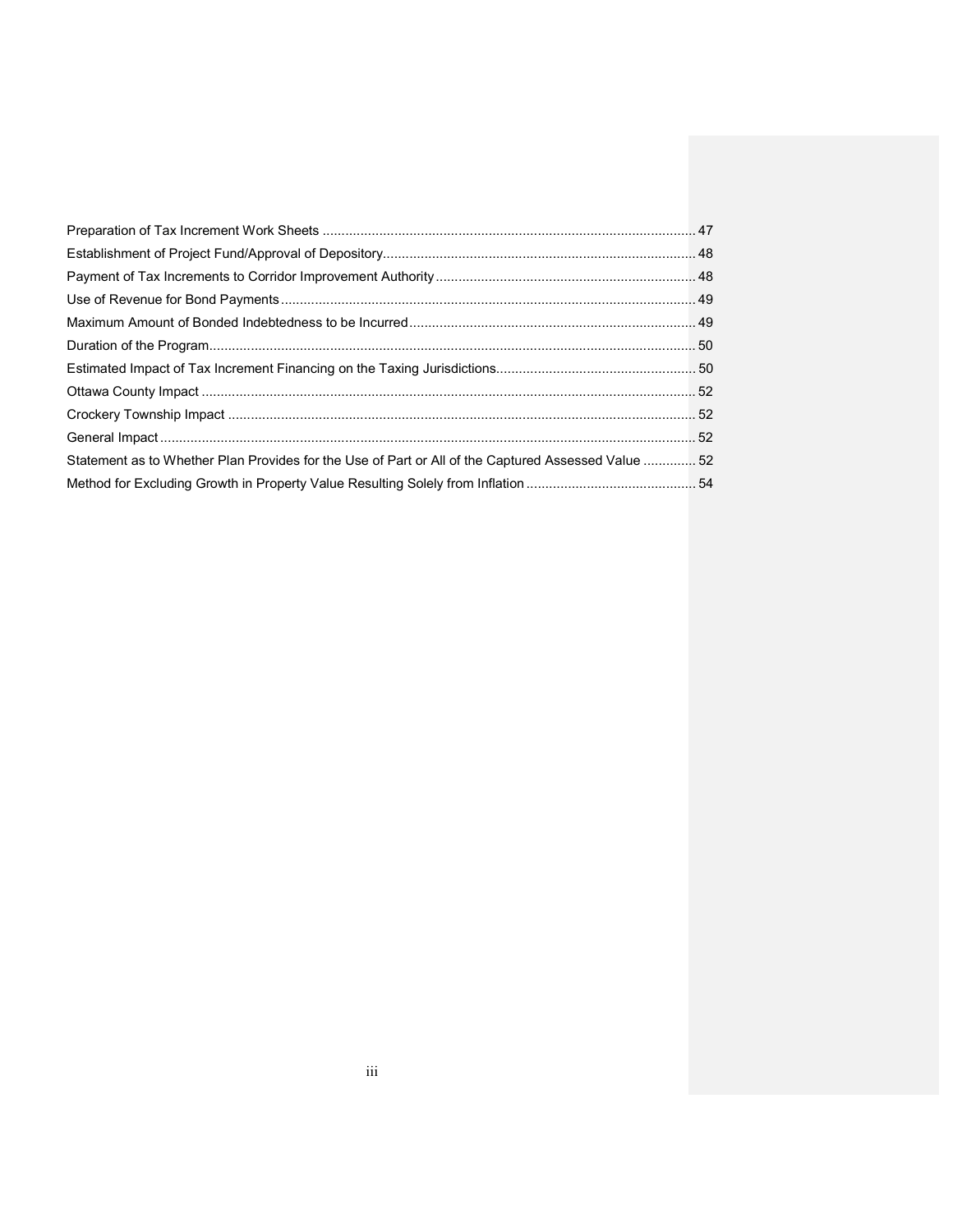Preparation of Tax Increment Work Sheets ................................................................................................ 47
Establishment of Project Fund/Approval of Depository.................................................................................. 48
Payment of Tax Increments to Corridor Improvement Authority .................................................................... 48
Use of Revenue for Bond Payments ............................................................................................................ 49
Maximum Amount of Bonded Indebtedness to be Incurred ........................................................................... 49
Duration of the Program................................................................................................................................ 50
Estimated Impact of Tax Increment Financing on the Taxing Jurisdictions.................................................... 50
Ottawa County Impact .................................................................................................................................. 52
Crockery Township Impact ........................................................................................................................... 52
General Impact ............................................................................................................................................. 52
Statement as to Whether Plan Provides for the Use of Part or All of the Captured Assessed Value ............. 52
Method for Excluding Growth in Property Value Resulting Solely from Inflation ............................................ 54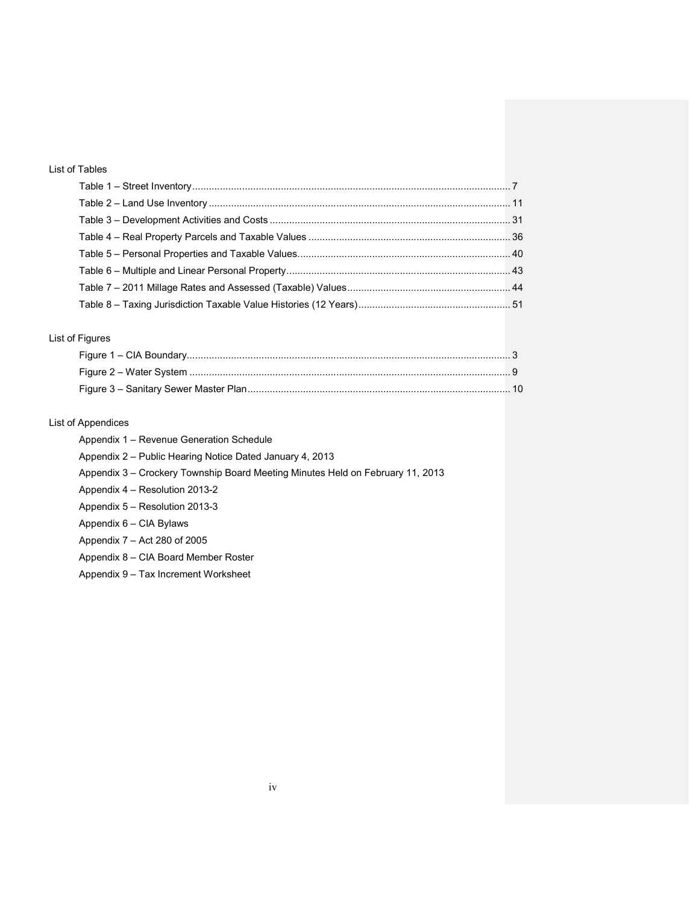List of Tables

- Table 1 – Street Inventory .......... 7
- Table 2 – Land Use Inventory .......... 11
- Table 3 – Development Activities and Costs .......... 31
- Table 4 – Real Property Parcels and Taxable Values .......... 36
- Table 5 – Personal Properties and Taxable Values .......... 40
- Table 6 – Multiple and Linear Personal Property .......... 43
- Table 7 – 2011 Millage Rates and Assessed (Taxable) Values .......... 44
- Table 8 – Taxing Jurisdiction Taxable Value Histories (12 Years) .......... 51

List of Figures

- Figure 1 – CIA Boundary .......... 3
- Figure 2 – Water System .......... 9
- Figure 3 – Sanitary Sewer Master Plan .......... 10

List of Appendices

- Appendix 1 – Revenue Generation Schedule
- Appendix 2 – Public Hearing Notice Dated January 4, 2013
- Appendix 3 – Crockery Township Board Meeting Minutes Held on February 11, 2013
- Appendix 4 – Resolution 2013-2
- Appendix 5 – Resolution 2013-3
- Appendix 6 – CIA Bylaws
- Appendix 7 – Act 280 of 2005
- Appendix 8 – CIA Board Member Roster
- Appendix 9 – Tax Increment Worksheet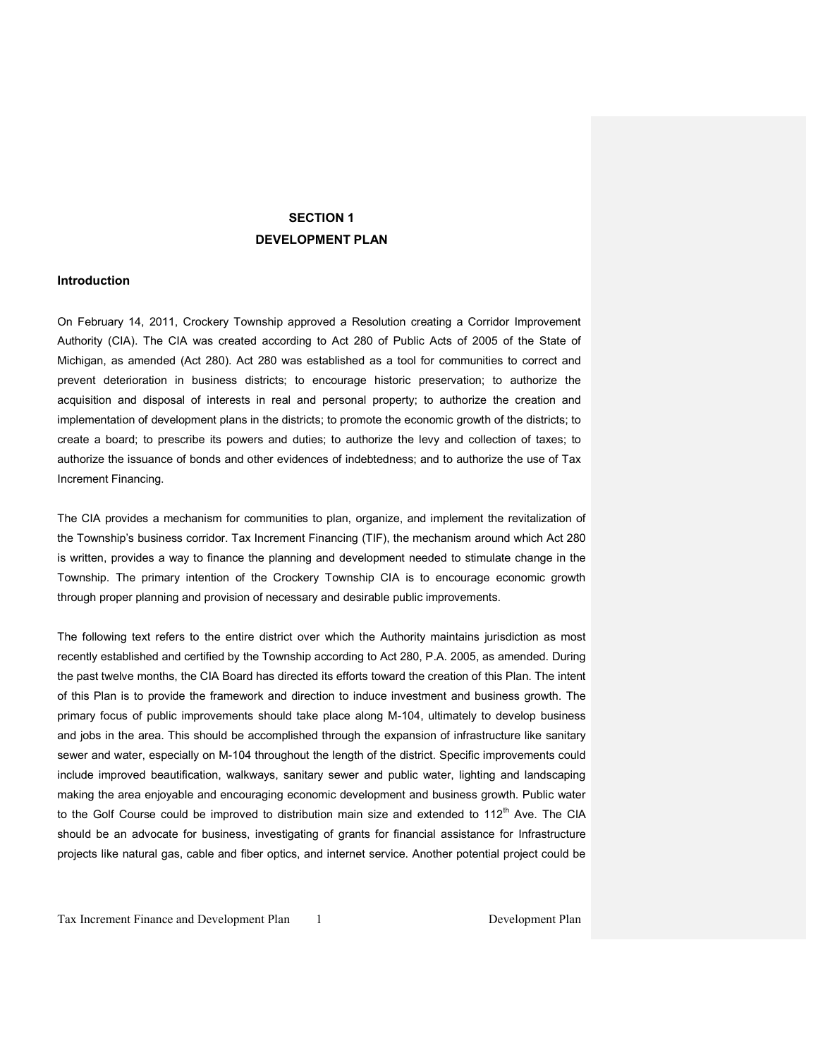# SECTION 1
# DEVELOPMENT PLAN

## Introduction

On February 14, 2011, Crockery Township approved a Resolution creating a Corridor Improvement Authority (CIA). The CIA was created according to Act 280 of Public Acts of 2005 of the State of Michigan, as amended (Act 280). Act 280 was established as a tool for communities to correct and prevent deterioration in business districts; to encourage historic preservation; to authorize the acquisition and disposal of interests in real and personal property; to authorize the creation and implementation of development plans in the districts; to promote the economic growth of the districts; to create a board; to prescribe its powers and duties; to authorize the levy and collection of taxes; to authorize the issuance of bonds and other evidences of indebtedness; and to authorize the use of Tax Increment Financing.

The CIA provides a mechanism for communities to plan, organize, and implement the revitalization of the Township's business corridor. Tax Increment Financing (TIF), the mechanism around which Act 280 is written, provides a way to finance the planning and development needed to stimulate change in the Township. The primary intention of the Crockery Township CIA is to encourage economic growth through proper planning and provision of necessary and desirable public improvements.

The following text refers to the entire district over which the Authority maintains jurisdiction as most recently established and certified by the Township according to Act 280, P.A. 2005, as amended. During the past twelve months, the CIA Board has directed its efforts toward the creation of this Plan. The intent of this Plan is to provide the framework and direction to induce investment and business growth. The primary focus of public improvements should take place along M-104, ultimately to develop business and jobs in the area. This should be accomplished through the expansion of infrastructure like sanitary sewer and water, especially on M-104 throughout the length of the district. Specific improvements could include improved beautification, walkways, sanitary sewer and public water, lighting and landscaping making the area enjoyable and encouraging economic development and business growth. Public water to the Golf Course could be improved to distribution main size and extended to 112th Ave. The CIA should be an advocate for business, investigating of grants for financial assistance for Infrastructure projects like natural gas, cable and fiber optics, and internet service. Another potential project could be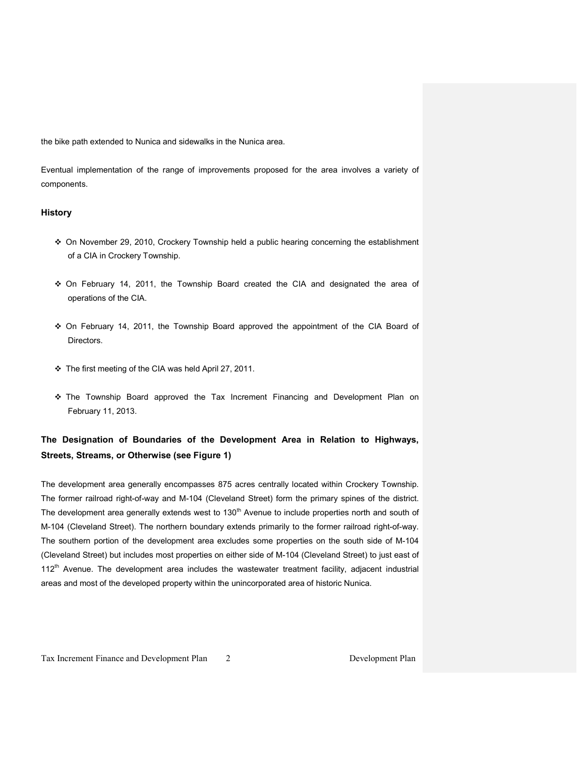the bike path extended to Nunica and sidewalks in the Nunica area.

Eventual implementation of the range of improvements proposed for the area involves a variety of components.

## History

- On November 29, 2010, Crockery Township held a public hearing concerning the establishment of a CIA in Crockery Township.
- On February 14, 2011, the Township Board created the CIA and designated the area of operations of the CIA.
- On February 14, 2011, the Township Board approved the appointment of the CIA Board of Directors.
- The first meeting of the CIA was held April 27, 2011.
- The Township Board approved the Tax Increment Financing and Development Plan on February 11, 2013.

## The Designation of Boundaries of the Development Area in Relation to Highways, Streets, Streams, or Otherwise (see Figure 1)

The development area generally encompasses 875 acres centrally located within Crockery Township. The former railroad right-of-way and M-104 (Cleveland Street) form the primary spines of the district. The development area generally extends west to 130th Avenue to include properties north and south of M-104 (Cleveland Street). The northern boundary extends primarily to the former railroad right-of-way. The southern portion of the development area excludes some properties on the south side of M-104 (Cleveland Street) but includes most properties on either side of M-104 (Cleveland Street) to just east of 112th Avenue. The development area includes the wastewater treatment facility, adjacent industrial areas and most of the developed property within the unincorporated area of historic Nunica.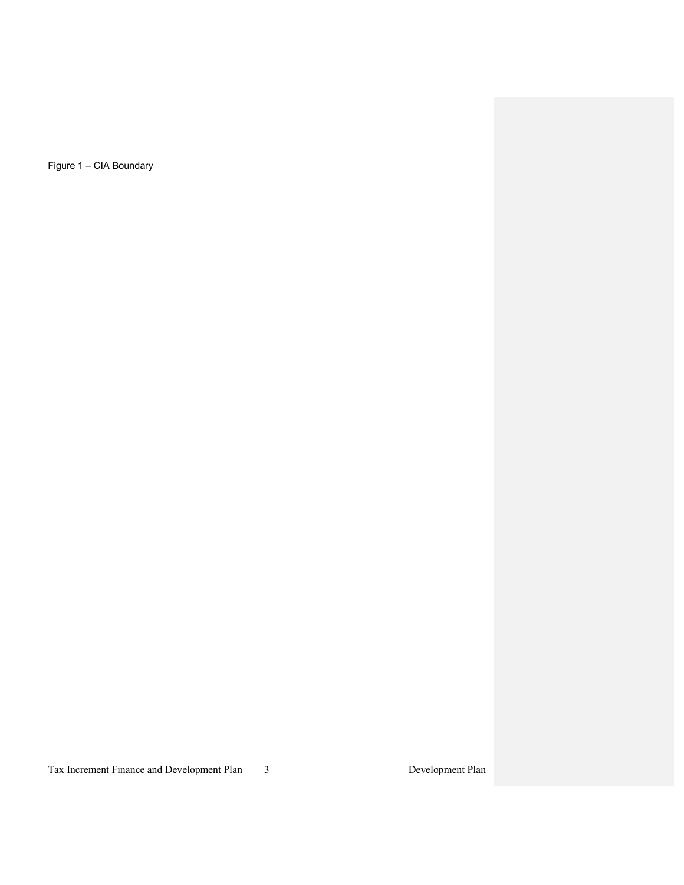Figure 1 – CIA Boundary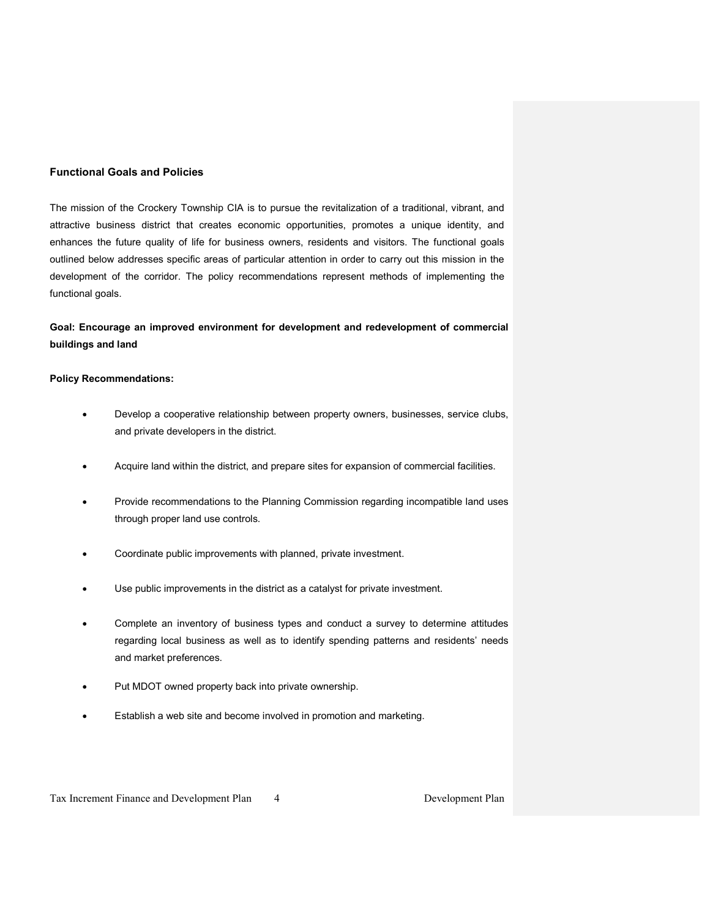### Functional Goals and Policies

The mission of the Crockery Township CIA is to pursue the revitalization of a traditional, vibrant, and attractive business district that creates economic opportunities, promotes a unique identity, and enhances the future quality of life for business owners, residents and visitors. The functional goals outlined below addresses specific areas of particular attention in order to carry out this mission in the development of the corridor. The policy recommendations represent methods of implementing the functional goals.

**Goal: Encourage an improved environment for development and redevelopment of commercial buildings and land**

**Policy Recommendations:**

- Develop a cooperative relationship between property owners, businesses, service clubs, and private developers in the district.
- Acquire land within the district, and prepare sites for expansion of commercial facilities.
- Provide recommendations to the Planning Commission regarding incompatible land uses through proper land use controls.
- Coordinate public improvements with planned, private investment.
- Use public improvements in the district as a catalyst for private investment.
- Complete an inventory of business types and conduct a survey to determine attitudes regarding local business as well as to identify spending patterns and residents' needs and market preferences.
- Put MDOT owned property back into private ownership.
- Establish a web site and become involved in promotion and marketing.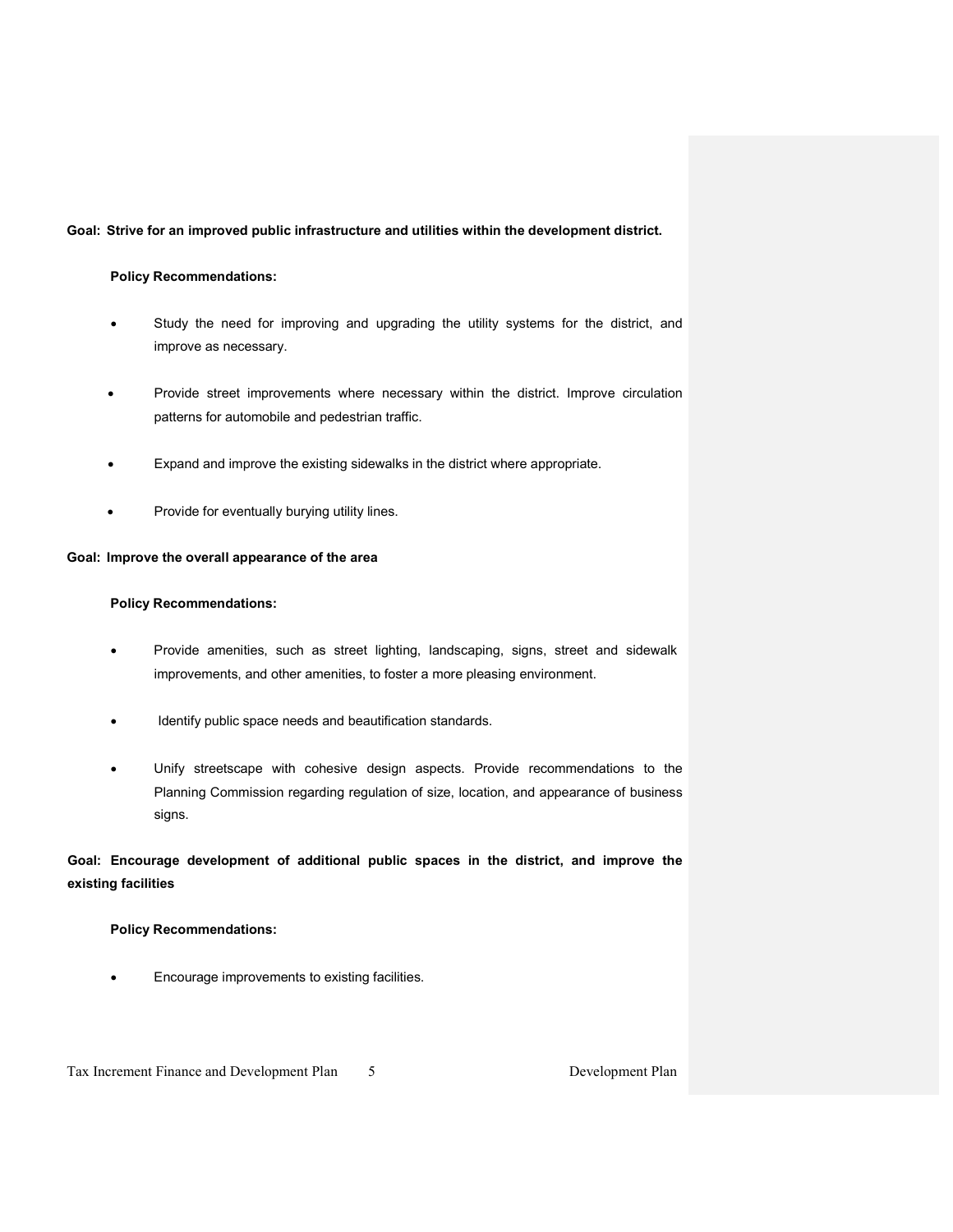**Goal: Strive for an improved public infrastructure and utilities within the development district.**

**Policy Recommendations:**

- Study the need for improving and upgrading the utility systems for the district, and improve as necessary.
- Provide street improvements where necessary within the district. Improve circulation patterns for automobile and pedestrian traffic.
- Expand and improve the existing sidewalks in the district where appropriate.
- Provide for eventually burying utility lines.

**Goal: Improve the overall appearance of the area**

**Policy Recommendations:**

- Provide amenities, such as street lighting, landscaping, signs, street and sidewalk improvements, and other amenities, to foster a more pleasing environment.
- Identify public space needs and beautification standards.
- Unify streetscape with cohesive design aspects. Provide recommendations to the Planning Commission regarding regulation of size, location, and appearance of business signs.

**Goal: Encourage development of additional public spaces in the district, and improve the existing facilities**

**Policy Recommendations:**

- Encourage improvements to existing facilities.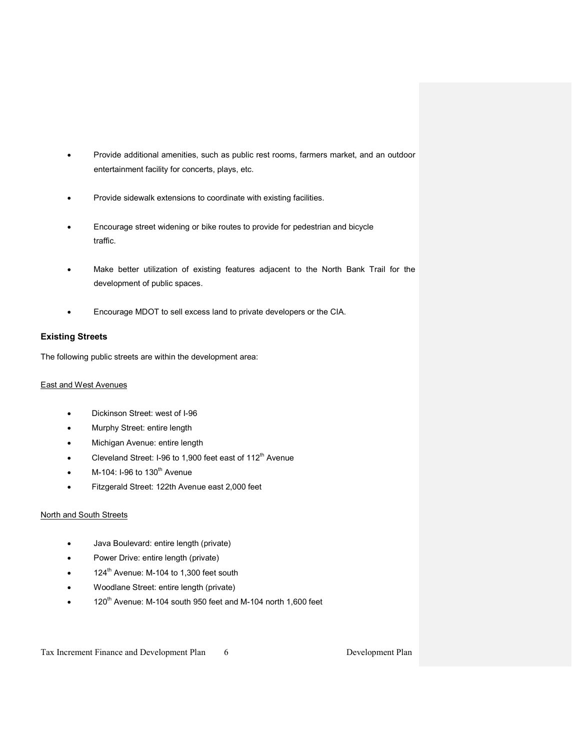- Provide additional amenities, such as public rest rooms, farmers market, and an outdoor entertainment facility for concerts, plays, etc.
- Provide sidewalk extensions to coordinate with existing facilities.
- Encourage street widening or bike routes to provide for pedestrian and bicycle traffic.
- Make better utilization of existing features adjacent to the North Bank Trail for the development of public spaces.
- Encourage MDOT to sell excess land to private developers or the CIA.

**Existing Streets**

The following public streets are within the development area:

East and West Avenues

- Dickinson Street: west of I-96
- Murphy Street: entire length
- Michigan Avenue: entire length
- Cleveland Street: I-96 to 1,900 feet east of 112th Avenue
- M-104: I-96 to 130th Avenue
- Fitzgerald Street: 122th Avenue east 2,000 feet

North and South Streets

- Java Boulevard: entire length (private)
- Power Drive: entire length (private)
- 124th Avenue: M-104 to 1,300 feet south
- Woodlane Street: entire length (private)
- 120th Avenue: M-104 south 950 feet and M-104 north 1,600 feet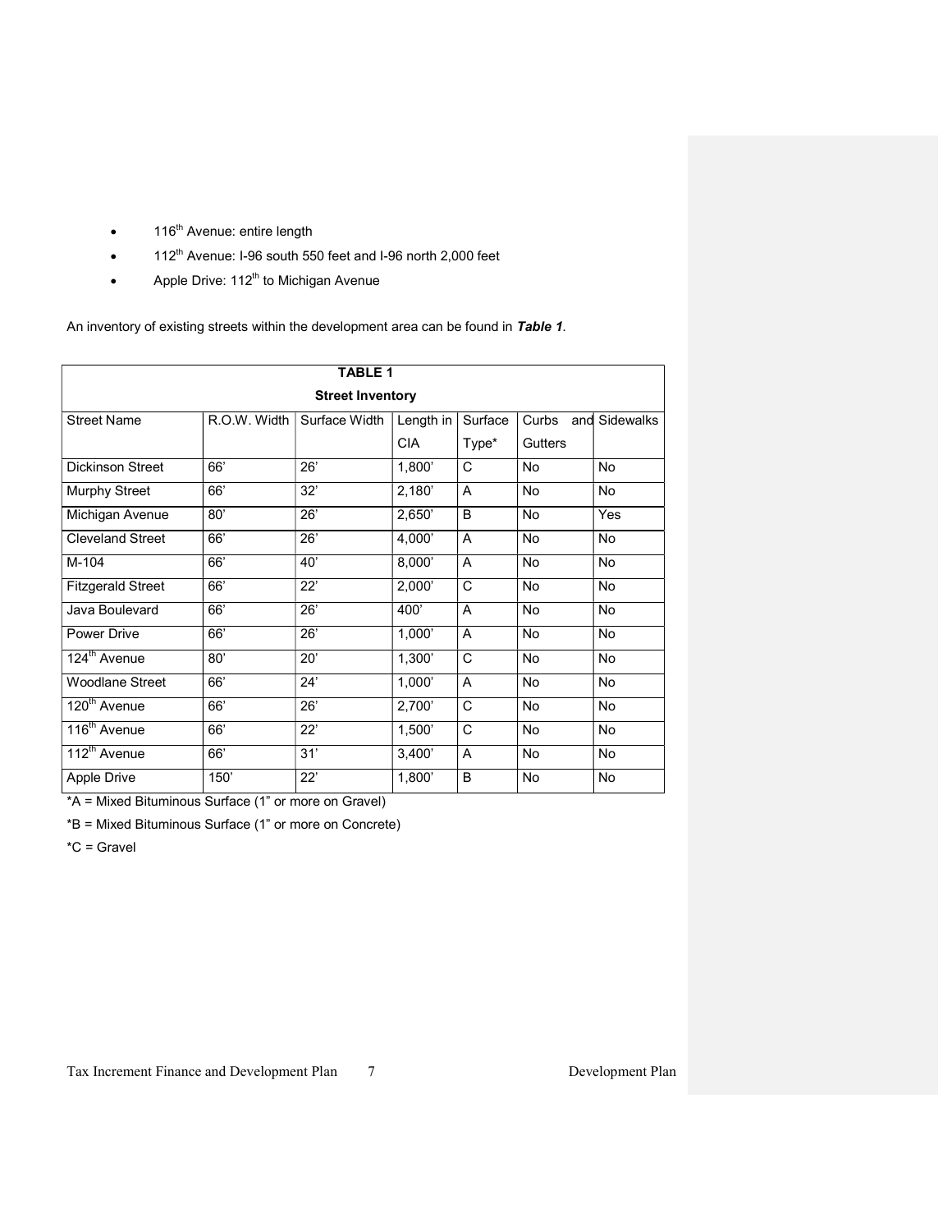- 116th Avenue: entire length
- 112th Avenue: I-96 south 550 feet and I-96 north 2,000 feet
- Apple Drive: 112th to Michigan Avenue

An inventory of existing streets within the development area can be found in ***Table 1***.

**TABLE 1**

**Street Inventory**

| Street Name | R.O.W. Width | Surface Width | Length in CIA | Surface Type* | Curbs and Gutters | Sidewalks |
|---|---|---|---|---|---|---|
| Dickinson Street | 66' | 26' | 1,800' | C | No | No |
| Murphy Street | 66' | 32' | 2,180' | A | No | No |
| Michigan Avenue | 80' | 26' | 2,650' | B | No | Yes |
| Cleveland Street | 66' | 26' | 4,000' | A | No | No |
| M-104 | 66' | 40' | 8,000' | A | No | No |
| Fitzgerald Street | 66' | 22' | 2,000' | C | No | No |
| Java Boulevard | 66' | 26' | 400' | A | No | No |
| Power Drive | 66' | 26' | 1,000' | A | No | No |
| 124th Avenue | 80' | 20' | 1,300' | C | No | No |
| Woodlane Street | 66' | 24' | 1,000' | A | No | No |
| 120th Avenue | 66' | 26' | 2,700' | C | No | No |
| 116th Avenue | 66' | 22' | 1,500' | C | No | No |
| 112th Avenue | 66' | 31' | 3,400' | A | No | No |
| Apple Drive | 150' | 22' | 1,800' | B | No | No |

*A = Mixed Bituminous Surface (1" or more on Gravel)

*B = Mixed Bituminous Surface (1" or more on Concrete)

*C = Gravel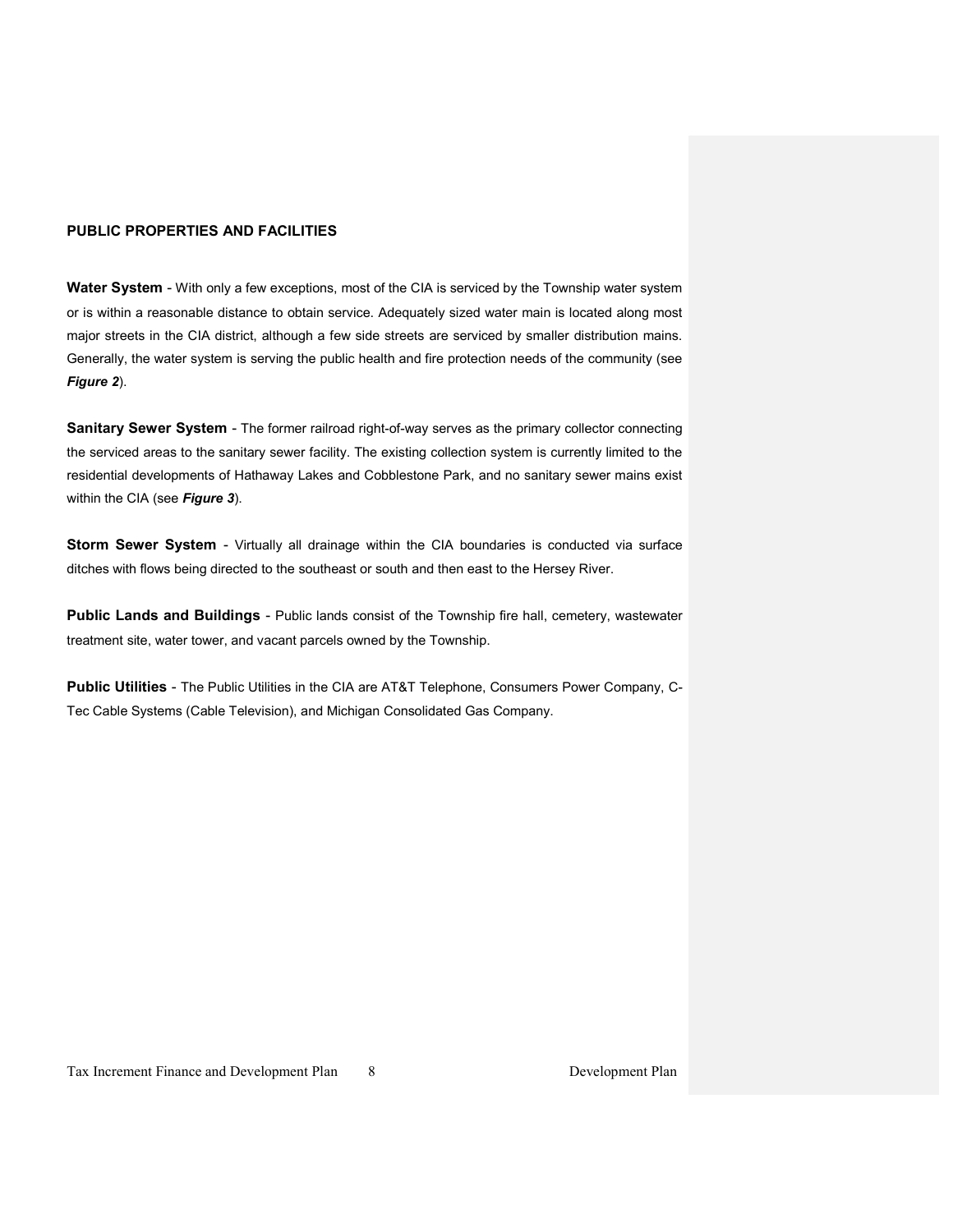## PUBLIC PROPERTIES AND FACILITIES

**Water System** - With only a few exceptions, most of the CIA is serviced by the Township water system or is within a reasonable distance to obtain service. Adequately sized water main is located along most major streets in the CIA district, although a few side streets are serviced by smaller distribution mains. Generally, the water system is serving the public health and fire protection needs of the community (see ***Figure 2***).

**Sanitary Sewer System** - The former railroad right-of-way serves as the primary collector connecting the serviced areas to the sanitary sewer facility. The existing collection system is currently limited to the residential developments of Hathaway Lakes and Cobblestone Park, and no sanitary sewer mains exist within the CIA (see ***Figure 3***).

**Storm Sewer System** - Virtually all drainage within the CIA boundaries is conducted via surface ditches with flows being directed to the southeast or south and then east to the Hersey River.

**Public Lands and Buildings** - Public lands consist of the Township fire hall, cemetery, wastewater treatment site, water tower, and vacant parcels owned by the Township.

**Public Utilities** - The Public Utilities in the CIA are AT&T Telephone, Consumers Power Company, C-Tec Cable Systems (Cable Television), and Michigan Consolidated Gas Company.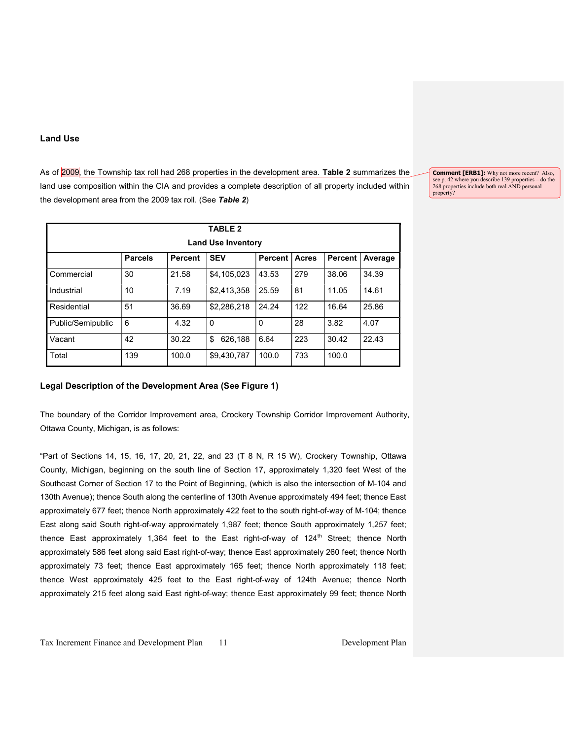## Land Use

As of 2009, the Township tax roll had 268 properties in the development area. **Table 2** summarizes the land use composition within the CIA and provides a complete description of all property included within the development area from the 2009 tax roll. (See ***Table 2***)

> **Comment [ERB1]:** Why not more recent? Also, see p. 42 where you describe 139 properties – do the 268 properties include both real AND personal property?

| TABLE 2<br>Land Use Inventory | | | | | | | |
|---|---|---|---|---|---|---|---|
| | **Parcels** | **Percent** | **SEV** | **Percent** | **Acres** | **Percent** | **Average** |
| Commercial | 30 | 21.58 | $4,105,023 | 43.53 | 279 | 38.06 | 34.39 |
| Industrial | 10 | 7.19 | $2,413,358 | 25.59 | 81 | 11.05 | 14.61 |
| Residential | 51 | 36.69 | $2,286,218 | 24.24 | 122 | 16.64 | 25.86 |
| Public/Semipublic | 6 | 4.32 | 0 | 0 | 28 | 3.82 | 4.07 |
| Vacant | 42 | 30.22 | $ 626,188 | 6.64 | 223 | 30.42 | 22.43 |
| Total | 139 | 100.0 | $9,430,787 | 100.0 | 733 | 100.0 | |

## Legal Description of the Development Area (See Figure 1)

The boundary of the Corridor Improvement area, Crockery Township Corridor Improvement Authority, Ottawa County, Michigan, is as follows:

"Part of Sections 14, 15, 16, 17, 20, 21, 22, and 23 (T 8 N, R 15 W), Crockery Township, Ottawa County, Michigan, beginning on the south line of Section 17, approximately 1,320 feet West of the Southeast Corner of Section 17 to the Point of Beginning, (which is also the intersection of M-104 and 130th Avenue); thence South along the centerline of 130th Avenue approximately 494 feet; thence East approximately 677 feet; thence North approximately 422 feet to the south right-of-way of M-104; thence East along said South right-of-way approximately 1,987 feet; thence South approximately 1,257 feet; thence East approximately 1,364 feet to the East right-of-way of 124th Street; thence North approximately 586 feet along said East right-of-way; thence East approximately 260 feet; thence North approximately 73 feet; thence East approximately 165 feet; thence North approximately 118 feet; thence West approximately 425 feet to the East right-of-way of 124th Avenue; thence North approximately 215 feet along said East right-of-way; thence East approximately 99 feet; thence North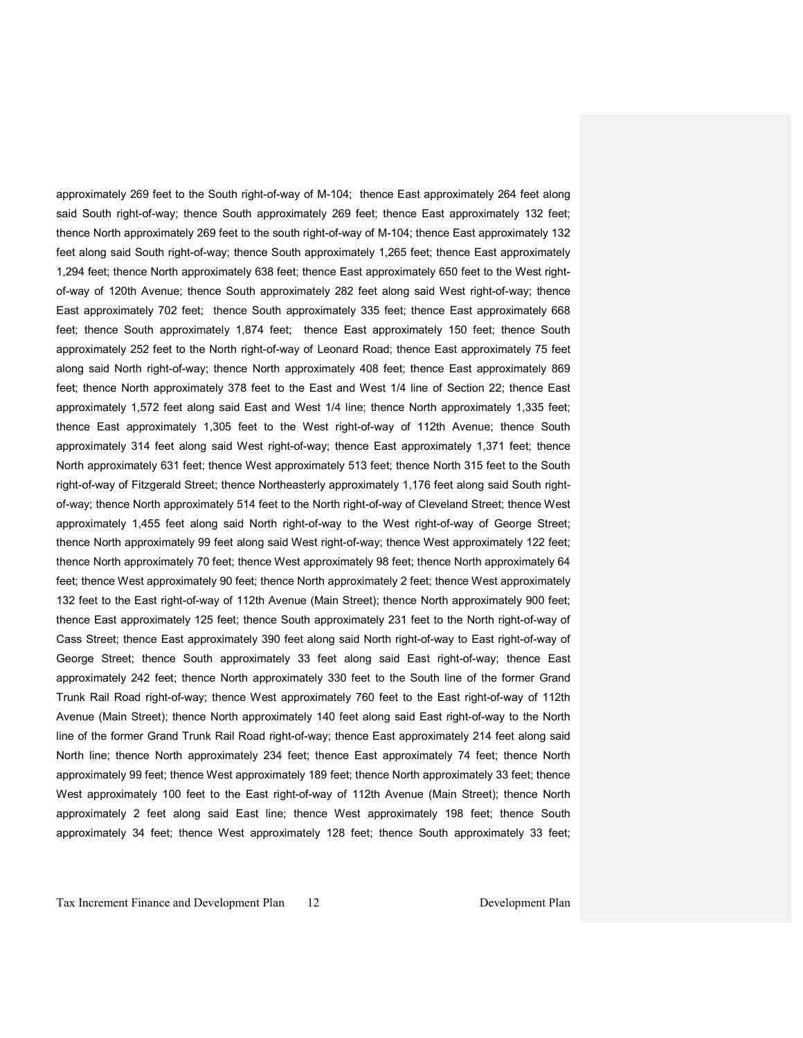approximately 269 feet to the South right-of-way of M-104; thence East approximately 264 feet along said South right-of-way; thence South approximately 269 feet; thence East approximately 132 feet; thence North approximately 269 feet to the south right-of-way of M-104; thence East approximately 132 feet along said South right-of-way; thence South approximately 1,265 feet; thence East approximately 1,294 feet; thence North approximately 638 feet; thence East approximately 650 feet to the West right-of-way of 120th Avenue; thence South approximately 282 feet along said West right-of-way; thence East approximately 702 feet; thence South approximately 335 feet; thence East approximately 668 feet; thence South approximately 1,874 feet; thence East approximately 150 feet; thence South approximately 252 feet to the North right-of-way of Leonard Road; thence East approximately 75 feet along said North right-of-way; thence North approximately 408 feet; thence East approximately 869 feet; thence North approximately 378 feet to the East and West 1/4 line of Section 22; thence East approximately 1,572 feet along said East and West 1/4 line; thence North approximately 1,335 feet; thence East approximately 1,305 feet to the West right-of-way of 112th Avenue; thence South approximately 314 feet along said West right-of-way; thence East approximately 1,371 feet; thence North approximately 631 feet; thence West approximately 513 feet; thence North 315 feet to the South right-of-way of Fitzgerald Street; thence Northeasterly approximately 1,176 feet along said South right-of-way; thence North approximately 514 feet to the North right-of-way of Cleveland Street; thence West approximately 1,455 feet along said North right-of-way to the West right-of-way of George Street; thence North approximately 99 feet along said West right-of-way; thence West approximately 122 feet; thence North approximately 70 feet; thence West approximately 98 feet; thence North approximately 64 feet; thence West approximately 90 feet; thence North approximately 2 feet; thence West approximately 132 feet to the East right-of-way of 112th Avenue (Main Street); thence North approximately 900 feet; thence East approximately 125 feet; thence South approximately 231 feet to the North right-of-way of Cass Street; thence East approximately 390 feet along said North right-of-way to East right-of-way of George Street; thence South approximately 33 feet along said East right-of-way; thence East approximately 242 feet; thence North approximately 330 feet to the South line of the former Grand Trunk Rail Road right-of-way; thence West approximately 760 feet to the East right-of-way of 112th Avenue (Main Street); thence North approximately 140 feet along said East right-of-way to the North line of the former Grand Trunk Rail Road right-of-way; thence East approximately 214 feet along said North line; thence North approximately 234 feet; thence East approximately 74 feet; thence North approximately 99 feet; thence West approximately 189 feet; thence North approximately 33 feet; thence West approximately 100 feet to the East right-of-way of 112th Avenue (Main Street); thence North approximately 2 feet along said East line; thence West approximately 198 feet; thence South approximately 34 feet; thence West approximately 128 feet; thence South approximately 33 feet;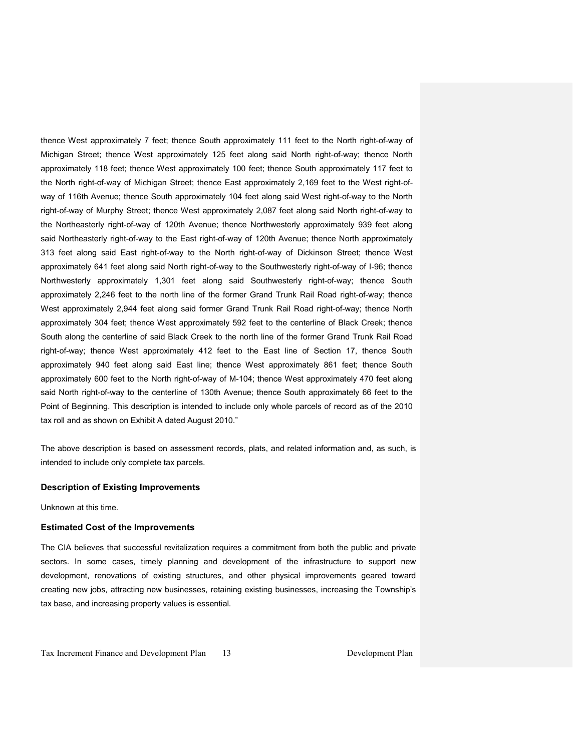thence West approximately 7 feet; thence South approximately 111 feet to the North right-of-way of Michigan Street; thence West approximately 125 feet along said North right-of-way; thence North approximately 118 feet; thence West approximately 100 feet; thence South approximately 117 feet to the North right-of-way of Michigan Street; thence East approximately 2,169 feet to the West right-of-way of 116th Avenue; thence South approximately 104 feet along said West right-of-way to the North right-of-way of Murphy Street; thence West approximately 2,087 feet along said North right-of-way to the Northeasterly right-of-way of 120th Avenue; thence Northwesterly approximately 939 feet along said Northeasterly right-of-way to the East right-of-way of 120th Avenue; thence North approximately 313 feet along said East right-of-way to the North right-of-way of Dickinson Street; thence West approximately 641 feet along said North right-of-way to the Southwesterly right-of-way of I-96; thence Northwesterly approximately 1,301 feet along said Southwesterly right-of-way; thence South approximately 2,246 feet to the north line of the former Grand Trunk Rail Road right-of-way; thence West approximately 2,944 feet along said former Grand Trunk Rail Road right-of-way; thence North approximately 304 feet; thence West approximately 592 feet to the centerline of Black Creek; thence South along the centerline of said Black Creek to the north line of the former Grand Trunk Rail Road right-of-way; thence West approximately 412 feet to the East line of Section 17, thence South approximately 940 feet along said East line; thence West approximately 861 feet; thence South approximately 600 feet to the North right-of-way of M-104; thence West approximately 470 feet along said North right-of-way to the centerline of 130th Avenue; thence South approximately 66 feet to the Point of Beginning. This description is intended to include only whole parcels of record as of the 2010 tax roll and as shown on Exhibit A dated August 2010."

The above description is based on assessment records, plats, and related information and, as such, is intended to include only complete tax parcels.

### Description of Existing Improvements

Unknown at this time.

### Estimated Cost of the Improvements

The CIA believes that successful revitalization requires a commitment from both the public and private sectors. In some cases, timely planning and development of the infrastructure to support new development, renovations of existing structures, and other physical improvements geared toward creating new jobs, attracting new businesses, retaining existing businesses, increasing the Township's tax base, and increasing property values is essential.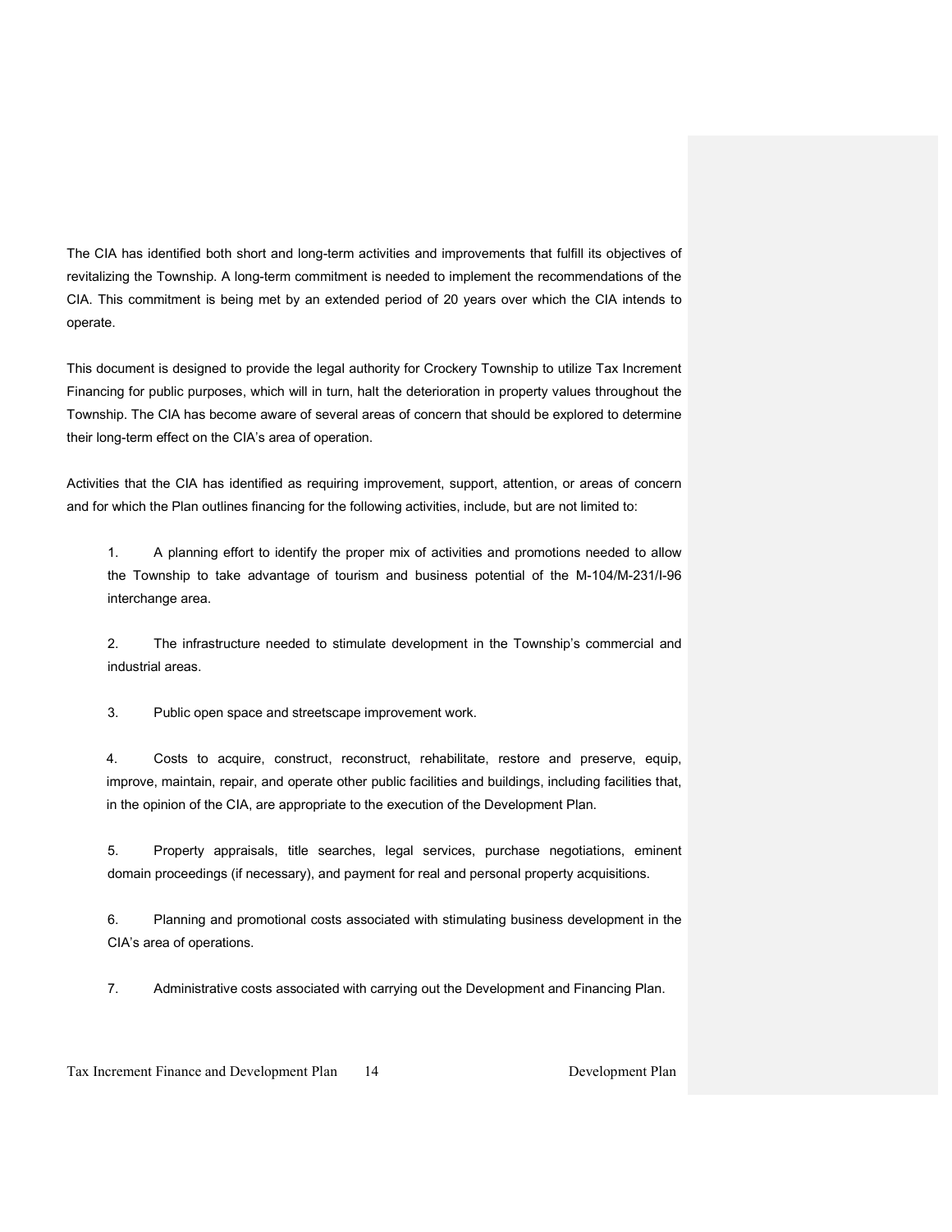The CIA has identified both short and long-term activities and improvements that fulfill its objectives of revitalizing the Township. A long-term commitment is needed to implement the recommendations of the CIA. This commitment is being met by an extended period of 20 years over which the CIA intends to operate.

This document is designed to provide the legal authority for Crockery Township to utilize Tax Increment Financing for public purposes, which will in turn, halt the deterioration in property values throughout the Township. The CIA has become aware of several areas of concern that should be explored to determine their long-term effect on the CIA's area of operation.

Activities that the CIA has identified as requiring improvement, support, attention, or areas of concern and for which the Plan outlines financing for the following activities, include, but are not limited to:

1. A planning effort to identify the proper mix of activities and promotions needed to allow the Township to take advantage of tourism and business potential of the M-104/M-231/I-96 interchange area.

2. The infrastructure needed to stimulate development in the Township's commercial and industrial areas.

3. Public open space and streetscape improvement work.

4. Costs to acquire, construct, reconstruct, rehabilitate, restore and preserve, equip, improve, maintain, repair, and operate other public facilities and buildings, including facilities that, in the opinion of the CIA, are appropriate to the execution of the Development Plan.

5. Property appraisals, title searches, legal services, purchase negotiations, eminent domain proceedings (if necessary), and payment for real and personal property acquisitions.

6. Planning and promotional costs associated with stimulating business development in the CIA's area of operations.

7. Administrative costs associated with carrying out the Development and Financing Plan.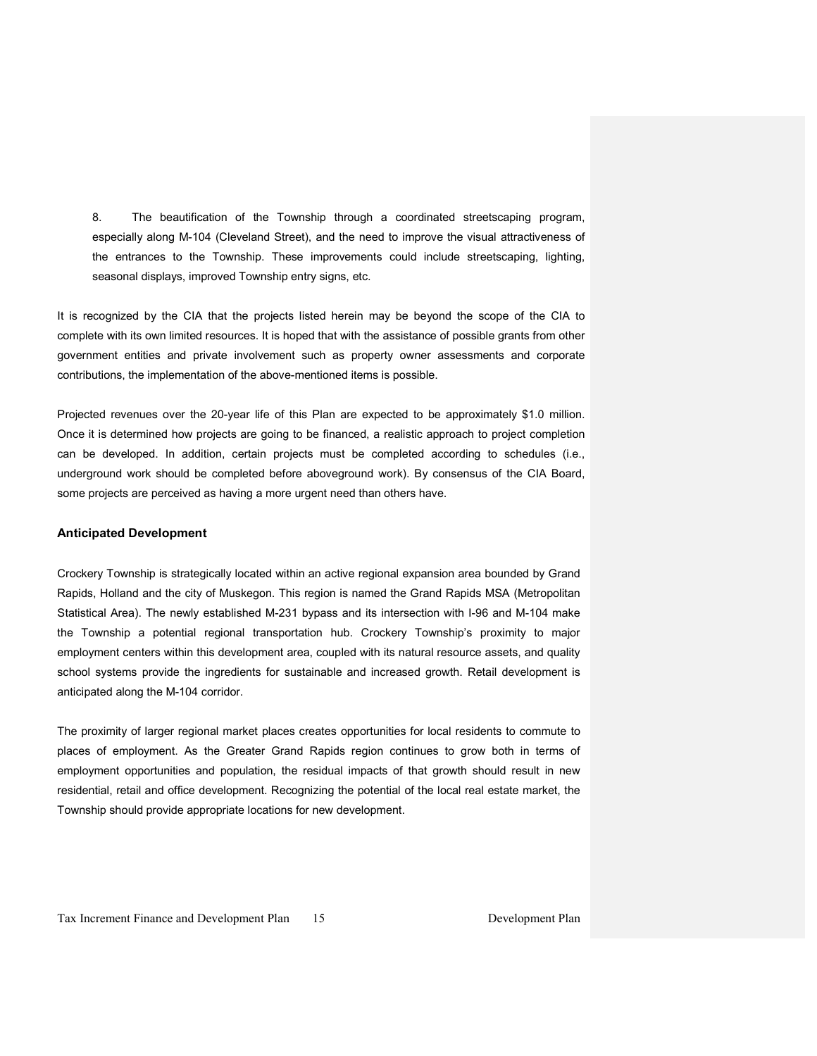8. The beautification of the Township through a coordinated streetscaping program, especially along M-104 (Cleveland Street), and the need to improve the visual attractiveness of the entrances to the Township. These improvements could include streetscaping, lighting, seasonal displays, improved Township entry signs, etc.

It is recognized by the CIA that the projects listed herein may be beyond the scope of the CIA to complete with its own limited resources. It is hoped that with the assistance of possible grants from other government entities and private involvement such as property owner assessments and corporate contributions, the implementation of the above-mentioned items is possible.

Projected revenues over the 20-year life of this Plan are expected to be approximately $1.0 million. Once it is determined how projects are going to be financed, a realistic approach to project completion can be developed. In addition, certain projects must be completed according to schedules (i.e., underground work should be completed before aboveground work). By consensus of the CIA Board, some projects are perceived as having a more urgent need than others have.

### Anticipated Development

Crockery Township is strategically located within an active regional expansion area bounded by Grand Rapids, Holland and the city of Muskegon. This region is named the Grand Rapids MSA (Metropolitan Statistical Area). The newly established M-231 bypass and its intersection with I-96 and M-104 make the Township a potential regional transportation hub. Crockery Township's proximity to major employment centers within this development area, coupled with its natural resource assets, and quality school systems provide the ingredients for sustainable and increased growth. Retail development is anticipated along the M-104 corridor.

The proximity of larger regional market places creates opportunities for local residents to commute to places of employment. As the Greater Grand Rapids region continues to grow both in terms of employment opportunities and population, the residual impacts of that growth should result in new residential, retail and office development. Recognizing the potential of the local real estate market, the Township should provide appropriate locations for new development.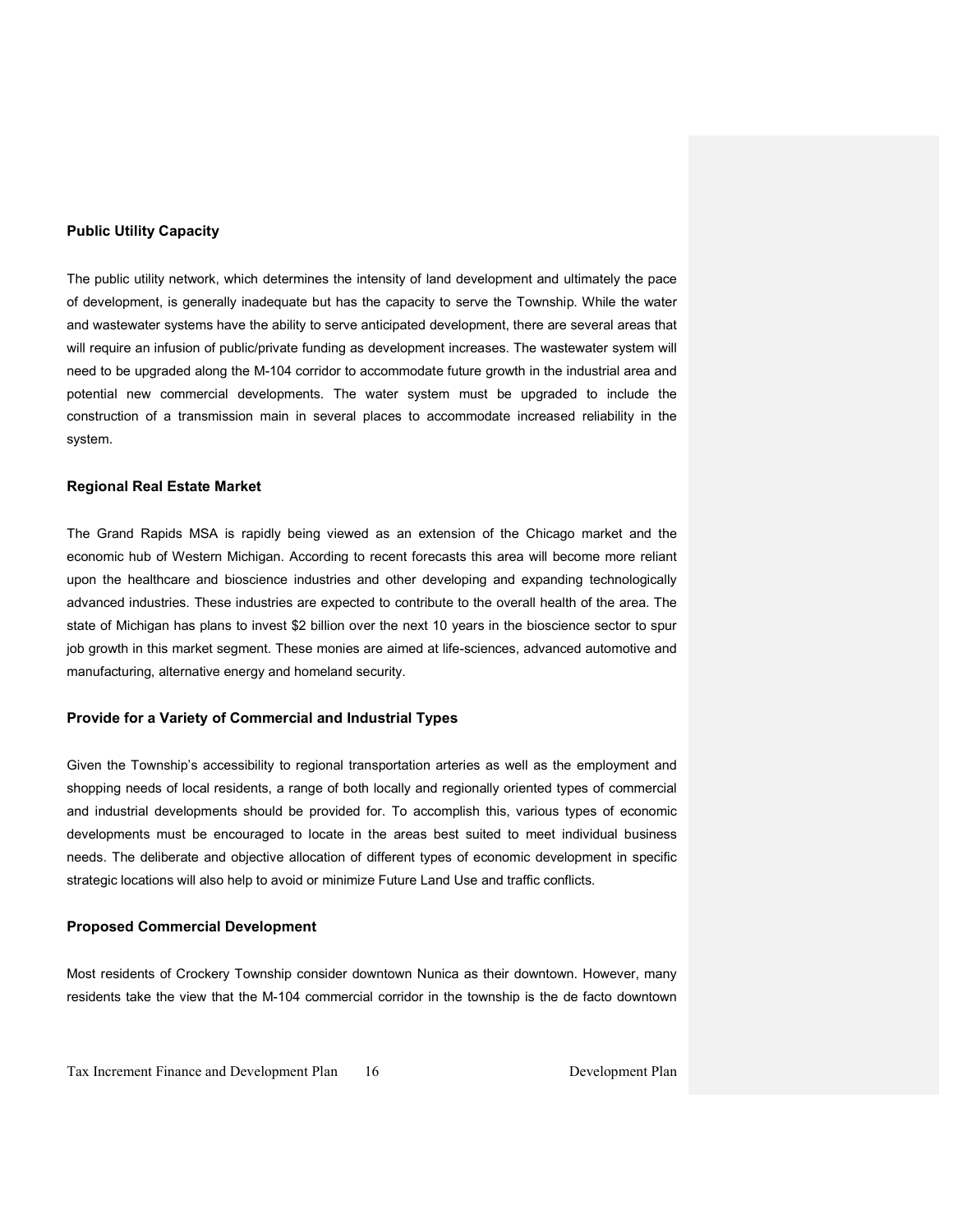### Public Utility Capacity

The public utility network, which determines the intensity of land development and ultimately the pace of development, is generally inadequate but has the capacity to serve the Township. While the water and wastewater systems have the ability to serve anticipated development, there are several areas that will require an infusion of public/private funding as development increases. The wastewater system will need to be upgraded along the M-104 corridor to accommodate future growth in the industrial area and potential new commercial developments. The water system must be upgraded to include the construction of a transmission main in several places to accommodate increased reliability in the system.

### Regional Real Estate Market

The Grand Rapids MSA is rapidly being viewed as an extension of the Chicago market and the economic hub of Western Michigan. According to recent forecasts this area will become more reliant upon the healthcare and bioscience industries and other developing and expanding technologically advanced industries. These industries are expected to contribute to the overall health of the area. The state of Michigan has plans to invest $2 billion over the next 10 years in the bioscience sector to spur job growth in this market segment. These monies are aimed at life-sciences, advanced automotive and manufacturing, alternative energy and homeland security.

### Provide for a Variety of Commercial and Industrial Types

Given the Township's accessibility to regional transportation arteries as well as the employment and shopping needs of local residents, a range of both locally and regionally oriented types of commercial and industrial developments should be provided for. To accomplish this, various types of economic developments must be encouraged to locate in the areas best suited to meet individual business needs. The deliberate and objective allocation of different types of economic development in specific strategic locations will also help to avoid or minimize Future Land Use and traffic conflicts.

### Proposed Commercial Development

Most residents of Crockery Township consider downtown Nunica as their downtown. However, many residents take the view that the M-104 commercial corridor in the township is the de facto downtown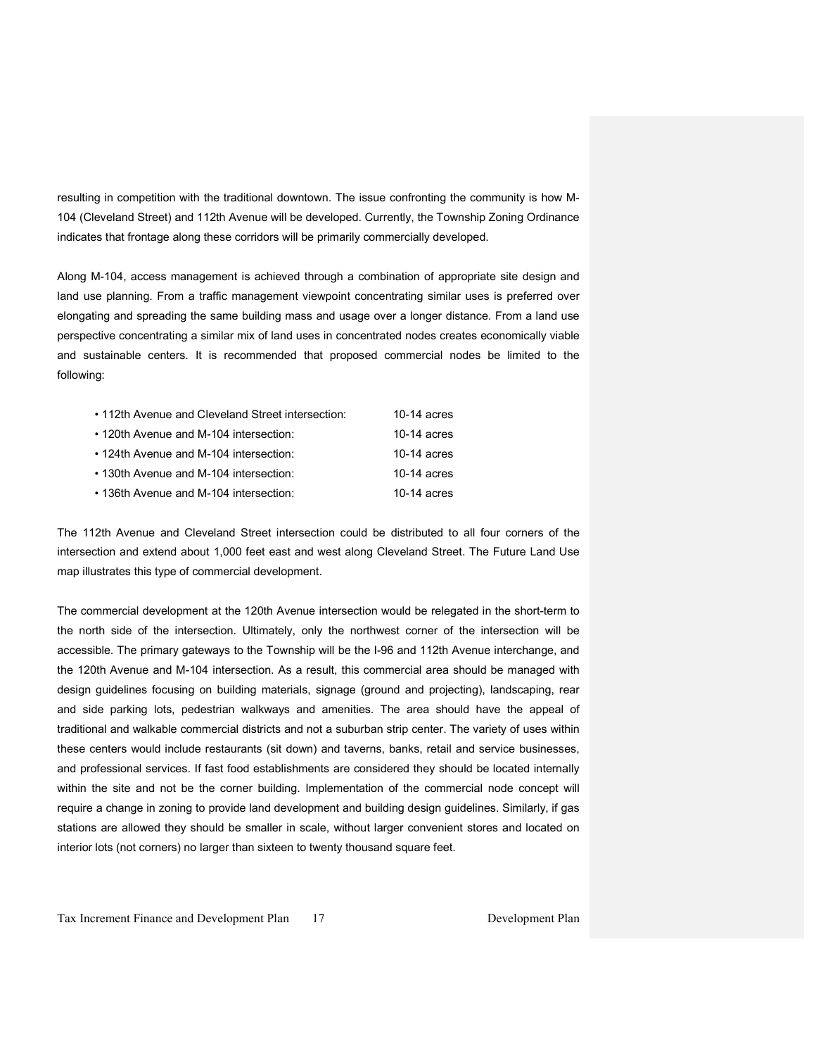resulting in competition with the traditional downtown. The issue confronting the community is how M-104 (Cleveland Street) and 112th Avenue will be developed. Currently, the Township Zoning Ordinance indicates that frontage along these corridors will be primarily commercially developed.

Along M-104, access management is achieved through a combination of appropriate site design and land use planning. From a traffic management viewpoint concentrating similar uses is preferred over elongating and spreading the same building mass and usage over a longer distance. From a land use perspective concentrating a similar mix of land uses in concentrated nodes creates economically viable and sustainable centers. It is recommended that proposed commercial nodes be limited to the following:

| | |
|---|---|
| • 112th Avenue and Cleveland Street intersection: | 10-14 acres |
| • 120th Avenue and M-104 intersection: | 10-14 acres |
| • 124th Avenue and M-104 intersection: | 10-14 acres |
| • 130th Avenue and M-104 intersection: | 10-14 acres |
| • 136th Avenue and M-104 intersection: | 10-14 acres |

The 112th Avenue and Cleveland Street intersection could be distributed to all four corners of the intersection and extend about 1,000 feet east and west along Cleveland Street. The Future Land Use map illustrates this type of commercial development.

The commercial development at the 120th Avenue intersection would be relegated in the short-term to the north side of the intersection. Ultimately, only the northwest corner of the intersection will be accessible. The primary gateways to the Township will be the I-96 and 112th Avenue interchange, and the 120th Avenue and M-104 intersection. As a result, this commercial area should be managed with design guidelines focusing on building materials, signage (ground and projecting), landscaping, rear and side parking lots, pedestrian walkways and amenities. The area should have the appeal of traditional and walkable commercial districts and not a suburban strip center. The variety of uses within these centers would include restaurants (sit down) and taverns, banks, retail and service businesses, and professional services. If fast food establishments are considered they should be located internally within the site and not be the corner building. Implementation of the commercial node concept will require a change in zoning to provide land development and building design guidelines. Similarly, if gas stations are allowed they should be smaller in scale, without larger convenient stores and located on interior lots (not corners) no larger than sixteen to twenty thousand square feet.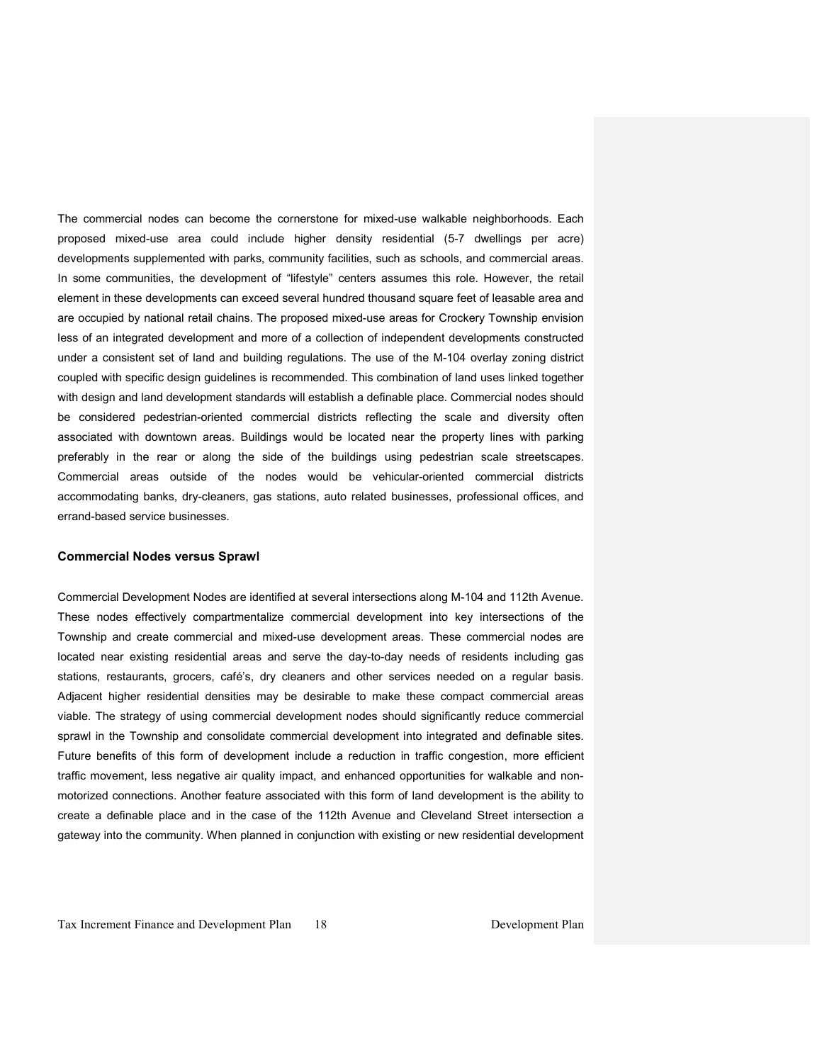The commercial nodes can become the cornerstone for mixed-use walkable neighborhoods. Each proposed mixed-use area could include higher density residential (5-7 dwellings per acre) developments supplemented with parks, community facilities, such as schools, and commercial areas. In some communities, the development of "lifestyle" centers assumes this role. However, the retail element in these developments can exceed several hundred thousand square feet of leasable area and are occupied by national retail chains. The proposed mixed-use areas for Crockery Township envision less of an integrated development and more of a collection of independent developments constructed under a consistent set of land and building regulations. The use of the M-104 overlay zoning district coupled with specific design guidelines is recommended. This combination of land uses linked together with design and land development standards will establish a definable place. Commercial nodes should be considered pedestrian-oriented commercial districts reflecting the scale and diversity often associated with downtown areas. Buildings would be located near the property lines with parking preferably in the rear or along the side of the buildings using pedestrian scale streetscapes. Commercial areas outside of the nodes would be vehicular-oriented commercial districts accommodating banks, dry-cleaners, gas stations, auto related businesses, professional offices, and errand-based service businesses.

**Commercial Nodes versus Sprawl**

Commercial Development Nodes are identified at several intersections along M-104 and 112th Avenue. These nodes effectively compartmentalize commercial development into key intersections of the Township and create commercial and mixed-use development areas. These commercial nodes are located near existing residential areas and serve the day-to-day needs of residents including gas stations, restaurants, grocers, café's, dry cleaners and other services needed on a regular basis. Adjacent higher residential densities may be desirable to make these compact commercial areas viable. The strategy of using commercial development nodes should significantly reduce commercial sprawl in the Township and consolidate commercial development into integrated and definable sites. Future benefits of this form of development include a reduction in traffic congestion, more efficient traffic movement, less negative air quality impact, and enhanced opportunities for walkable and non-motorized connections. Another feature associated with this form of land development is the ability to create a definable place and in the case of the 112th Avenue and Cleveland Street intersection a gateway into the community. When planned in conjunction with existing or new residential development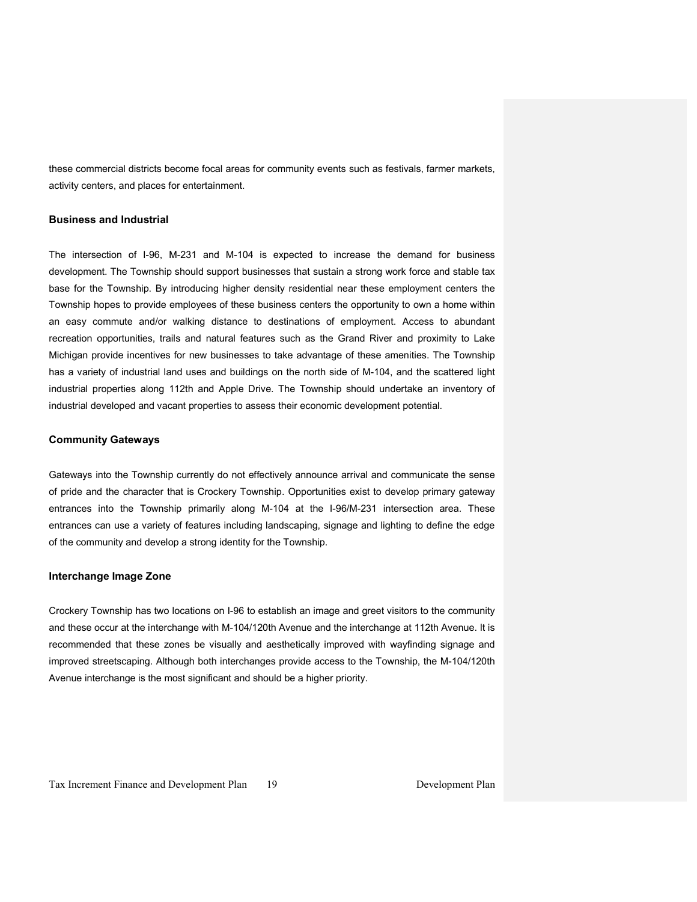these commercial districts become focal areas for community events such as festivals, farmer markets, activity centers, and places for entertainment.

### Business and Industrial

The intersection of I-96, M-231 and M-104 is expected to increase the demand for business development. The Township should support businesses that sustain a strong work force and stable tax base for the Township. By introducing higher density residential near these employment centers the Township hopes to provide employees of these business centers the opportunity to own a home within an easy commute and/or walking distance to destinations of employment. Access to abundant recreation opportunities, trails and natural features such as the Grand River and proximity to Lake Michigan provide incentives for new businesses to take advantage of these amenities. The Township has a variety of industrial land uses and buildings on the north side of M-104, and the scattered light industrial properties along 112th and Apple Drive. The Township should undertake an inventory of industrial developed and vacant properties to assess their economic development potential.

### Community Gateways

Gateways into the Township currently do not effectively announce arrival and communicate the sense of pride and the character that is Crockery Township. Opportunities exist to develop primary gateway entrances into the Township primarily along M-104 at the I-96/M-231 intersection area. These entrances can use a variety of features including landscaping, signage and lighting to define the edge of the community and develop a strong identity for the Township.

### Interchange Image Zone

Crockery Township has two locations on I-96 to establish an image and greet visitors to the community and these occur at the interchange with M-104/120th Avenue and the interchange at 112th Avenue. It is recommended that these zones be visually and aesthetically improved with wayfinding signage and improved streetscaping. Although both interchanges provide access to the Township, the M-104/120th Avenue interchange is the most significant and should be a higher priority.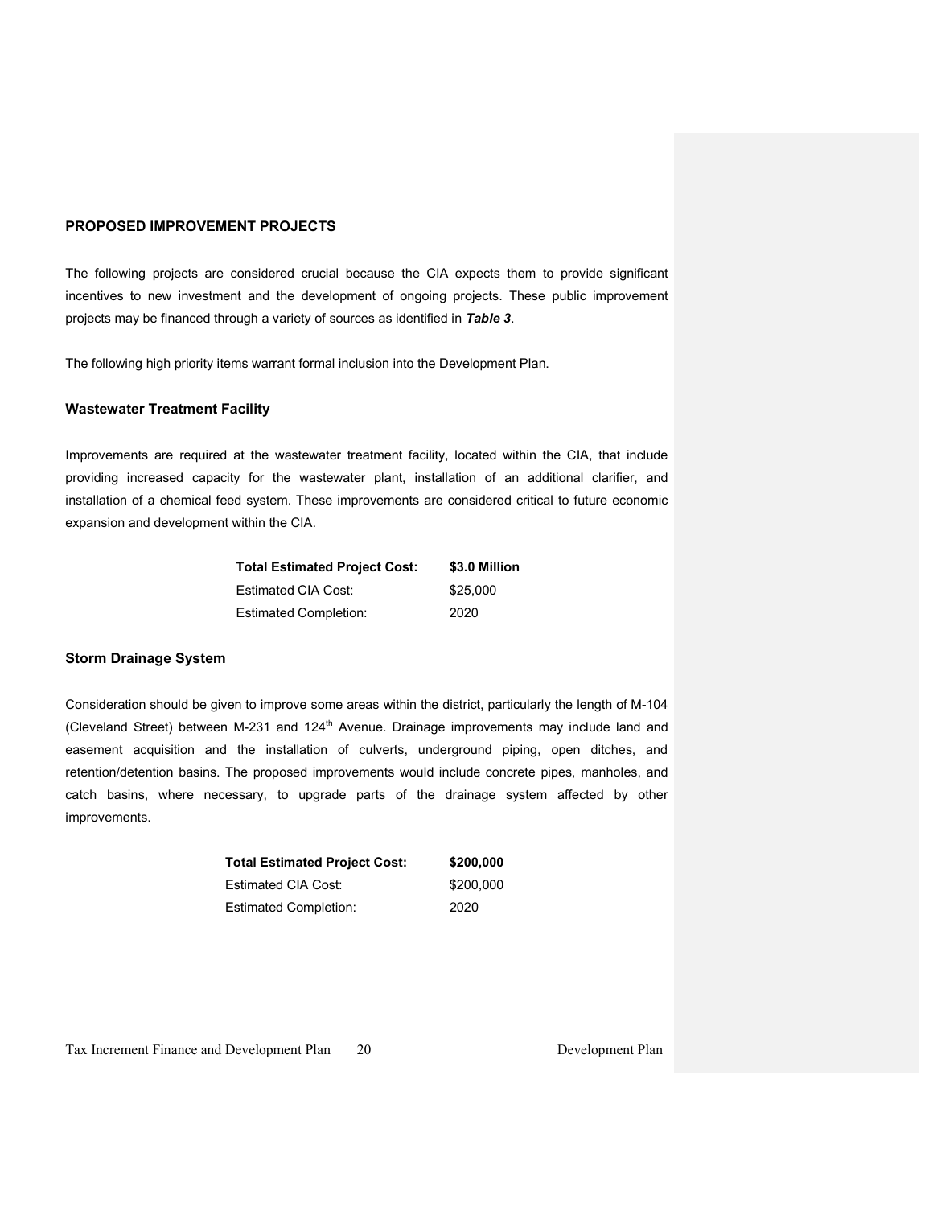## PROPOSED IMPROVEMENT PROJECTS

The following projects are considered crucial because the CIA expects them to provide significant incentives to new investment and the development of ongoing projects. These public improvement projects may be financed through a variety of sources as identified in ***Table 3***.

The following high priority items warrant formal inclusion into the Development Plan.

### Wastewater Treatment Facility

Improvements are required at the wastewater treatment facility, located within the CIA, that include providing increased capacity for the wastewater plant, installation of an additional clarifier, and installation of a chemical feed system. These improvements are considered critical to future economic expansion and development within the CIA.

| **Total Estimated Project Cost:** | **$3.0 Million** |
|---|---|
| Estimated CIA Cost: | $25,000 |
| Estimated Completion: | 2020 |

### Storm Drainage System

Consideration should be given to improve some areas within the district, particularly the length of M-104 (Cleveland Street) between M-231 and 124th Avenue. Drainage improvements may include land and easement acquisition and the installation of culverts, underground piping, open ditches, and retention/detention basins. The proposed improvements would include concrete pipes, manholes, and catch basins, where necessary, to upgrade parts of the drainage system affected by other improvements.

| **Total Estimated Project Cost:** | **$200,000** |
|---|---|
| Estimated CIA Cost: | $200,000 |
| Estimated Completion: | 2020 |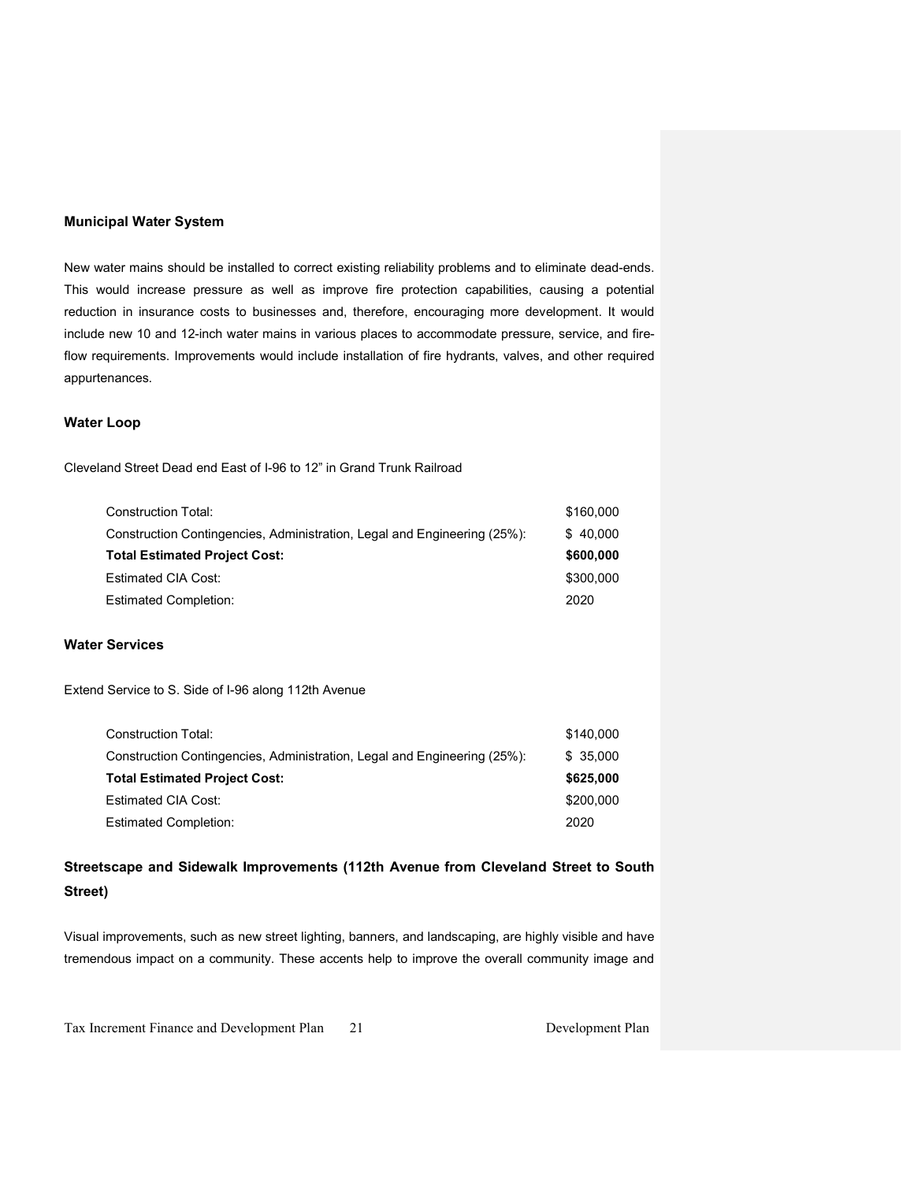### Municipal Water System

New water mains should be installed to correct existing reliability problems and to eliminate dead-ends. This would increase pressure as well as improve fire protection capabilities, causing a potential reduction in insurance costs to businesses and, therefore, encouraging more development. It would include new 10 and 12-inch water mains in various places to accommodate pressure, service, and fire-flow requirements. Improvements would include installation of fire hydrants, valves, and other required appurtenances.

### Water Loop

Cleveland Street Dead end East of I-96 to 12" in Grand Trunk Railroad

| | |
|---|---|
| Construction Total: | $160,000 |
| Construction Contingencies, Administration, Legal and Engineering (25%): | $ 40,000 |
| **Total Estimated Project Cost:** | **$600,000** |
| Estimated CIA Cost: | $300,000 |
| Estimated Completion: | 2020 |

### Water Services

Extend Service to S. Side of I-96 along 112th Avenue

| | |
|---|---|
| Construction Total: | $140,000 |
| Construction Contingencies, Administration, Legal and Engineering (25%): | $ 35,000 |
| **Total Estimated Project Cost:** | **$625,000** |
| Estimated CIA Cost: | $200,000 |
| Estimated Completion: | 2020 |

### Streetscape and Sidewalk Improvements (112th Avenue from Cleveland Street to South Street)

Visual improvements, such as new street lighting, banners, and landscaping, are highly visible and have tremendous impact on a community. These accents help to improve the overall community image and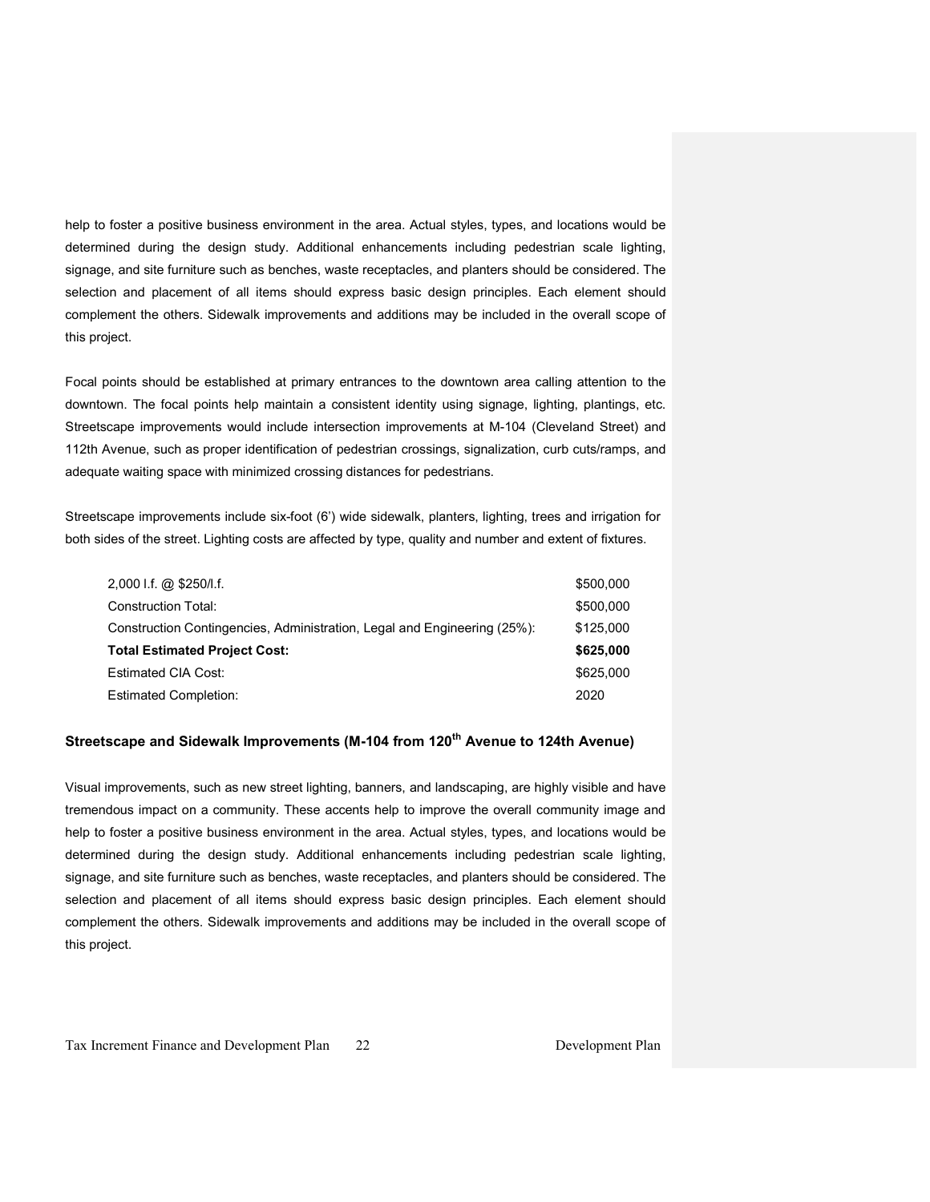help to foster a positive business environment in the area. Actual styles, types, and locations would be determined during the design study. Additional enhancements including pedestrian scale lighting, signage, and site furniture such as benches, waste receptacles, and planters should be considered. The selection and placement of all items should express basic design principles. Each element should complement the others. Sidewalk improvements and additions may be included in the overall scope of this project.

Focal points should be established at primary entrances to the downtown area calling attention to the downtown. The focal points help maintain a consistent identity using signage, lighting, plantings, etc. Streetscape improvements would include intersection improvements at M-104 (Cleveland Street) and 112th Avenue, such as proper identification of pedestrian crossings, signalization, curb cuts/ramps, and adequate waiting space with minimized crossing distances for pedestrians.

Streetscape improvements include six-foot (6') wide sidewalk, planters, lighting, trees and irrigation for both sides of the street. Lighting costs are affected by type, quality and number and extent of fixtures.

| | |
|---|---|
| 2,000 l.f. @ $250/l.f. | $500,000 |
| Construction Total: | $500,000 |
| Construction Contingencies, Administration, Legal and Engineering (25%): | $125,000 |
| **Total Estimated Project Cost:** | **$625,000** |
| Estimated CIA Cost: | $625,000 |
| Estimated Completion: | 2020 |

### Streetscape and Sidewalk Improvements (M-104 from 120th Avenue to 124th Avenue)

Visual improvements, such as new street lighting, banners, and landscaping, are highly visible and have tremendous impact on a community. These accents help to improve the overall community image and help to foster a positive business environment in the area. Actual styles, types, and locations would be determined during the design study. Additional enhancements including pedestrian scale lighting, signage, and site furniture such as benches, waste receptacles, and planters should be considered. The selection and placement of all items should express basic design principles. Each element should complement the others. Sidewalk improvements and additions may be included in the overall scope of this project.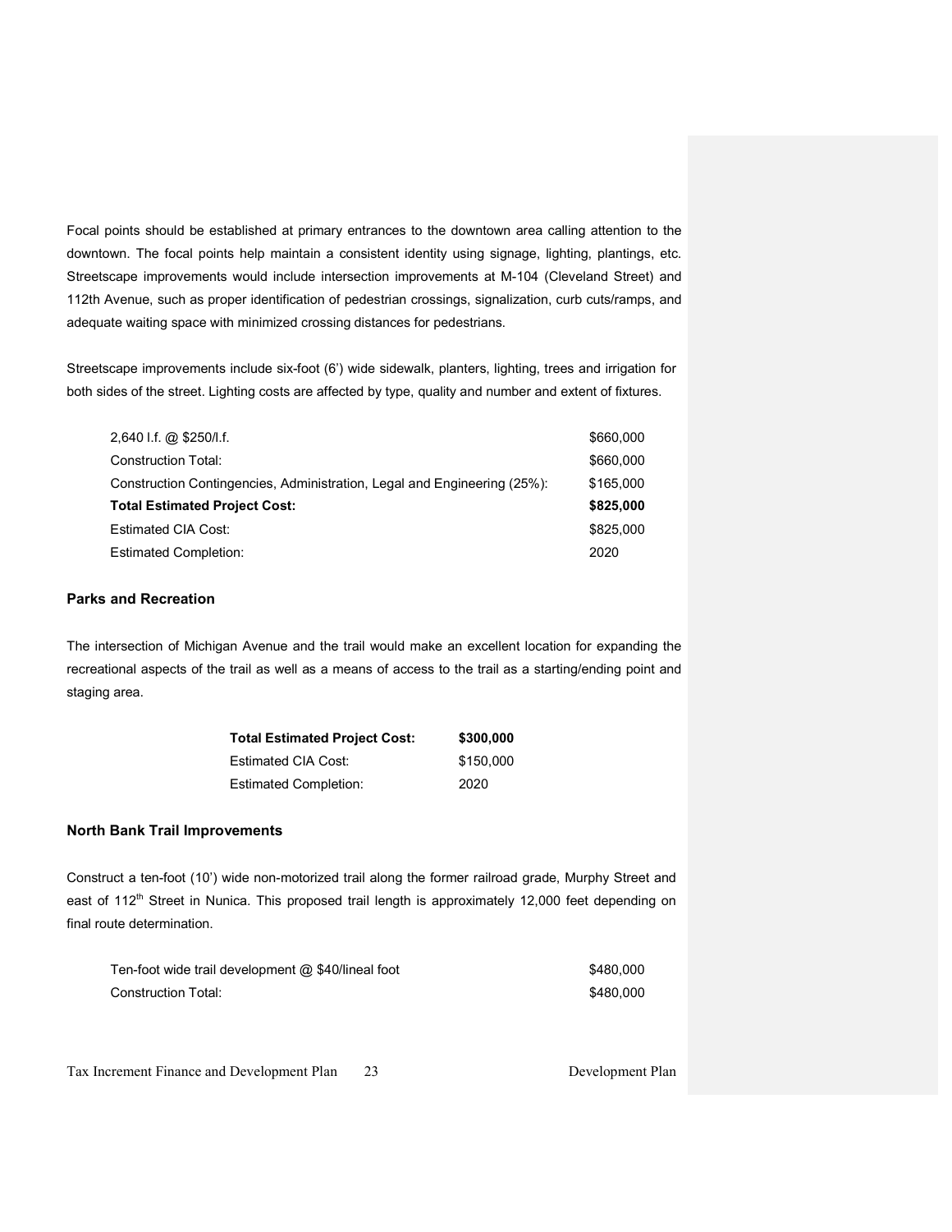Focal points should be established at primary entrances to the downtown area calling attention to the downtown. The focal points help maintain a consistent identity using signage, lighting, plantings, etc. Streetscape improvements would include intersection improvements at M-104 (Cleveland Street) and 112th Avenue, such as proper identification of pedestrian crossings, signalization, curb cuts/ramps, and adequate waiting space with minimized crossing distances for pedestrians.

Streetscape improvements include six-foot (6') wide sidewalk, planters, lighting, trees and irrigation for both sides of the street. Lighting costs are affected by type, quality and number and extent of fixtures.

| | |
|---|---|
| 2,640 l.f. @ $250/l.f. | $660,000 |
| Construction Total: | $660,000 |
| Construction Contingencies, Administration, Legal and Engineering (25%): | $165,000 |
| **Total Estimated Project Cost:** | **$825,000** |
| Estimated CIA Cost: | $825,000 |
| Estimated Completion: | 2020 |

### Parks and Recreation

The intersection of Michigan Avenue and the trail would make an excellent location for expanding the recreational aspects of the trail as well as a means of access to the trail as a starting/ending point and staging area.

| | |
|---|---|
| **Total Estimated Project Cost:** | **$300,000** |
| Estimated CIA Cost: | $150,000 |
| Estimated Completion: | 2020 |

### North Bank Trail Improvements

Construct a ten-foot (10') wide non-motorized trail along the former railroad grade, Murphy Street and east of 112th Street in Nunica. This proposed trail length is approximately 12,000 feet depending on final route determination.

| | |
|---|---|
| Ten-foot wide trail development @ $40/lineal foot | $480,000 |
| Construction Total: | $480,000 |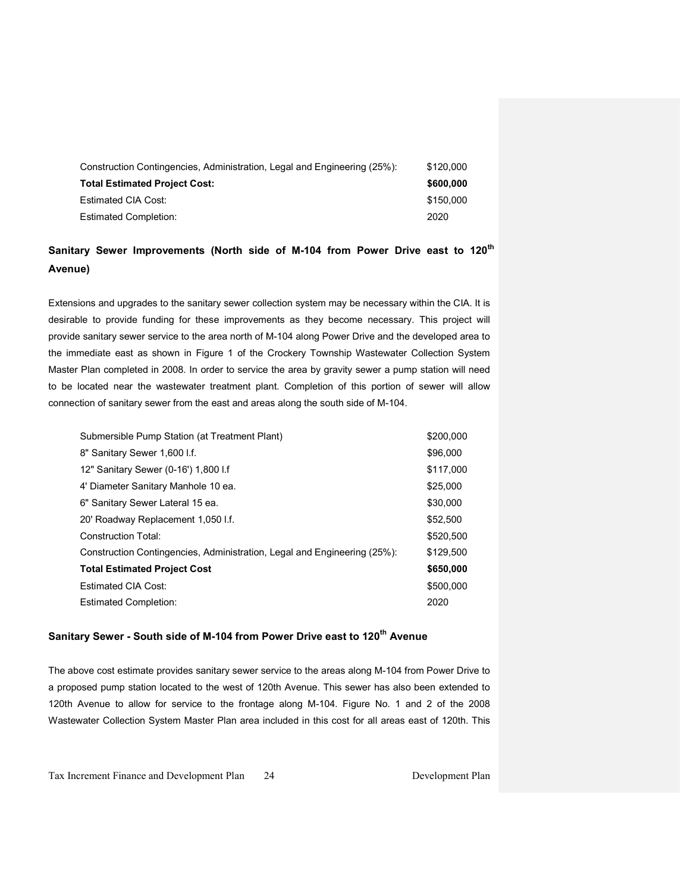| | |
|---|---|
| Construction Contingencies, Administration, Legal and Engineering (25%): | $120,000 |
| **Total Estimated Project Cost:** | **$600,000** |
| Estimated CIA Cost: | $150,000 |
| Estimated Completion: | 2020 |

## Sanitary Sewer Improvements (North side of M-104 from Power Drive east to 120th Avenue)

Extensions and upgrades to the sanitary sewer collection system may be necessary within the CIA. It is desirable to provide funding for these improvements as they become necessary. This project will provide sanitary sewer service to the area north of M-104 along Power Drive and the developed area to the immediate east as shown in Figure 1 of the Crockery Township Wastewater Collection System Master Plan completed in 2008. In order to service the area by gravity sewer a pump station will need to be located near the wastewater treatment plant. Completion of this portion of sewer will allow connection of sanitary sewer from the east and areas along the south side of M-104.

| | |
|---|---|
| Submersible Pump Station (at Treatment Plant) | $200,000 |
| 8" Sanitary Sewer 1,600 l.f. | $96,000 |
| 12" Sanitary Sewer (0-16') 1,800 l.f | $117,000 |
| 4' Diameter Sanitary Manhole 10 ea. | $25,000 |
| 6" Sanitary Sewer Lateral 15 ea. | $30,000 |
| 20' Roadway Replacement 1,050 l.f. | $52,500 |
| Construction Total: | $520,500 |
| Construction Contingencies, Administration, Legal and Engineering (25%): | $129,500 |
| **Total Estimated Project Cost** | **$650,000** |
| Estimated CIA Cost: | $500,000 |
| Estimated Completion: | 2020 |

## Sanitary Sewer - South side of M-104 from Power Drive east to 120th Avenue

The above cost estimate provides sanitary sewer service to the areas along M-104 from Power Drive to a proposed pump station located to the west of 120th Avenue. This sewer has also been extended to 120th Avenue to allow for service to the frontage along M-104. Figure No. 1 and 2 of the 2008 Wastewater Collection System Master Plan area included in this cost for all areas east of 120th. This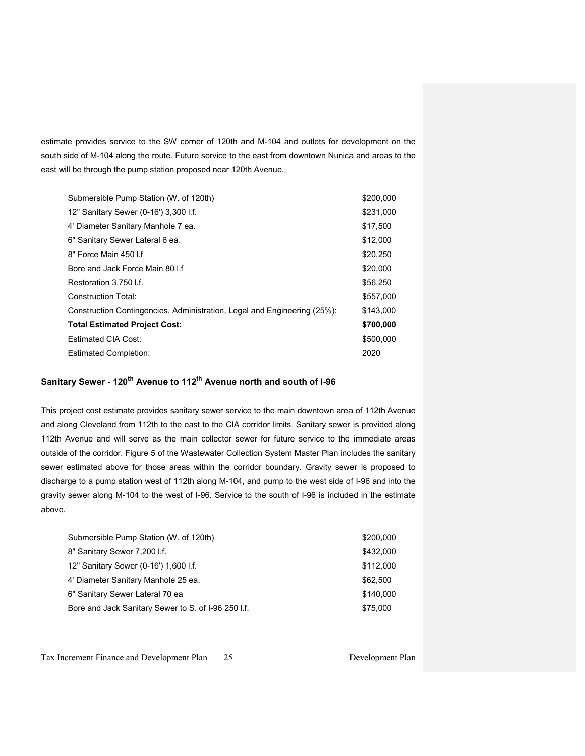estimate provides service to the SW corner of 120th and M-104 and outlets for development on the south side of M-104 along the route. Future service to the east from downtown Nunica and areas to the east will be through the pump station proposed near 120th Avenue.

| | |
|---|---|
| Submersible Pump Station (W. of 120th) | $200,000 |
| 12" Sanitary Sewer (0-16') 3,300 l.f. | $231,000 |
| 4' Diameter Sanitary Manhole 7 ea. | $17,500 |
| 6" Sanitary Sewer Lateral 6 ea. | $12,000 |
| 8" Force Main 450 l.f | $20,250 |
| Bore and Jack Force Main 80 l.f | $20,000 |
| Restoration 3,750 l.f. | $56,250 |
| Construction Total: | $557,000 |
| Construction Contingencies, Administration, Legal and Engineering (25%): | $143,000 |
| **Total Estimated Project Cost:** | **$700,000** |
| Estimated CIA Cost: | $500,000 |
| Estimated Completion: | 2020 |

## Sanitary Sewer - 120th Avenue to 112th Avenue north and south of I-96

This project cost estimate provides sanitary sewer service to the main downtown area of 112th Avenue and along Cleveland from 112th to the east to the CIA corridor limits. Sanitary sewer is provided along 112th Avenue and will serve as the main collector sewer for future service to the immediate areas outside of the corridor. Figure 5 of the Wastewater Collection System Master Plan includes the sanitary sewer estimated above for those areas within the corridor boundary. Gravity sewer is proposed to discharge to a pump station west of 112th along M-104, and pump to the west side of I-96 and into the gravity sewer along M-104 to the west of I-96. Service to the south of I-96 is included in the estimate above.

| | |
|---|---|
| Submersible Pump Station (W. of 120th) | $200,000 |
| 8" Sanitary Sewer 7,200 l.f. | $432,000 |
| 12" Sanitary Sewer (0-16') 1,600 l.f. | $112,000 |
| 4' Diameter Sanitary Manhole 25 ea. | $62,500 |
| 6" Sanitary Sewer Lateral 70 ea | $140,000 |
| Bore and Jack Sanitary Sewer to S. of I-96 250 l.f. | $75,000 |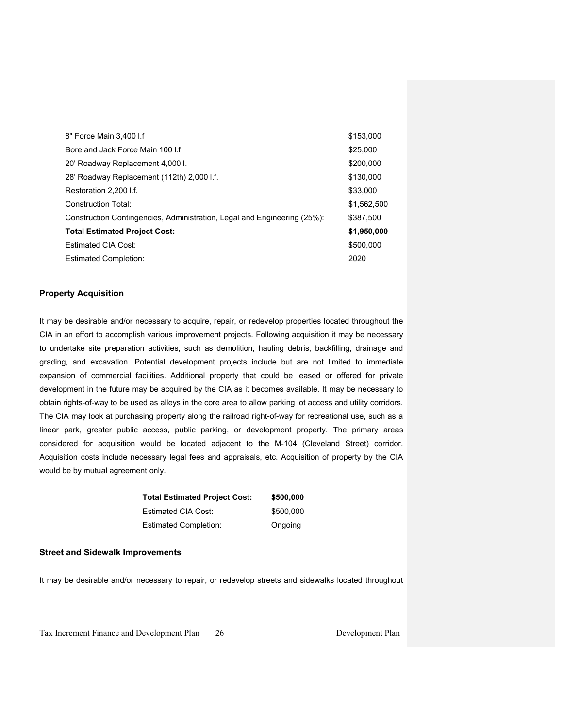| | |
|---|---|
| 8" Force Main 3,400 l.f | $153,000 |
| Bore and Jack Force Main 100 l.f | $25,000 |
| 20' Roadway Replacement 4,000 l. | $200,000 |
| 28' Roadway Replacement (112th) 2,000 l.f. | $130,000 |
| Restoration 2,200 l.f. | $33,000 |
| Construction Total: | $1,562,500 |
| Construction Contingencies, Administration, Legal and Engineering (25%): | $387,500 |
| **Total Estimated Project Cost:** | **$1,950,000** |
| Estimated CIA Cost: | $500,000 |
| Estimated Completion: | 2020 |

### Property Acquisition

It may be desirable and/or necessary to acquire, repair, or redevelop properties located throughout the CIA in an effort to accomplish various improvement projects. Following acquisition it may be necessary to undertake site preparation activities, such as demolition, hauling debris, backfilling, drainage and grading, and excavation. Potential development projects include but are not limited to immediate expansion of commercial facilities. Additional property that could be leased or offered for private development in the future may be acquired by the CIA as it becomes available. It may be necessary to obtain rights-of-way to be used as alleys in the core area to allow parking lot access and utility corridors. The CIA may look at purchasing property along the railroad right-of-way for recreational use, such as a linear park, greater public access, public parking, or development property. The primary areas considered for acquisition would be located adjacent to the M-104 (Cleveland Street) corridor. Acquisition costs include necessary legal fees and appraisals, etc. Acquisition of property by the CIA would be by mutual agreement only.

| | |
|---|---|
| **Total Estimated Project Cost:** | **$500,000** |
| Estimated CIA Cost: | $500,000 |
| Estimated Completion: | Ongoing |

### Street and Sidewalk Improvements

It may be desirable and/or necessary to repair, or redevelop streets and sidewalks located throughout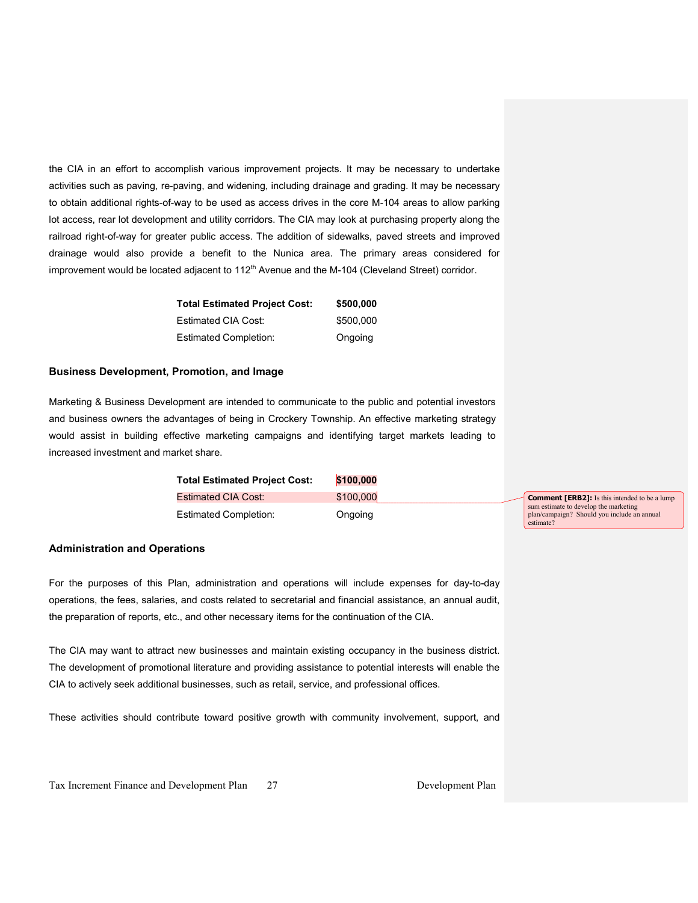the CIA in an effort to accomplish various improvement projects. It may be necessary to undertake activities such as paving, re-paving, and widening, including drainage and grading. It may be necessary to obtain additional rights-of-way to be used as access drives in the core M-104 areas to allow parking lot access, rear lot development and utility corridors. The CIA may look at purchasing property along the railroad right-of-way for greater public access. The addition of sidewalks, paved streets and improved drainage would also provide a benefit to the Nunica area. The primary areas considered for improvement would be located adjacent to 112th Avenue and the M-104 (Cleveland Street) corridor.

| | |
|---|---|
| **Total Estimated Project Cost:** | **$500,000** |
| Estimated CIA Cost: | $500,000 |
| Estimated Completion: | Ongoing |

### Business Development, Promotion, and Image

Marketing & Business Development are intended to communicate to the public and potential investors and business owners the advantages of being in Crockery Township. An effective marketing strategy would assist in building effective marketing campaigns and identifying target markets leading to increased investment and market share.

| | |
|---|---|
| **Total Estimated Project Cost:** | **$100,000** |
| Estimated CIA Cost: | $100,000 |
| Estimated Completion: | Ongoing |

**Comment [ERB2]:** Is this intended to be a lump sum estimate to develop the marketing plan/campaign? Should you include an annual estimate?

### Administration and Operations

For the purposes of this Plan, administration and operations will include expenses for day-to-day operations, the fees, salaries, and costs related to secretarial and financial assistance, an annual audit, the preparation of reports, etc., and other necessary items for the continuation of the CIA.

The CIA may want to attract new businesses and maintain existing occupancy in the business district. The development of promotional literature and providing assistance to potential interests will enable the CIA to actively seek additional businesses, such as retail, service, and professional offices.

These activities should contribute toward positive growth with community involvement, support, and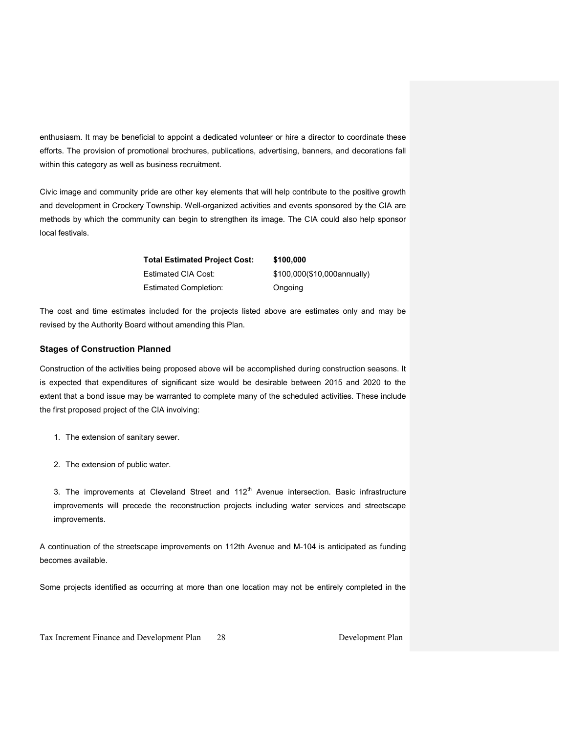enthusiasm. It may be beneficial to appoint a dedicated volunteer or hire a director to coordinate these efforts. The provision of promotional brochures, publications, advertising, banners, and decorations fall within this category as well as business recruitment.

Civic image and community pride are other key elements that will help contribute to the positive growth and development in Crockery Township. Well-organized activities and events sponsored by the CIA are methods by which the community can begin to strengthen its image. The CIA could also help sponsor local festivals.

| **Total Estimated Project Cost:** | **$100,000** |
|---|---|
| Estimated CIA Cost: | $100,000($10,000annually) |
| Estimated Completion: | Ongoing |

The cost and time estimates included for the projects listed above are estimates only and may be revised by the Authority Board without amending this Plan.

### Stages of Construction Planned

Construction of the activities being proposed above will be accomplished during construction seasons. It is expected that expenditures of significant size would be desirable between 2015 and 2020 to the extent that a bond issue may be warranted to complete many of the scheduled activities. These include the first proposed project of the CIA involving:

1. The extension of sanitary sewer.

2. The extension of public water.

3. The improvements at Cleveland Street and 112th Avenue intersection. Basic infrastructure improvements will precede the reconstruction projects including water services and streetscape improvements.

A continuation of the streetscape improvements on 112th Avenue and M-104 is anticipated as funding becomes available.

Some projects identified as occurring at more than one location may not be entirely completed in the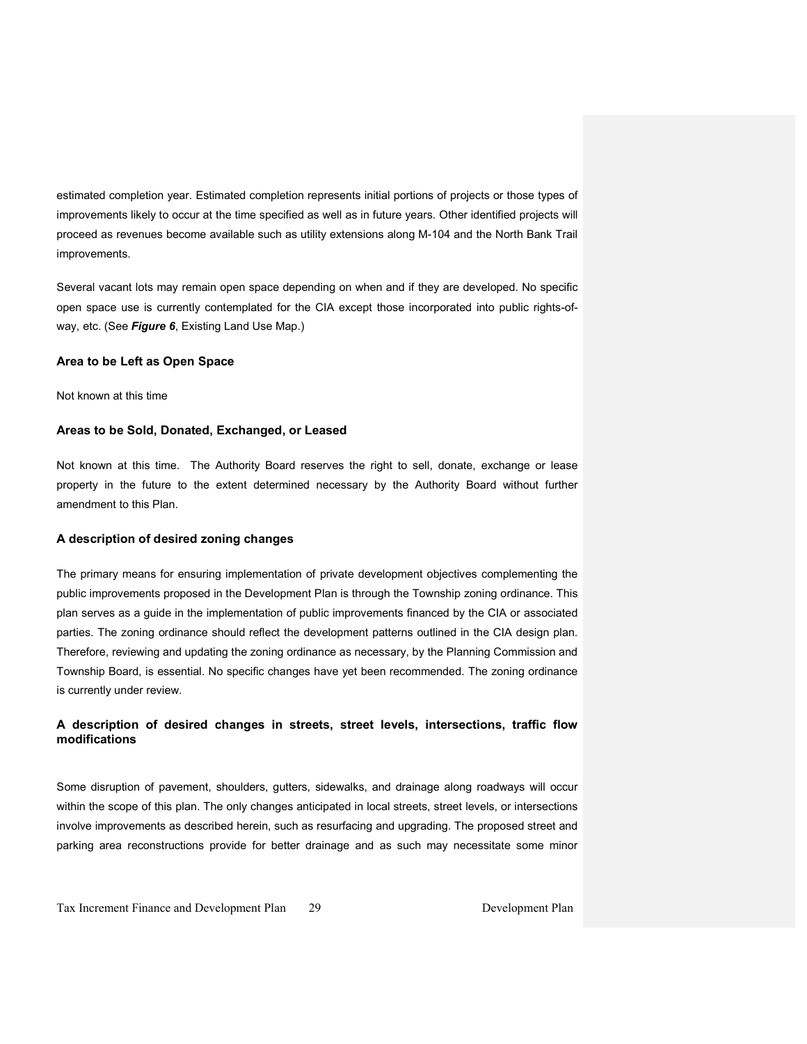estimated completion year. Estimated completion represents initial portions of projects or those types of improvements likely to occur at the time specified as well as in future years. Other identified projects will proceed as revenues become available such as utility extensions along M-104 and the North Bank Trail improvements.

Several vacant lots may remain open space depending on when and if they are developed. No specific open space use is currently contemplated for the CIA except those incorporated into public rights-of-way, etc. (See ***Figure 6***, Existing Land Use Map.)

### Area to be Left as Open Space

Not known at this time

### Areas to be Sold, Donated, Exchanged, or Leased

Not known at this time. The Authority Board reserves the right to sell, donate, exchange or lease property in the future to the extent determined necessary by the Authority Board without further amendment to this Plan.

### A description of desired zoning changes

The primary means for ensuring implementation of private development objectives complementing the public improvements proposed in the Development Plan is through the Township zoning ordinance. This plan serves as a guide in the implementation of public improvements financed by the CIA or associated parties. The zoning ordinance should reflect the development patterns outlined in the CIA design plan. Therefore, reviewing and updating the zoning ordinance as necessary, by the Planning Commission and Township Board, is essential. No specific changes have yet been recommended. The zoning ordinance is currently under review.

### A description of desired changes in streets, street levels, intersections, traffic flow modifications

Some disruption of pavement, shoulders, gutters, sidewalks, and drainage along roadways will occur within the scope of this plan. The only changes anticipated in local streets, street levels, or intersections involve improvements as described herein, such as resurfacing and upgrading. The proposed street and parking area reconstructions provide for better drainage and as such may necessitate some minor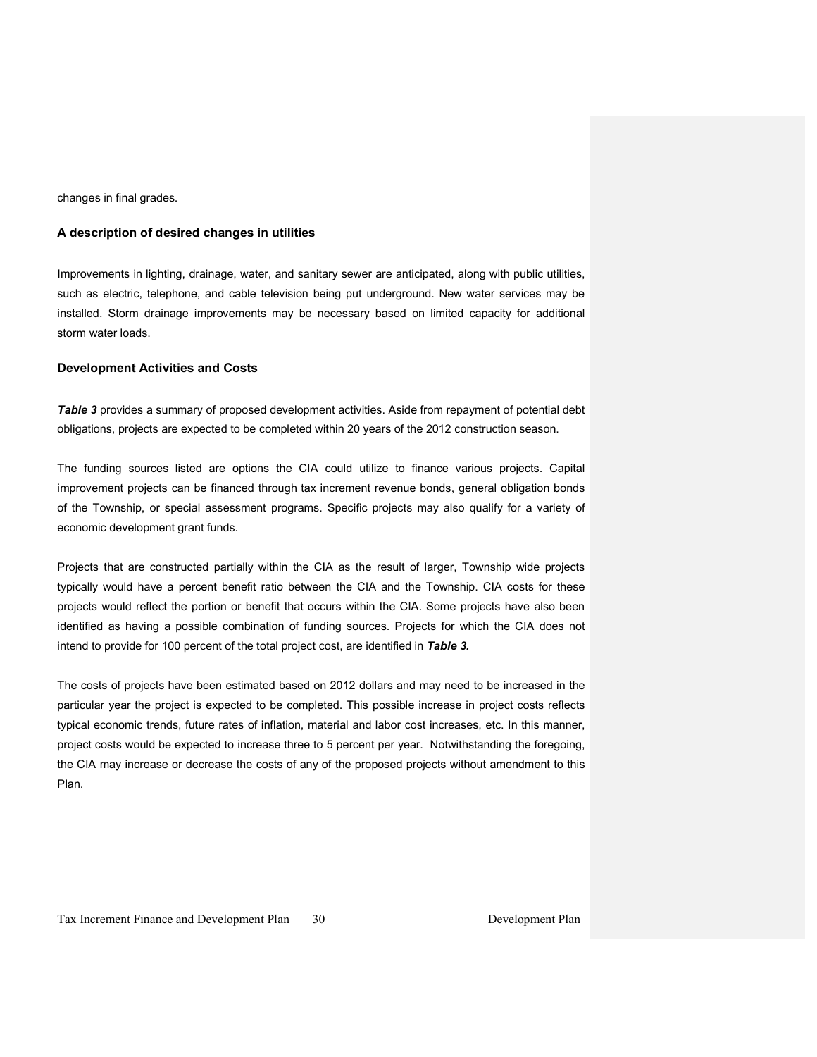changes in final grades.

### A description of desired changes in utilities

Improvements in lighting, drainage, water, and sanitary sewer are anticipated, along with public utilities, such as electric, telephone, and cable television being put underground. New water services may be installed. Storm drainage improvements may be necessary based on limited capacity for additional storm water loads.

### Development Activities and Costs

***Table 3*** provides a summary of proposed development activities. Aside from repayment of potential debt obligations, projects are expected to be completed within 20 years of the 2012 construction season.

The funding sources listed are options the CIA could utilize to finance various projects. Capital improvement projects can be financed through tax increment revenue bonds, general obligation bonds of the Township, or special assessment programs. Specific projects may also qualify for a variety of economic development grant funds.

Projects that are constructed partially within the CIA as the result of larger, Township wide projects typically would have a percent benefit ratio between the CIA and the Township. CIA costs for these projects would reflect the portion or benefit that occurs within the CIA. Some projects have also been identified as having a possible combination of funding sources. Projects for which the CIA does not intend to provide for 100 percent of the total project cost, are identified in ***Table 3.***

The costs of projects have been estimated based on 2012 dollars and may need to be increased in the particular year the project is expected to be completed. This possible increase in project costs reflects typical economic trends, future rates of inflation, material and labor cost increases, etc. In this manner, project costs would be expected to increase three to 5 percent per year. Notwithstanding the foregoing, the CIA may increase or decrease the costs of any of the proposed projects without amendment to this Plan.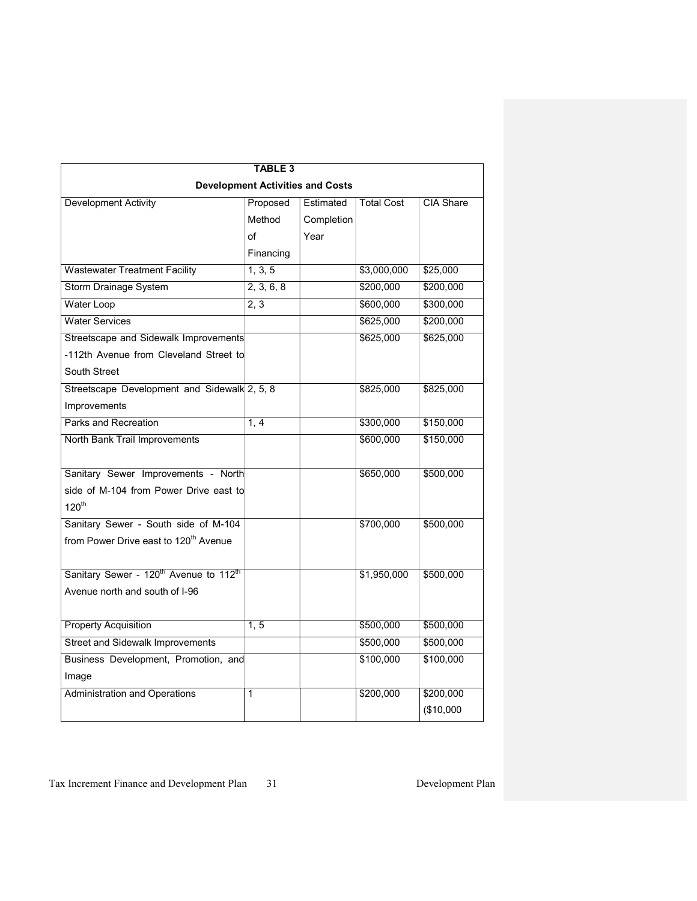| TABLE 3 | | | | |
|---|---|---|---|---|
| **Development Activities and Costs** | | | | |
| Development Activity | Proposed Method of Financing | Estimated Completion Year | Total Cost | CIA Share |
| Wastewater Treatment Facility | 1, 3, 5 | | \$3,000,000 | \$25,000 |
| Storm Drainage System | 2, 3, 6, 8 | | \$200,000 | \$200,000 |
| Water Loop | 2, 3 | | \$600,000 | \$300,000 |
| Water Services | | | \$625,000 | \$200,000 |
| Streetscape and Sidewalk Improvements -112th Avenue from Cleveland Street to South Street | | | \$625,000 | \$625,000 |
| Streetscape Development and Sidewalk Improvements | 2, 5, 8 | | \$825,000 | \$825,000 |
| Parks and Recreation | 1, 4 | | \$300,000 | \$150,000 |
| North Bank Trail Improvements | | | \$600,000 | \$150,000 |
| Sanitary Sewer Improvements - North side of M-104 from Power Drive east to 120th | | | \$650,000 | \$500,000 |
| Sanitary Sewer - South side of M-104 from Power Drive east to 120th Avenue | | | \$700,000 | \$500,000 |
| Sanitary Sewer - 120th Avenue to 112th Avenue north and south of I-96 | | | \$1,950,000 | \$500,000 |
| Property Acquisition | 1, 5 | | \$500,000 | \$500,000 |
| Street and Sidewalk Improvements | | | \$500,000 | \$500,000 |
| Business Development, Promotion, and Image | | | \$100,000 | \$100,000 |
| Administration and Operations | 1 | | \$200,000 | \$200,000 (\$10,000 |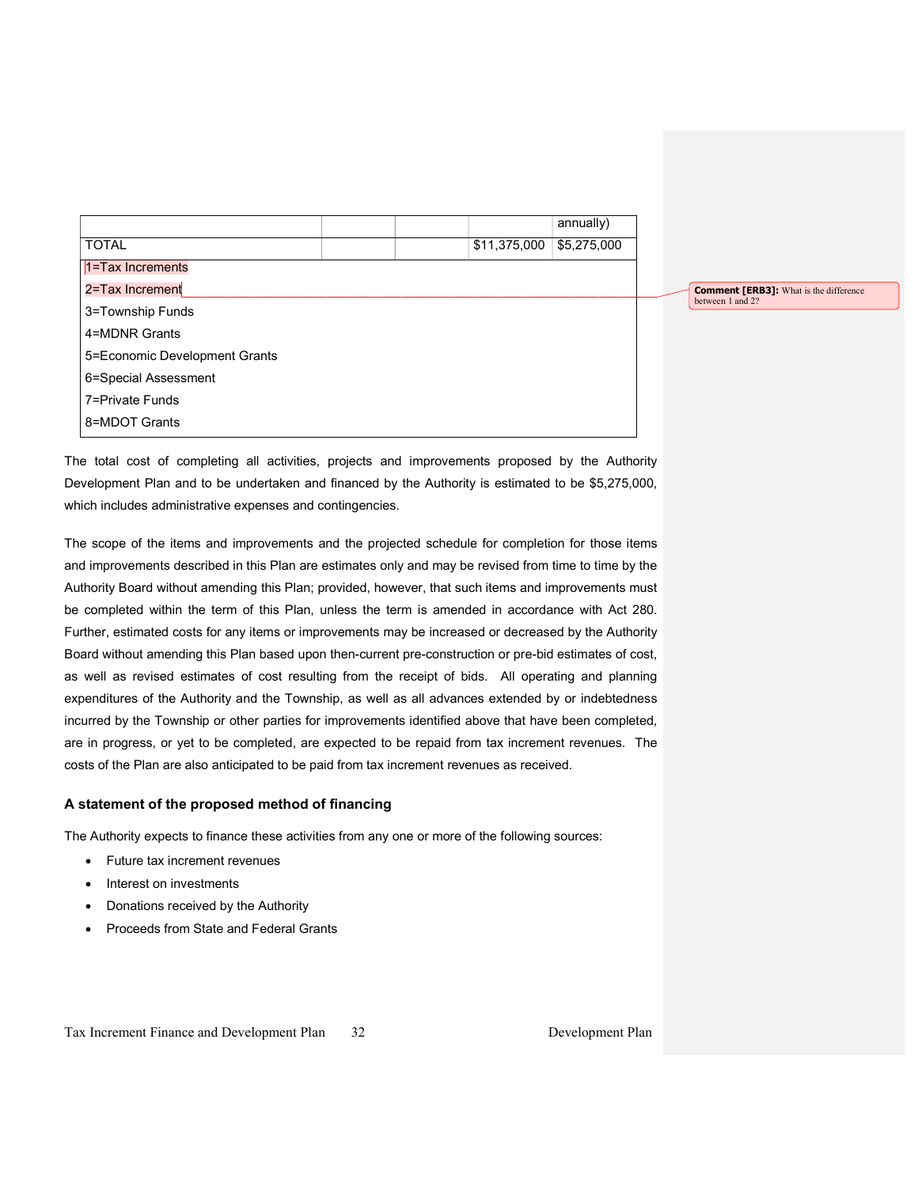| | | | | annually) |
|---|---|---|---|---|
| TOTAL | | | $11,375,000 | $5,275,000 |

1=Tax Increments
2=Tax Increment
3=Township Funds
4=MDNR Grants
5=Economic Development Grants
6=Special Assessment
7=Private Funds
8=MDOT Grants

Comment [ERB3]: What is the difference between 1 and 2?

The total cost of completing all activities, projects and improvements proposed by the Authority Development Plan and to be undertaken and financed by the Authority is estimated to be $5,275,000, which includes administrative expenses and contingencies.

The scope of the items and improvements and the projected schedule for completion for those items and improvements described in this Plan are estimates only and may be revised from time to time by the Authority Board without amending this Plan; provided, however, that such items and improvements must be completed within the term of this Plan, unless the term is amended in accordance with Act 280. Further, estimated costs for any items or improvements may be increased or decreased by the Authority Board without amending this Plan based upon then-current pre-construction or pre-bid estimates of cost, as well as revised estimates of cost resulting from the receipt of bids. All operating and planning expenditures of the Authority and the Township, as well as all advances extended by or indebtedness incurred by the Township or other parties for improvements identified above that have been completed, are in progress, or yet to be completed, are expected to be repaid from tax increment revenues. The costs of the Plan are also anticipated to be paid from tax increment revenues as received.

### A statement of the proposed method of financing

The Authority expects to finance these activities from any one or more of the following sources:

- Future tax increment revenues
- Interest on investments
- Donations received by the Authority
- Proceeds from State and Federal Grants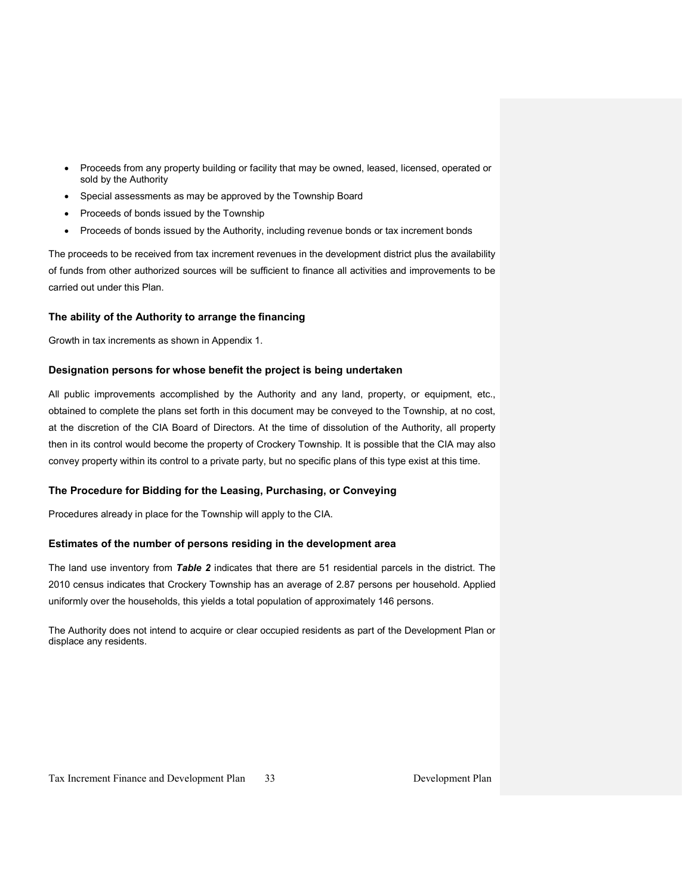- Proceeds from any property building or facility that may be owned, leased, licensed, operated or sold by the Authority
- Special assessments as may be approved by the Township Board
- Proceeds of bonds issued by the Township
- Proceeds of bonds issued by the Authority, including revenue bonds or tax increment bonds

The proceeds to be received from tax increment revenues in the development district plus the availability of funds from other authorized sources will be sufficient to finance all activities and improvements to be carried out under this Plan.

### The ability of the Authority to arrange the financing

Growth in tax increments as shown in Appendix 1.

### Designation persons for whose benefit the project is being undertaken

All public improvements accomplished by the Authority and any land, property, or equipment, etc., obtained to complete the plans set forth in this document may be conveyed to the Township, at no cost, at the discretion of the CIA Board of Directors. At the time of dissolution of the Authority, all property then in its control would become the property of Crockery Township. It is possible that the CIA may also convey property within its control to a private party, but no specific plans of this type exist at this time.

### The Procedure for Bidding for the Leasing, Purchasing, or Conveying

Procedures already in place for the Township will apply to the CIA.

### Estimates of the number of persons residing in the development area

The land use inventory from ***Table 2*** indicates that there are 51 residential parcels in the district. The 2010 census indicates that Crockery Township has an average of 2.87 persons per household. Applied uniformly over the households, this yields a total population of approximately 146 persons.

The Authority does not intend to acquire or clear occupied residents as part of the Development Plan or displace any residents.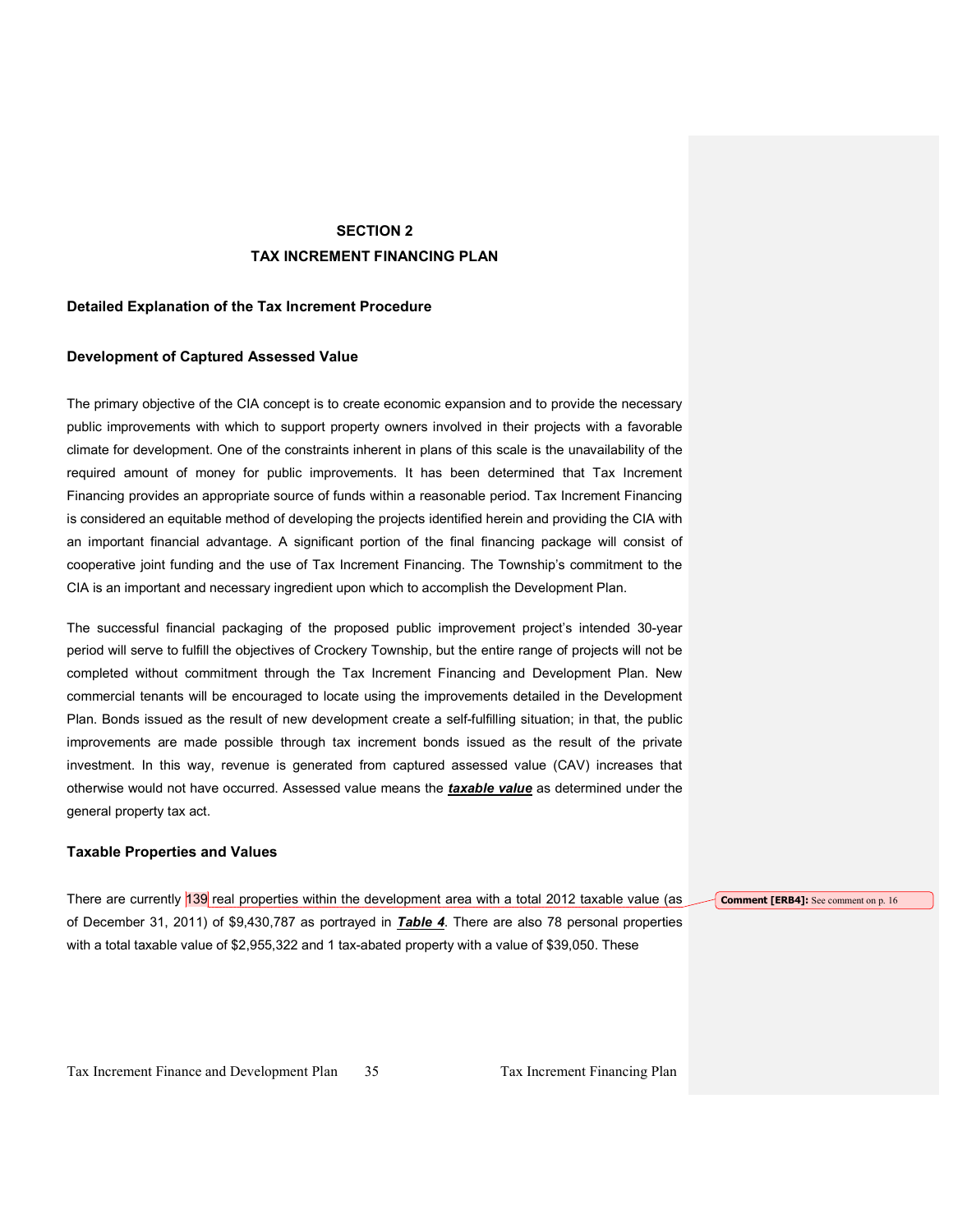## SECTION 2
## TAX INCREMENT FINANCING PLAN

### Detailed Explanation of the Tax Increment Procedure

### Development of Captured Assessed Value

The primary objective of the CIA concept is to create economic expansion and to provide the necessary public improvements with which to support property owners involved in their projects with a favorable climate for development. One of the constraints inherent in plans of this scale is the unavailability of the required amount of money for public improvements. It has been determined that Tax Increment Financing provides an appropriate source of funds within a reasonable period. Tax Increment Financing is considered an equitable method of developing the projects identified herein and providing the CIA with an important financial advantage. A significant portion of the final financing package will consist of cooperative joint funding and the use of Tax Increment Financing. The Township's commitment to the CIA is an important and necessary ingredient upon which to accomplish the Development Plan.

The successful financial packaging of the proposed public improvement project's intended 30-year period will serve to fulfill the objectives of Crockery Township, but the entire range of projects will not be completed without commitment through the Tax Increment Financing and Development Plan. New commercial tenants will be encouraged to locate using the improvements detailed in the Development Plan. Bonds issued as the result of new development create a self-fulfilling situation; in that, the public improvements are made possible through tax increment bonds issued as the result of the private investment. In this way, revenue is generated from captured assessed value (CAV) increases that otherwise would not have occurred. Assessed value means the ***taxable value*** as determined under the general property tax act.

### Taxable Properties and Values

There are currently 139 real properties within the development area with a total 2012 taxable value (as of December 31, 2011) of $9,430,787 as portrayed in ***Table 4***. There are also 78 personal properties with a total taxable value of $2,955,322 and 1 tax-abated property with a value of $39,050. These

**Comment [ERB4]:** See comment on p. 16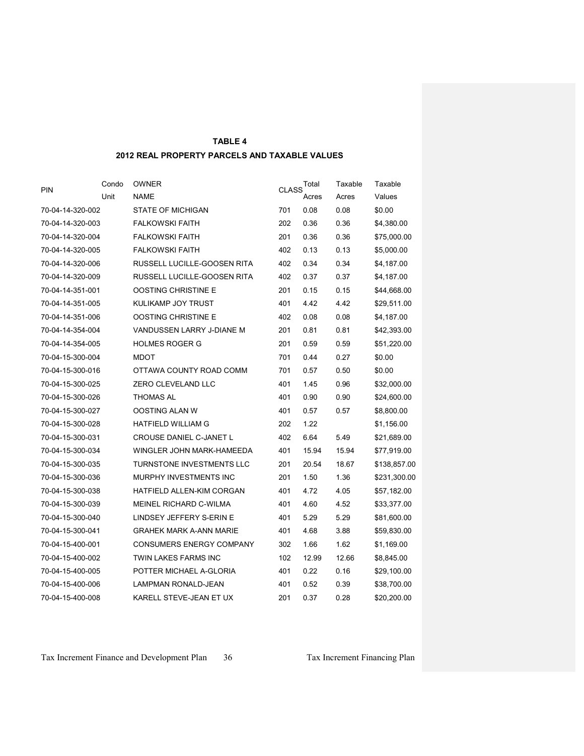**TABLE 4**

**2012 REAL PROPERTY PARCELS AND TAXABLE VALUES**

| PIN | Condo Unit | OWNER NAME | CLASS | Total Acres | Taxable Acres | Taxable Values |
|---|---|---|---|---|---|---|
| 70-04-14-320-002 | | STATE OF MICHIGAN | 701 | 0.08 | 0.08 | $0.00 |
| 70-04-14-320-003 | | FALKOWSKI FAITH | 202 | 0.36 | 0.36 | $4,380.00 |
| 70-04-14-320-004 | | FALKOWSKI FAITH | 201 | 0.36 | 0.36 | $75,000.00 |
| 70-04-14-320-005 | | FALKOWSKI FAITH | 402 | 0.13 | 0.13 | $5,000.00 |
| 70-04-14-320-006 | | RUSSELL LUCILLE-GOOSEN RITA | 402 | 0.34 | 0.34 | $4,187.00 |
| 70-04-14-320-009 | | RUSSELL LUCILLE-GOOSEN RITA | 402 | 0.37 | 0.37 | $4,187.00 |
| 70-04-14-351-001 | | OOSTING CHRISTINE E | 201 | 0.15 | 0.15 | $44,668.00 |
| 70-04-14-351-005 | | KULIKAMP JOY TRUST | 401 | 4.42 | 4.42 | $29,511.00 |
| 70-04-14-351-006 | | OOSTING CHRISTINE E | 402 | 0.08 | 0.08 | $4,187.00 |
| 70-04-14-354-004 | | VANDUSSEN LARRY J-DIANE M | 201 | 0.81 | 0.81 | $42,393.00 |
| 70-04-14-354-005 | | HOLMES ROGER G | 201 | 0.59 | 0.59 | $51,220.00 |
| 70-04-15-300-004 | | MDOT | 701 | 0.44 | 0.27 | $0.00 |
| 70-04-15-300-016 | | OTTAWA COUNTY ROAD COMM | 701 | 0.57 | 0.50 | $0.00 |
| 70-04-15-300-025 | | ZERO CLEVELAND LLC | 401 | 1.45 | 0.96 | $32,000.00 |
| 70-04-15-300-026 | | THOMAS AL | 401 | 0.90 | 0.90 | $24,600.00 |
| 70-04-15-300-027 | | OOSTING ALAN W | 401 | 0.57 | 0.57 | $8,800.00 |
| 70-04-15-300-028 | | HATFIELD WILLIAM G | 202 | 1.22 | | $1,156.00 |
| 70-04-15-300-031 | | CROUSE DANIEL C-JANET L | 402 | 6.64 | 5.49 | $21,689.00 |
| 70-04-15-300-034 | | WINGLER JOHN MARK-HAMEEDA | 401 | 15.94 | 15.94 | $77,919.00 |
| 70-04-15-300-035 | | TURNSTONE INVESTMENTS LLC | 201 | 20.54 | 18.67 | $138,857.00 |
| 70-04-15-300-036 | | MURPHY INVESTMENTS INC | 201 | 1.50 | 1.36 | $231,300.00 |
| 70-04-15-300-038 | | HATFIELD ALLEN-KIM CORGAN | 401 | 4.72 | 4.05 | $57,182.00 |
| 70-04-15-300-039 | | MEINEL RICHARD C-WILMA | 401 | 4.60 | 4.52 | $33,377.00 |
| 70-04-15-300-040 | | LINDSEY JEFFERY S-ERIN E | 401 | 5.29 | 5.29 | $81,600.00 |
| 70-04-15-300-041 | | GRAHEK MARK A-ANN MARIE | 401 | 4.68 | 3.88 | $59,830.00 |
| 70-04-15-400-001 | | CONSUMERS ENERGY COMPANY | 302 | 1.66 | 1.62 | $1,169.00 |
| 70-04-15-400-002 | | TWIN LAKES FARMS INC | 102 | 12.99 | 12.66 | $8,845.00 |
| 70-04-15-400-005 | | POTTER MICHAEL A-GLORIA | 401 | 0.22 | 0.16 | $29,100.00 |
| 70-04-15-400-006 | | LAMPMAN RONALD-JEAN | 401 | 0.52 | 0.39 | $38,700.00 |
| 70-04-15-400-008 | | KARELL STEVE-JEAN ET UX | 201 | 0.37 | 0.28 | $20,200.00 |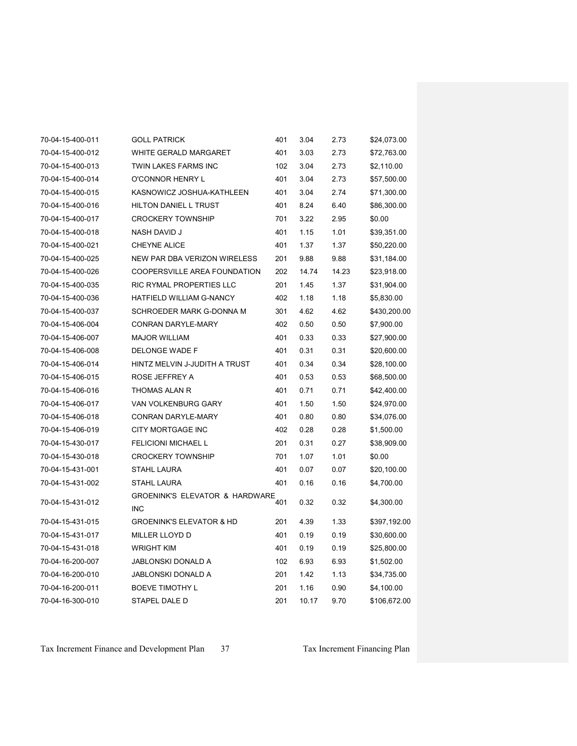| | | | | | |
|---|---|---|---|---|---|
| 70-04-15-400-011 | GOLL PATRICK | 401 | 3.04 | 2.73 | $24,073.00 |
| 70-04-15-400-012 | WHITE GERALD MARGARET | 401 | 3.03 | 2.73 | $72,763.00 |
| 70-04-15-400-013 | TWIN LAKES FARMS INC | 102 | 3.04 | 2.73 | $2,110.00 |
| 70-04-15-400-014 | O'CONNOR HENRY L | 401 | 3.04 | 2.73 | $57,500.00 |
| 70-04-15-400-015 | KASNOWICZ JOSHUA-KATHLEEN | 401 | 3.04 | 2.74 | $71,300.00 |
| 70-04-15-400-016 | HILTON DANIEL L TRUST | 401 | 8.24 | 6.40 | $86,300.00 |
| 70-04-15-400-017 | CROCKERY TOWNSHIP | 701 | 3.22 | 2.95 | $0.00 |
| 70-04-15-400-018 | NASH DAVID J | 401 | 1.15 | 1.01 | $39,351.00 |
| 70-04-15-400-021 | CHEYNE ALICE | 401 | 1.37 | 1.37 | $50,220.00 |
| 70-04-15-400-025 | NEW PAR DBA VERIZON WIRELESS | 201 | 9.88 | 9.88 | $31,184.00 |
| 70-04-15-400-026 | COOPERSVILLE AREA FOUNDATION | 202 | 14.74 | 14.23 | $23,918.00 |
| 70-04-15-400-035 | RIC RYMAL PROPERTIES LLC | 201 | 1.45 | 1.37 | $31,904.00 |
| 70-04-15-400-036 | HATFIELD WILLIAM G-NANCY | 402 | 1.18 | 1.18 | $5,830.00 |
| 70-04-15-400-037 | SCHROEDER MARK G-DONNA M | 301 | 4.62 | 4.62 | $430,200.00 |
| 70-04-15-406-004 | CONRAN DARYLE-MARY | 402 | 0.50 | 0.50 | $7,900.00 |
| 70-04-15-406-007 | MAJOR WILLIAM | 401 | 0.33 | 0.33 | $27,900.00 |
| 70-04-15-406-008 | DELONGE WADE F | 401 | 0.31 | 0.31 | $20,600.00 |
| 70-04-15-406-014 | HINTZ MELVIN J-JUDITH A TRUST | 401 | 0.34 | 0.34 | $28,100.00 |
| 70-04-15-406-015 | ROSE JEFFREY A | 401 | 0.53 | 0.53 | $68,500.00 |
| 70-04-15-406-016 | THOMAS ALAN R | 401 | 0.71 | 0.71 | $42,400.00 |
| 70-04-15-406-017 | VAN VOLKENBURG GARY | 401 | 1.50 | 1.50 | $24,970.00 |
| 70-04-15-406-018 | CONRAN DARYLE-MARY | 401 | 0.80 | 0.80 | $34,076.00 |
| 70-04-15-406-019 | CITY MORTGAGE INC | 402 | 0.28 | 0.28 | $1,500.00 |
| 70-04-15-430-017 | FELICIONI MICHAEL L | 201 | 0.31 | 0.27 | $38,909.00 |
| 70-04-15-430-018 | CROCKERY TOWNSHIP | 701 | 1.07 | 1.01 | $0.00 |
| 70-04-15-431-001 | STAHL LAURA | 401 | 0.07 | 0.07 | $20,100.00 |
| 70-04-15-431-002 | STAHL LAURA | 401 | 0.16 | 0.16 | $4,700.00 |
| 70-04-15-431-012 | GROENINK'S ELEVATOR & HARDWARE INC | 401 | 0.32 | 0.32 | $4,300.00 |
| 70-04-15-431-015 | GROENINK'S ELEVATOR & HD | 201 | 4.39 | 1.33 | $397,192.00 |
| 70-04-15-431-017 | MILLER LLOYD D | 401 | 0.19 | 0.19 | $30,600.00 |
| 70-04-15-431-018 | WRIGHT KIM | 401 | 0.19 | 0.19 | $25,800.00 |
| 70-04-16-200-007 | JABLONSKI DONALD A | 102 | 6.93 | 6.93 | $1,502.00 |
| 70-04-16-200-010 | JABLONSKI DONALD A | 201 | 1.42 | 1.13 | $34,735.00 |
| 70-04-16-200-011 | BOEVE TIMOTHY L | 201 | 1.16 | 0.90 | $4,100.00 |
| 70-04-16-300-010 | STAPEL DALE D | 201 | 10.17 | 9.70 | $106,672.00 |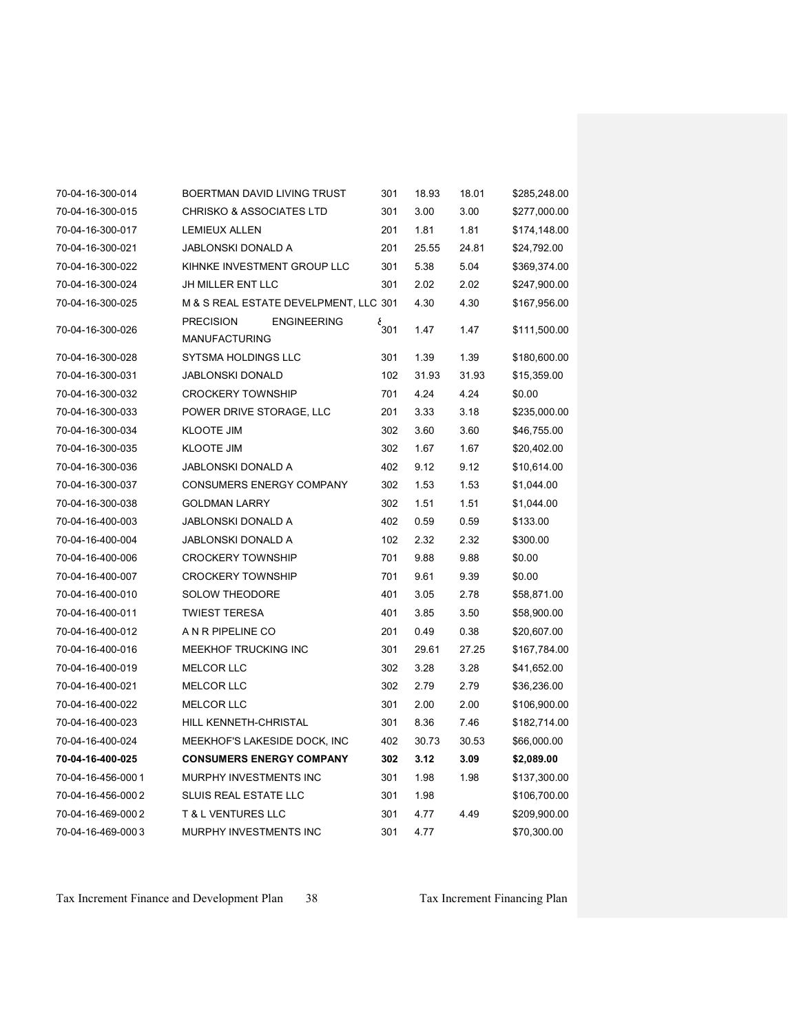| | | | | | |
|---|---|---|---|---|---|
| 70-04-16-300-014 | BOERTMAN DAVID LIVING TRUST | 301 | 18.93 | 18.01 | $285,248.00 |
| 70-04-16-300-015 | CHRISKO & ASSOCIATES LTD | 301 | 3.00 | 3.00 | $277,000.00 |
| 70-04-16-300-017 | LEMIEUX ALLEN | 201 | 1.81 | 1.81 | $174,148.00 |
| 70-04-16-300-021 | JABLONSKI DONALD A | 201 | 25.55 | 24.81 | $24,792.00 |
| 70-04-16-300-022 | KIHNKE INVESTMENT GROUP LLC | 301 | 5.38 | 5.04 | $369,374.00 |
| 70-04-16-300-024 | JH MILLER ENT LLC | 301 | 2.02 | 2.02 | $247,900.00 |
| 70-04-16-300-025 | M & S REAL ESTATE DEVELPMENT, LLC | 301 | 4.30 | 4.30 | $167,956.00 |
| 70-04-16-300-026 | PRECISION ENGINEERING & MANUFACTURING | 301 | 1.47 | 1.47 | $111,500.00 |
| 70-04-16-300-028 | SYTSMA HOLDINGS LLC | 301 | 1.39 | 1.39 | $180,600.00 |
| 70-04-16-300-031 | JABLONSKI DONALD | 102 | 31.93 | 31.93 | $15,359.00 |
| 70-04-16-300-032 | CROCKERY TOWNSHIP | 701 | 4.24 | 4.24 | $0.00 |
| 70-04-16-300-033 | POWER DRIVE STORAGE, LLC | 201 | 3.33 | 3.18 | $235,000.00 |
| 70-04-16-300-034 | KLOOTE JIM | 302 | 3.60 | 3.60 | $46,755.00 |
| 70-04-16-300-035 | KLOOTE JIM | 302 | 1.67 | 1.67 | $20,402.00 |
| 70-04-16-300-036 | JABLONSKI DONALD A | 402 | 9.12 | 9.12 | $10,614.00 |
| 70-04-16-300-037 | CONSUMERS ENERGY COMPANY | 302 | 1.53 | 1.53 | $1,044.00 |
| 70-04-16-300-038 | GOLDMAN LARRY | 302 | 1.51 | 1.51 | $1,044.00 |
| 70-04-16-400-003 | JABLONSKI DONALD A | 402 | 0.59 | 0.59 | $133.00 |
| 70-04-16-400-004 | JABLONSKI DONALD A | 102 | 2.32 | 2.32 | $300.00 |
| 70-04-16-400-006 | CROCKERY TOWNSHIP | 701 | 9.88 | 9.88 | $0.00 |
| 70-04-16-400-007 | CROCKERY TOWNSHIP | 701 | 9.61 | 9.39 | $0.00 |
| 70-04-16-400-010 | SOLOW THEODORE | 401 | 3.05 | 2.78 | $58,871.00 |
| 70-04-16-400-011 | TWIEST TERESA | 401 | 3.85 | 3.50 | $58,900.00 |
| 70-04-16-400-012 | A N R PIPELINE CO | 201 | 0.49 | 0.38 | $20,607.00 |
| 70-04-16-400-016 | MEEKHOF TRUCKING INC | 301 | 29.61 | 27.25 | $167,784.00 |
| 70-04-16-400-019 | MELCOR LLC | 302 | 3.28 | 3.28 | $41,652.00 |
| 70-04-16-400-021 | MELCOR LLC | 302 | 2.79 | 2.79 | $36,236.00 |
| 70-04-16-400-022 | MELCOR LLC | 301 | 2.00 | 2.00 | $106,900.00 |
| 70-04-16-400-023 | HILL KENNETH-CHRISTAL | 301 | 8.36 | 7.46 | $182,714.00 |
| 70-04-16-400-024 | MEEKHOF'S LAKESIDE DOCK, INC | 402 | 30.73 | 30.53 | $66,000.00 |
| **70-04-16-400-025** | **CONSUMERS ENERGY COMPANY** | **302** | **3.12** | **3.09** | **$2,089.00** |
| 70-04-16-456-000 1 | MURPHY INVESTMENTS INC | 301 | 1.98 | 1.98 | $137,300.00 |
| 70-04-16-456-000 2 | SLUIS REAL ESTATE LLC | 301 | 1.98 | | $106,700.00 |
| 70-04-16-469-000 2 | T & L VENTURES LLC | 301 | 4.77 | 4.49 | $209,900.00 |
| 70-04-16-469-000 3 | MURPHY INVESTMENTS INC | 301 | 4.77 | | $70,300.00 |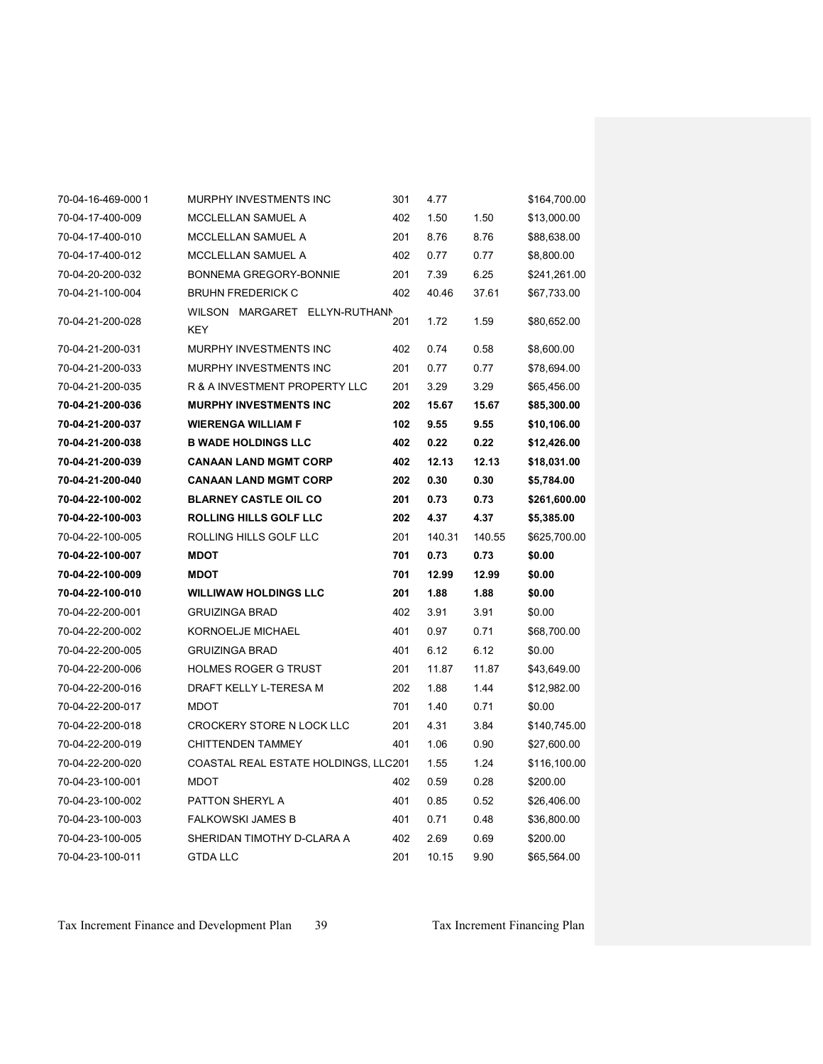| | | | | | |
|---|---|---|---|---|---|
| 70-04-16-469-000 1 | MURPHY INVESTMENTS INC | 301 | 4.77 | | $164,700.00 |
| 70-04-17-400-009 | MCCLELLAN SAMUEL A | 402 | 1.50 | 1.50 | $13,000.00 |
| 70-04-17-400-010 | MCCLELLAN SAMUEL A | 201 | 8.76 | 8.76 | $88,638.00 |
| 70-04-17-400-012 | MCCLELLAN SAMUEL A | 402 | 0.77 | 0.77 | $8,800.00 |
| 70-04-20-200-032 | BONNEMA GREGORY-BONNIE | 201 | 7.39 | 6.25 | $241,261.00 |
| 70-04-21-100-004 | BRUHN FREDERICK C | 402 | 40.46 | 37.61 | $67,733.00 |
| 70-04-21-200-028 | WILSON MARGARET ELLYN-RUTHANN KEY | 201 | 1.72 | 1.59 | $80,652.00 |
| 70-04-21-200-031 | MURPHY INVESTMENTS INC | 402 | 0.74 | 0.58 | $8,600.00 |
| 70-04-21-200-033 | MURPHY INVESTMENTS INC | 201 | 0.77 | 0.77 | $78,694.00 |
| 70-04-21-200-035 | R & A INVESTMENT PROPERTY LLC | 201 | 3.29 | 3.29 | $65,456.00 |
| **70-04-21-200-036** | **MURPHY INVESTMENTS INC** | **202** | **15.67** | **15.67** | **$85,300.00** |
| **70-04-21-200-037** | **WIERENGA WILLIAM F** | **102** | **9.55** | **9.55** | **$10,106.00** |
| **70-04-21-200-038** | **B WADE HOLDINGS LLC** | **402** | **0.22** | **0.22** | **$12,426.00** |
| **70-04-21-200-039** | **CANAAN LAND MGMT CORP** | **402** | **12.13** | **12.13** | **$18,031.00** |
| **70-04-21-200-040** | **CANAAN LAND MGMT CORP** | **202** | **0.30** | **0.30** | **$5,784.00** |
| **70-04-22-100-002** | **BLARNEY CASTLE OIL CO** | **201** | **0.73** | **0.73** | **$261,600.00** |
| **70-04-22-100-003** | **ROLLING HILLS GOLF LLC** | **202** | **4.37** | **4.37** | **$5,385.00** |
| 70-04-22-100-005 | ROLLING HILLS GOLF LLC | 201 | 140.31 | 140.55 | $625,700.00 |
| **70-04-22-100-007** | **MDOT** | **701** | **0.73** | **0.73** | **$0.00** |
| **70-04-22-100-009** | **MDOT** | **701** | **12.99** | **12.99** | **$0.00** |
| **70-04-22-100-010** | **WILLIWAW HOLDINGS LLC** | **201** | **1.88** | **1.88** | **$0.00** |
| 70-04-22-200-001 | GRUIZINGA BRAD | 402 | 3.91 | 3.91 | $0.00 |
| 70-04-22-200-002 | KORNOELJE MICHAEL | 401 | 0.97 | 0.71 | $68,700.00 |
| 70-04-22-200-005 | GRUIZINGA BRAD | 401 | 6.12 | 6.12 | $0.00 |
| 70-04-22-200-006 | HOLMES ROGER G TRUST | 201 | 11.87 | 11.87 | $43,649.00 |
| 70-04-22-200-016 | DRAFT KELLY L-TERESA M | 202 | 1.88 | 1.44 | $12,982.00 |
| 70-04-22-200-017 | MDOT | 701 | 1.40 | 0.71 | $0.00 |
| 70-04-22-200-018 | CROCKERY STORE N LOCK LLC | 201 | 4.31 | 3.84 | $140,745.00 |
| 70-04-22-200-019 | CHITTENDEN TAMMEY | 401 | 1.06 | 0.90 | $27,600.00 |
| 70-04-22-200-020 | COASTAL REAL ESTATE HOLDINGS, LLC | 201 | 1.55 | 1.24 | $116,100.00 |
| 70-04-23-100-001 | MDOT | 402 | 0.59 | 0.28 | $200.00 |
| 70-04-23-100-002 | PATTON SHERYL A | 401 | 0.85 | 0.52 | $26,406.00 |
| 70-04-23-100-003 | FALKOWSKI JAMES B | 401 | 0.71 | 0.48 | $36,800.00 |
| 70-04-23-100-005 | SHERIDAN TIMOTHY D-CLARA A | 402 | 2.69 | 0.69 | $200.00 |
| 70-04-23-100-011 | GTDA LLC | 201 | 10.15 | 9.90 | $65,564.00 |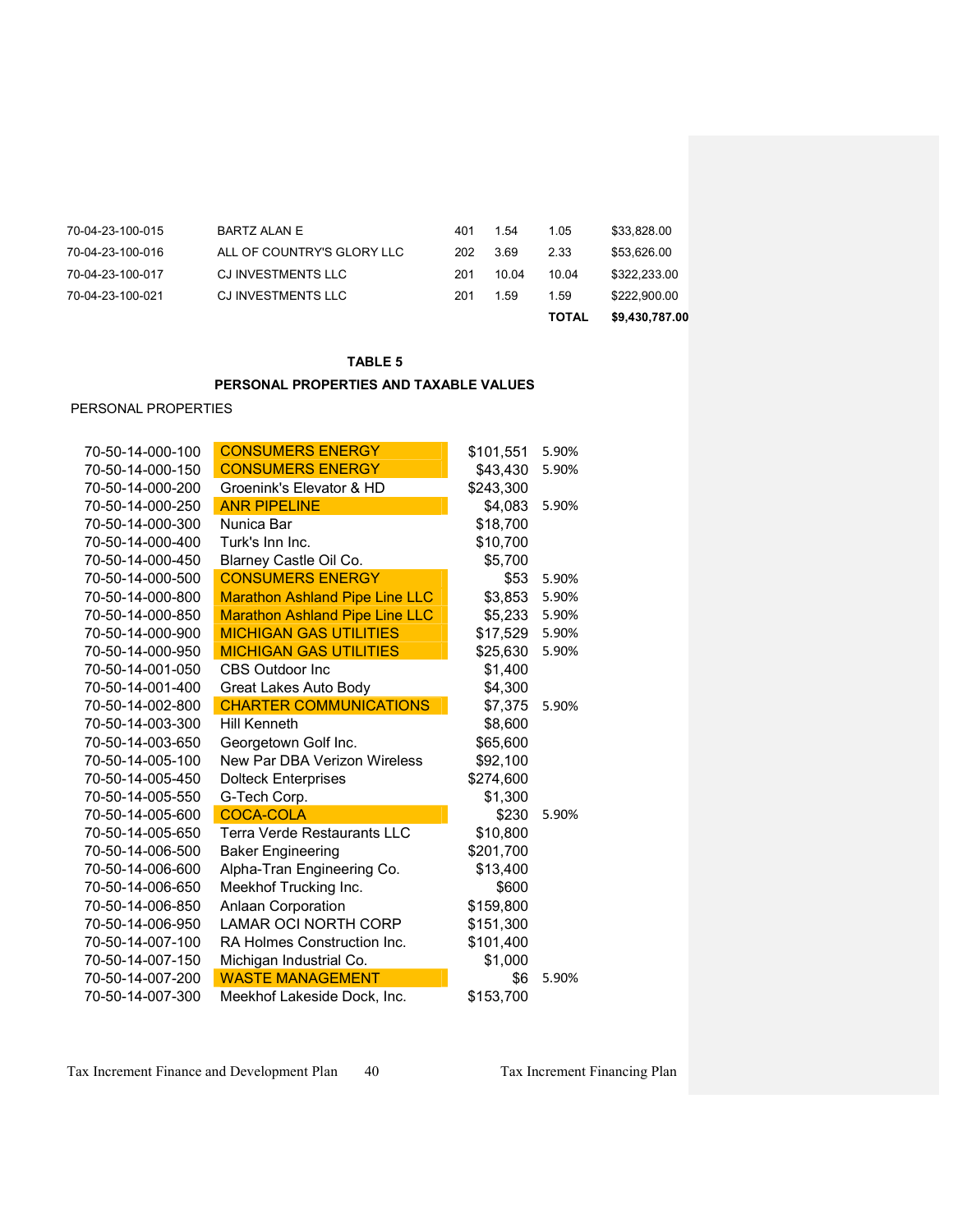| | | | | | |
|---|---|---|---|---|---|
| 70-04-23-100-015 | BARTZ ALAN E | 401 | 1.54 | 1.05 | $33,828.00 |
| 70-04-23-100-016 | ALL OF COUNTRY'S GLORY LLC | 202 | 3.69 | 2.33 | $53,626.00 |
| 70-04-23-100-017 | CJ INVESTMENTS LLC | 201 | 10.04 | 10.04 | $322,233.00 |
| 70-04-23-100-021 | CJ INVESTMENTS LLC | 201 | 1.59 | 1.59 | $222,900.00 |
| | | | | **TOTAL** | **$9,430,787.00** |

**TABLE 5**

**PERSONAL PROPERTIES AND TAXABLE VALUES**

PERSONAL PROPERTIES

| | | | |
|---|---|---|---|
| 70-50-14-000-100 | CONSUMERS ENERGY | $101,551 | 5.90% |
| 70-50-14-000-150 | CONSUMERS ENERGY | $43,430 | 5.90% |
| 70-50-14-000-200 | Groenink's Elevator & HD | $243,300 | |
| 70-50-14-000-250 | ANR PIPELINE | $4,083 | 5.90% |
| 70-50-14-000-300 | Nunica Bar | $18,700 | |
| 70-50-14-000-400 | Turk's Inn Inc. | $10,700 | |
| 70-50-14-000-450 | Blarney Castle Oil Co. | $5,700 | |
| 70-50-14-000-500 | CONSUMERS ENERGY | $53 | 5.90% |
| 70-50-14-000-800 | Marathon Ashland Pipe Line LLC | $3,853 | 5.90% |
| 70-50-14-000-850 | Marathon Ashland Pipe Line LLC | $5,233 | 5.90% |
| 70-50-14-000-900 | MICHIGAN GAS UTILITIES | $17,529 | 5.90% |
| 70-50-14-000-950 | MICHIGAN GAS UTILITIES | $25,630 | 5.90% |
| 70-50-14-001-050 | CBS Outdoor Inc | $1,400 | |
| 70-50-14-001-400 | Great Lakes Auto Body | $4,300 | |
| 70-50-14-002-800 | CHARTER COMMUNICATIONS | $7,375 | 5.90% |
| 70-50-14-003-300 | Hill Kenneth | $8,600 | |
| 70-50-14-003-650 | Georgetown Golf Inc. | $65,600 | |
| 70-50-14-005-100 | New Par DBA Verizon Wireless | $92,100 | |
| 70-50-14-005-450 | Dolteck Enterprises | $274,600 | |
| 70-50-14-005-550 | G-Tech Corp. | $1,300 | |
| 70-50-14-005-600 | COCA-COLA | $230 | 5.90% |
| 70-50-14-005-650 | Terra Verde Restaurants LLC | $10,800 | |
| 70-50-14-006-500 | Baker Engineering | $201,700 | |
| 70-50-14-006-600 | Alpha-Tran Engineering Co. | $13,400 | |
| 70-50-14-006-650 | Meekhof Trucking Inc. | $600 | |
| 70-50-14-006-850 | Anlaan Corporation | $159,800 | |
| 70-50-14-006-950 | LAMAR OCI NORTH CORP | $151,300 | |
| 70-50-14-007-100 | RA Holmes Construction Inc. | $101,400 | |
| 70-50-14-007-150 | Michigan Industrial Co. | $1,000 | |
| 70-50-14-007-200 | WASTE MANAGEMENT | $6 | 5.90% |
| 70-50-14-007-300 | Meekhof Lakeside Dock, Inc. | $153,700 | |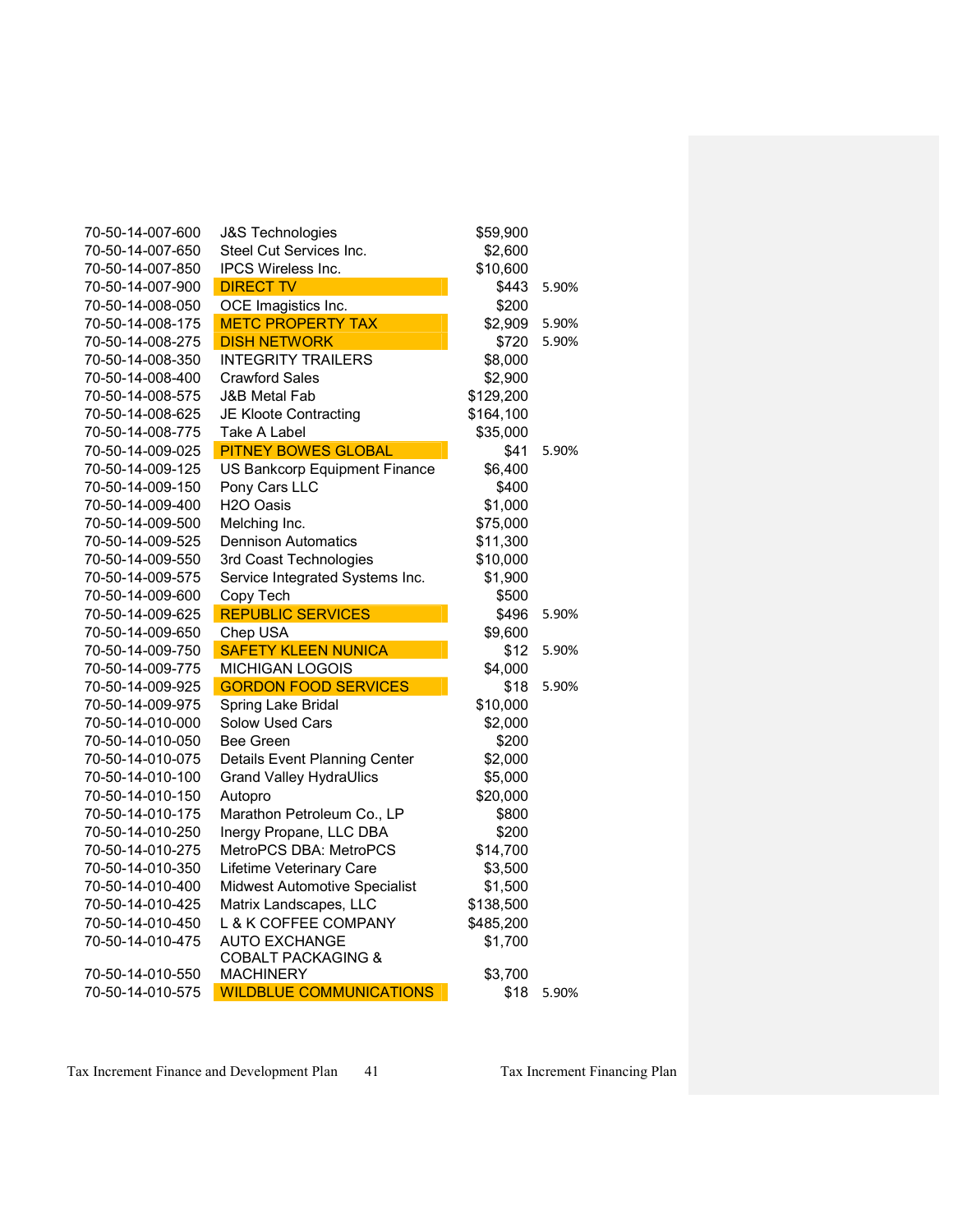| | | | |
|---|---|---|---|
| 70-50-14-007-600 | J&S Technologies | $59,900 | |
| 70-50-14-007-650 | Steel Cut Services Inc. | $2,600 | |
| 70-50-14-007-850 | IPCS Wireless Inc. | $10,600 | |
| 70-50-14-007-900 | DIRECT TV | $443 | 5.90% |
| 70-50-14-008-050 | OCE Imagistics Inc. | $200 | |
| 70-50-14-008-175 | METC PROPERTY TAX | $2,909 | 5.90% |
| 70-50-14-008-275 | DISH NETWORK | $720 | 5.90% |
| 70-50-14-008-350 | INTEGRITY TRAILERS | $8,000 | |
| 70-50-14-008-400 | Crawford Sales | $2,900 | |
| 70-50-14-008-575 | J&B Metal Fab | $129,200 | |
| 70-50-14-008-625 | JE Kloote Contracting | $164,100 | |
| 70-50-14-008-775 | Take A Label | $35,000 | |
| 70-50-14-009-025 | PITNEY BOWES GLOBAL | $41 | 5.90% |
| 70-50-14-009-125 | US Bankcorp Equipment Finance | $6,400 | |
| 70-50-14-009-150 | Pony Cars LLC | $400 | |
| 70-50-14-009-400 | H2O Oasis | $1,000 | |
| 70-50-14-009-500 | Melching Inc. | $75,000 | |
| 70-50-14-009-525 | Dennison Automatics | $11,300 | |
| 70-50-14-009-550 | 3rd Coast Technologies | $10,000 | |
| 70-50-14-009-575 | Service Integrated Systems Inc. | $1,900 | |
| 70-50-14-009-600 | Copy Tech | $500 | |
| 70-50-14-009-625 | REPUBLIC SERVICES | $496 | 5.90% |
| 70-50-14-009-650 | Chep USA | $9,600 | |
| 70-50-14-009-750 | SAFETY KLEEN NUNICA | $12 | 5.90% |
| 70-50-14-009-775 | MICHIGAN LOGOIS | $4,000 | |
| 70-50-14-009-925 | GORDON FOOD SERVICES | $18 | 5.90% |
| 70-50-14-009-975 | Spring Lake Bridal | $10,000 | |
| 70-50-14-010-000 | Solow Used Cars | $2,000 | |
| 70-50-14-010-050 | Bee Green | $200 | |
| 70-50-14-010-075 | Details Event Planning Center | $2,000 | |
| 70-50-14-010-100 | Grand Valley HydraUlics | $5,000 | |
| 70-50-14-010-150 | Autopro | $20,000 | |
| 70-50-14-010-175 | Marathon Petroleum Co., LP | $800 | |
| 70-50-14-010-250 | Inergy Propane, LLC DBA | $200 | |
| 70-50-14-010-275 | MetroPCS DBA: MetroPCS | $14,700 | |
| 70-50-14-010-350 | Lifetime Veterinary Care | $3,500 | |
| 70-50-14-010-400 | Midwest Automotive Specialist | $1,500 | |
| 70-50-14-010-425 | Matrix Landscapes, LLC | $138,500 | |
| 70-50-14-010-450 | L & K COFFEE COMPANY | $485,200 | |
| 70-50-14-010-475 | AUTO EXCHANGE | $1,700 | |
| 70-50-14-010-550 | COBALT PACKAGING & MACHINERY | $3,700 | |
| 70-50-14-010-575 | WILDBLUE COMMUNICATIONS | $18 | 5.90% |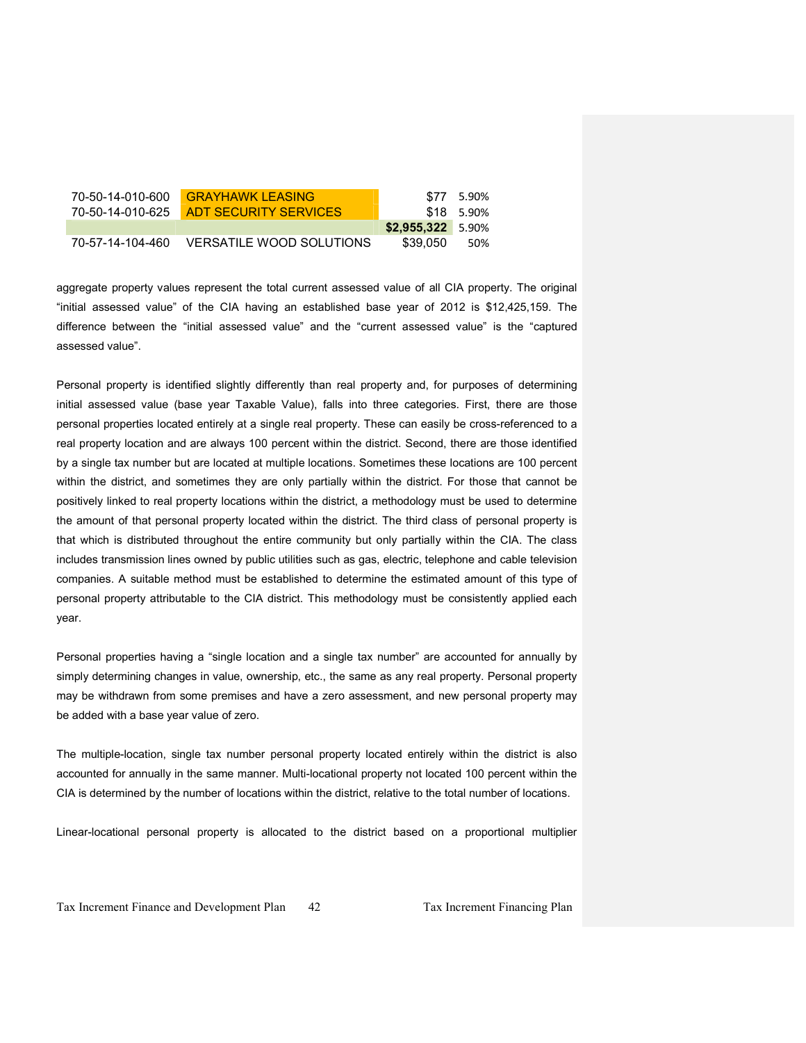| | | | |
|---|---|---|---|
| 70-50-14-010-600 | GRAYHAWK LEASING | $77 | 5.90% |
| 70-50-14-010-625 | ADT SECURITY SERVICES | $18 | 5.90% |
| | | **$2,955,322** | 5.90% |
| 70-57-14-104-460 | VERSATILE WOOD SOLUTIONS | $39,050 | 50% |

aggregate property values represent the total current assessed value of all CIA property. The original "initial assessed value" of the CIA having an established base year of 2012 is $12,425,159. The difference between the "initial assessed value" and the "current assessed value" is the "captured assessed value".

Personal property is identified slightly differently than real property and, for purposes of determining initial assessed value (base year Taxable Value), falls into three categories. First, there are those personal properties located entirely at a single real property. These can easily be cross-referenced to a real property location and are always 100 percent within the district. Second, there are those identified by a single tax number but are located at multiple locations. Sometimes these locations are 100 percent within the district, and sometimes they are only partially within the district. For those that cannot be positively linked to real property locations within the district, a methodology must be used to determine the amount of that personal property located within the district. The third class of personal property is that which is distributed throughout the entire community but only partially within the CIA. The class includes transmission lines owned by public utilities such as gas, electric, telephone and cable television companies. A suitable method must be established to determine the estimated amount of this type of personal property attributable to the CIA district. This methodology must be consistently applied each year.

Personal properties having a "single location and a single tax number" are accounted for annually by simply determining changes in value, ownership, etc., the same as any real property. Personal property may be withdrawn from some premises and have a zero assessment, and new personal property may be added with a base year value of zero.

The multiple-location, single tax number personal property located entirely within the district is also accounted for annually in the same manner. Multi-locational property not located 100 percent within the CIA is determined by the number of locations within the district, relative to the total number of locations.

Linear-locational personal property is allocated to the district based on a proportional multiplier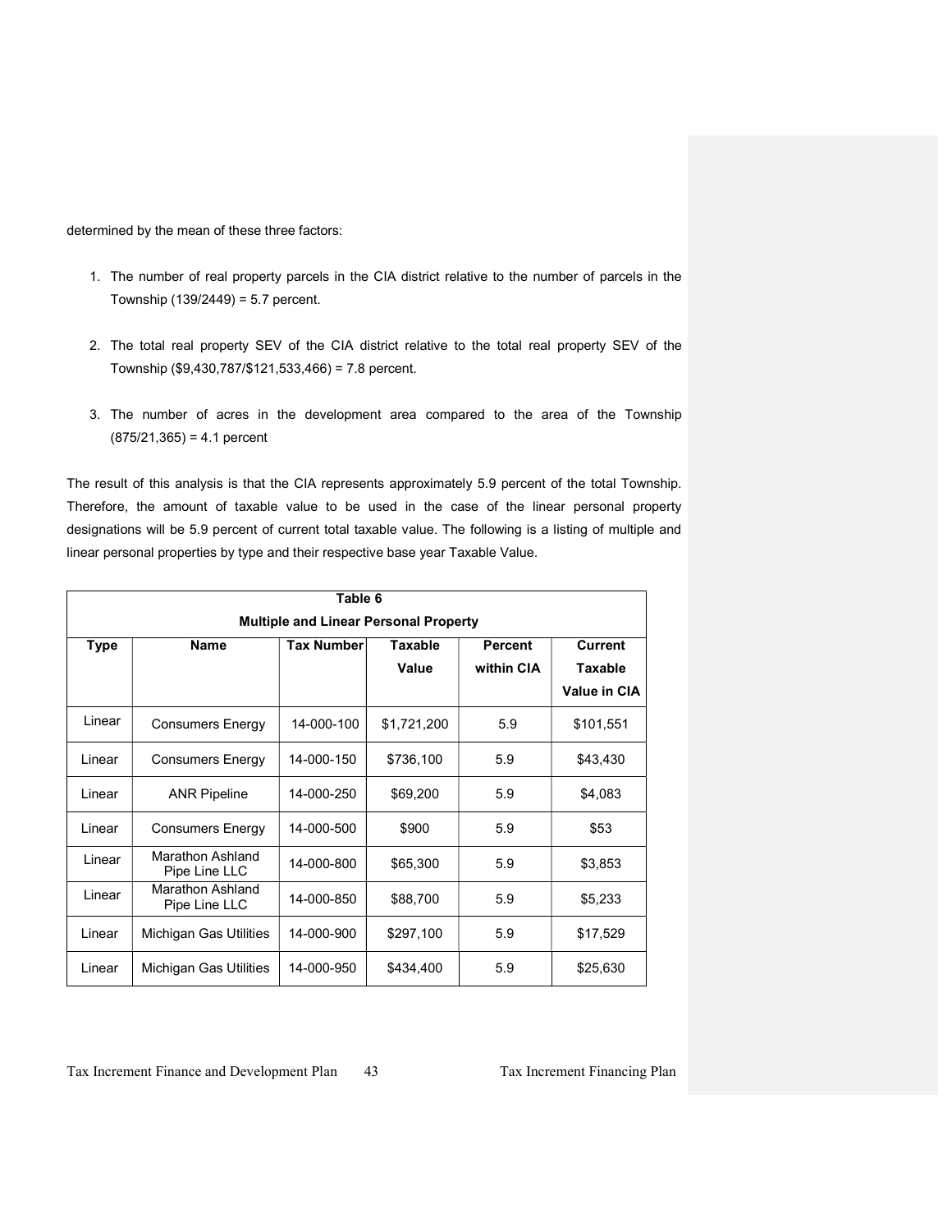determined by the mean of these three factors:

1. The number of real property parcels in the CIA district relative to the number of parcels in the Township (139/2449) = 5.7 percent.

2. The total real property SEV of the CIA district relative to the total real property SEV of the Township ($9,430,787/$121,533,466) = 7.8 percent.

3. The number of acres in the development area compared to the area of the Township (875/21,365) = 4.1 percent

The result of this analysis is that the CIA represents approximately 5.9 percent of the total Township. Therefore, the amount of taxable value to be used in the case of the linear personal property designations will be 5.9 percent of current total taxable value. The following is a listing of multiple and linear personal properties by type and their respective base year Taxable Value.

| **Table 6** | | | | | |
|---|---|---|---|---|---|
| **Multiple and Linear Personal Property** | | | | | |
| **Type** | **Name** | **Tax Number** | **Taxable Value** | **Percent within CIA** | **Current Taxable Value in CIA** |
| Linear | Consumers Energy | 14-000-100 | $1,721,200 | 5.9 | $101,551 |
| Linear | Consumers Energy | 14-000-150 | $736,100 | 5.9 | $43,430 |
| Linear | ANR Pipeline | 14-000-250 | $69,200 | 5.9 | $4,083 |
| Linear | Consumers Energy | 14-000-500 | $900 | 5.9 | $53 |
| Linear | Marathon Ashland Pipe Line LLC | 14-000-800 | $65,300 | 5.9 | $3,853 |
| Linear | Marathon Ashland Pipe Line LLC | 14-000-850 | $88,700 | 5.9 | $5,233 |
| Linear | Michigan Gas Utilities | 14-000-900 | $297,100 | 5.9 | $17,529 |
| Linear | Michigan Gas Utilities | 14-000-950 | $434,400 | 5.9 | $25,630 |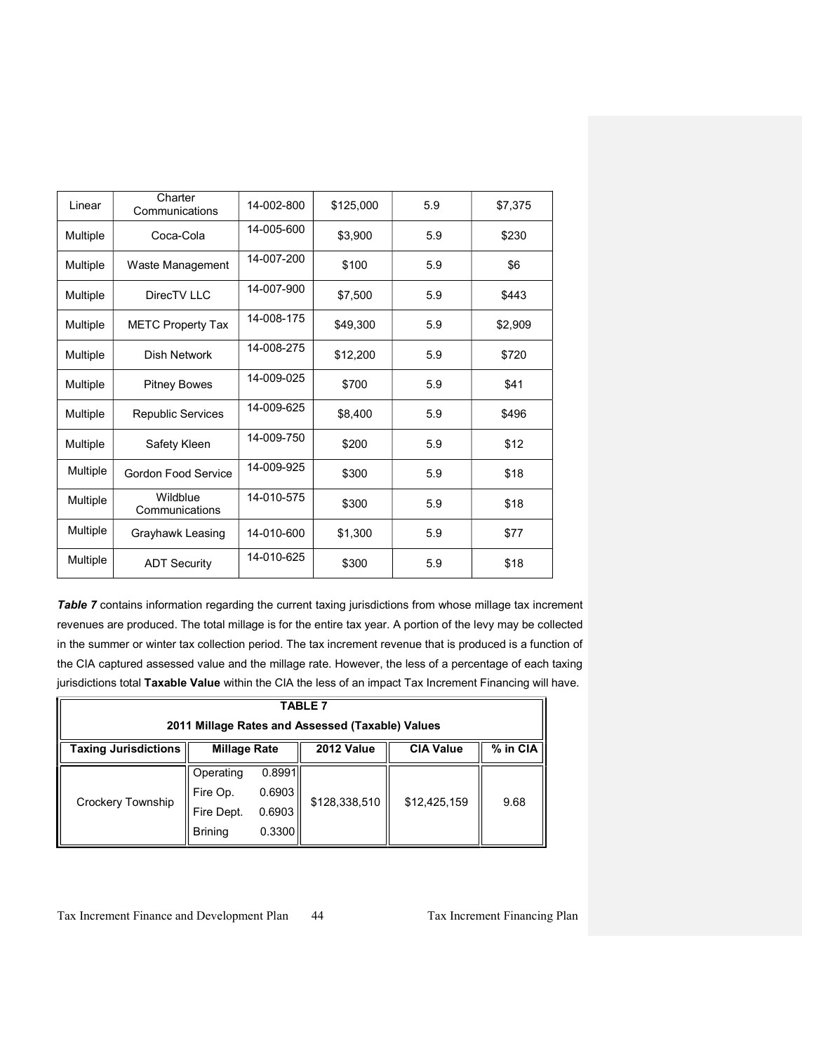| Linear | Charter Communications | 14-002-800 | $125,000 | 5.9 | $7,375 |
|---|---|---|---|---|---|
| Multiple | Coca-Cola | 14-005-600 | $3,900 | 5.9 | $230 |
| Multiple | Waste Management | 14-007-200 | $100 | 5.9 | $6 |
| Multiple | DirecTV LLC | 14-007-900 | $7,500 | 5.9 | $443 |
| Multiple | METC Property Tax | 14-008-175 | $49,300 | 5.9 | $2,909 |
| Multiple | Dish Network | 14-008-275 | $12,200 | 5.9 | $720 |
| Multiple | Pitney Bowes | 14-009-025 | $700 | 5.9 | $41 |
| Multiple | Republic Services | 14-009-625 | $8,400 | 5.9 | $496 |
| Multiple | Safety Kleen | 14-009-750 | $200 | 5.9 | $12 |
| Multiple | Gordon Food Service | 14-009-925 | $300 | 5.9 | $18 |
| Multiple | Wildblue Communications | 14-010-575 | $300 | 5.9 | $18 |
| Multiple | Grayhawk Leasing | 14-010-600 | $1,300 | 5.9 | $77 |
| Multiple | ADT Security | 14-010-625 | $300 | 5.9 | $18 |

***Table 7*** contains information regarding the current taxing jurisdictions from whose millage tax increment revenues are produced. The total millage is for the entire tax year. A portion of the levy may be collected in the summer or winter tax collection period. The tax increment revenue that is produced is a function of the CIA captured assessed value and the millage rate. However, the less of a percentage of each taxing jurisdictions total **Taxable Value** within the CIA the less of an impact Tax Increment Financing will have.

**TABLE 7**

**2011 Millage Rates and Assessed (Taxable) Values**

| Taxing Jurisdictions | Millage Rate | | 2012 Value | CIA Value | % in CIA |
|---|---|---|---|---|---|
| Crockery Township | Operating | 0.8991 | $128,338,510 | $12,425,159 | 9.68 |
| | Fire Op. | 0.6903 | | | |
| | Fire Dept. | 0.6903 | | | |
| | Brining | 0.3300 | | | |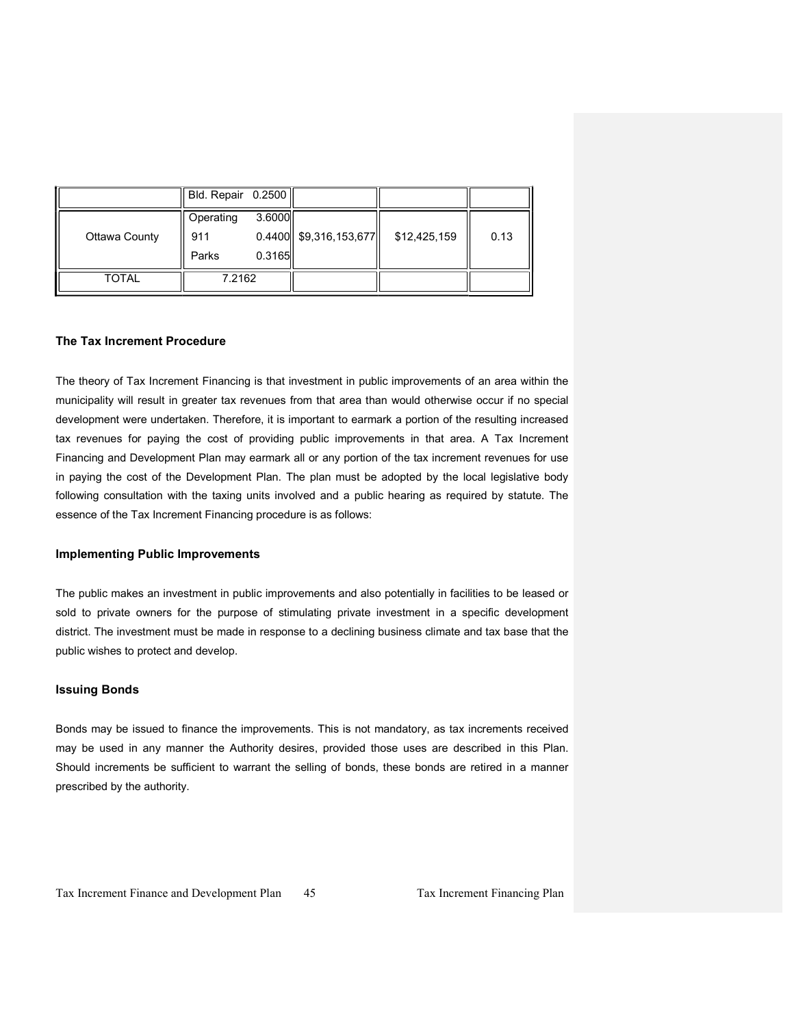|  | Bld. Repair 0.2500 |  |  |  |
| --- | --- | --- | --- | --- |
| Ottawa County | Operating 3.6000<br>911 0.4400<br>Parks 0.3165 | $9,316,153,677 | $12,425,159 | 0.13 |
| TOTAL | 7.2162 |  |  |  |

### The Tax Increment Procedure

The theory of Tax Increment Financing is that investment in public improvements of an area within the municipality will result in greater tax revenues from that area than would otherwise occur if no special development were undertaken. Therefore, it is important to earmark a portion of the resulting increased tax revenues for paying the cost of providing public improvements in that area. A Tax Increment Financing and Development Plan may earmark all or any portion of the tax increment revenues for use in paying the cost of the Development Plan. The plan must be adopted by the local legislative body following consultation with the taxing units involved and a public hearing as required by statute. The essence of the Tax Increment Financing procedure is as follows:

### Implementing Public Improvements

The public makes an investment in public improvements and also potentially in facilities to be leased or sold to private owners for the purpose of stimulating private investment in a specific development district. The investment must be made in response to a declining business climate and tax base that the public wishes to protect and develop.

### Issuing Bonds

Bonds may be issued to finance the improvements. This is not mandatory, as tax increments received may be used in any manner the Authority desires, provided those uses are described in this Plan. Should increments be sufficient to warrant the selling of bonds, these bonds are retired in a manner prescribed by the authority.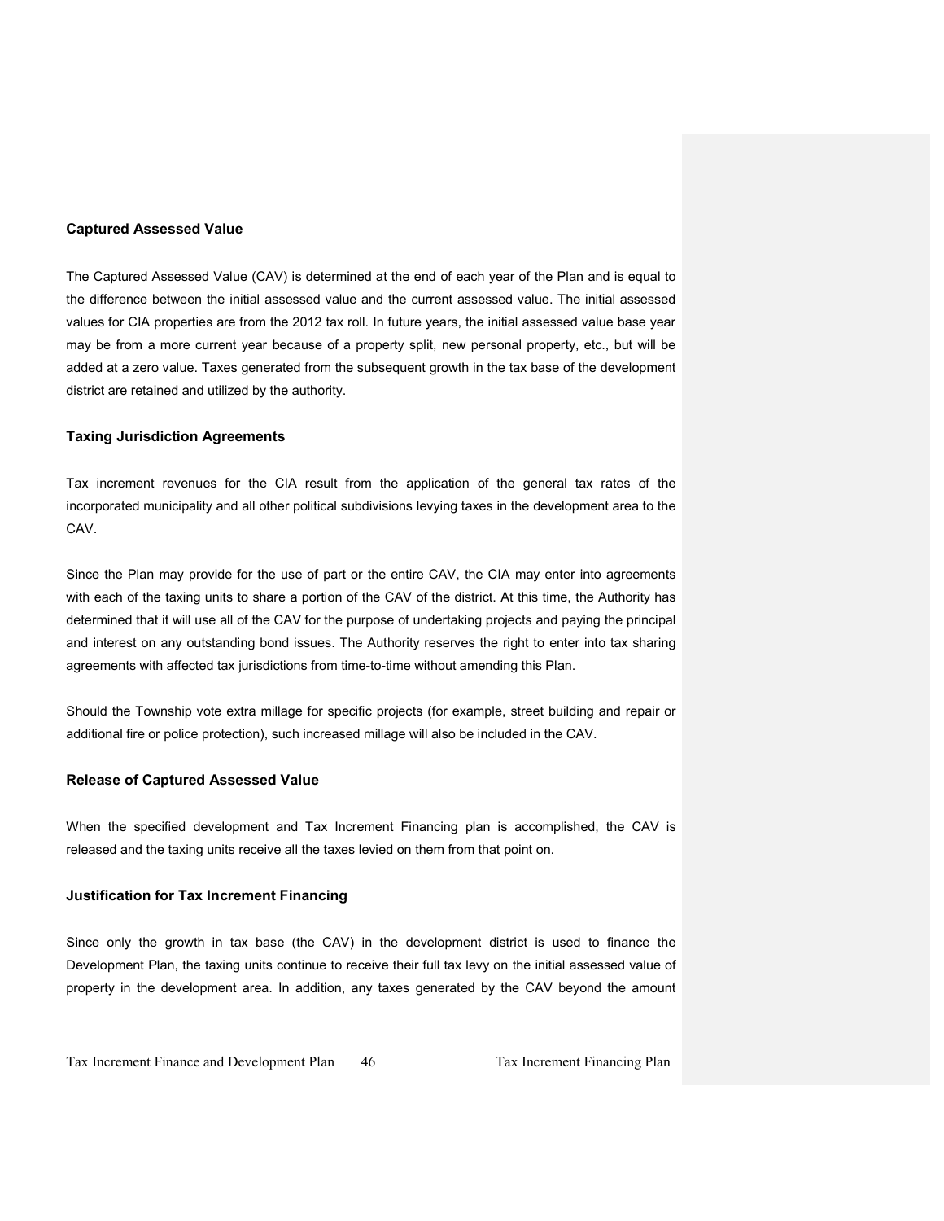### Captured Assessed Value

The Captured Assessed Value (CAV) is determined at the end of each year of the Plan and is equal to the difference between the initial assessed value and the current assessed value. The initial assessed values for CIA properties are from the 2012 tax roll. In future years, the initial assessed value base year may be from a more current year because of a property split, new personal property, etc., but will be added at a zero value. Taxes generated from the subsequent growth in the tax base of the development district are retained and utilized by the authority.

### Taxing Jurisdiction Agreements

Tax increment revenues for the CIA result from the application of the general tax rates of the incorporated municipality and all other political subdivisions levying taxes in the development area to the CAV.

Since the Plan may provide for the use of part or the entire CAV, the CIA may enter into agreements with each of the taxing units to share a portion of the CAV of the district. At this time, the Authority has determined that it will use all of the CAV for the purpose of undertaking projects and paying the principal and interest on any outstanding bond issues. The Authority reserves the right to enter into tax sharing agreements with affected tax jurisdictions from time-to-time without amending this Plan.

Should the Township vote extra millage for specific projects (for example, street building and repair or additional fire or police protection), such increased millage will also be included in the CAV.

### Release of Captured Assessed Value

When the specified development and Tax Increment Financing plan is accomplished, the CAV is released and the taxing units receive all the taxes levied on them from that point on.

### Justification for Tax Increment Financing

Since only the growth in tax base (the CAV) in the development district is used to finance the Development Plan, the taxing units continue to receive their full tax levy on the initial assessed value of property in the development area. In addition, any taxes generated by the CAV beyond the amount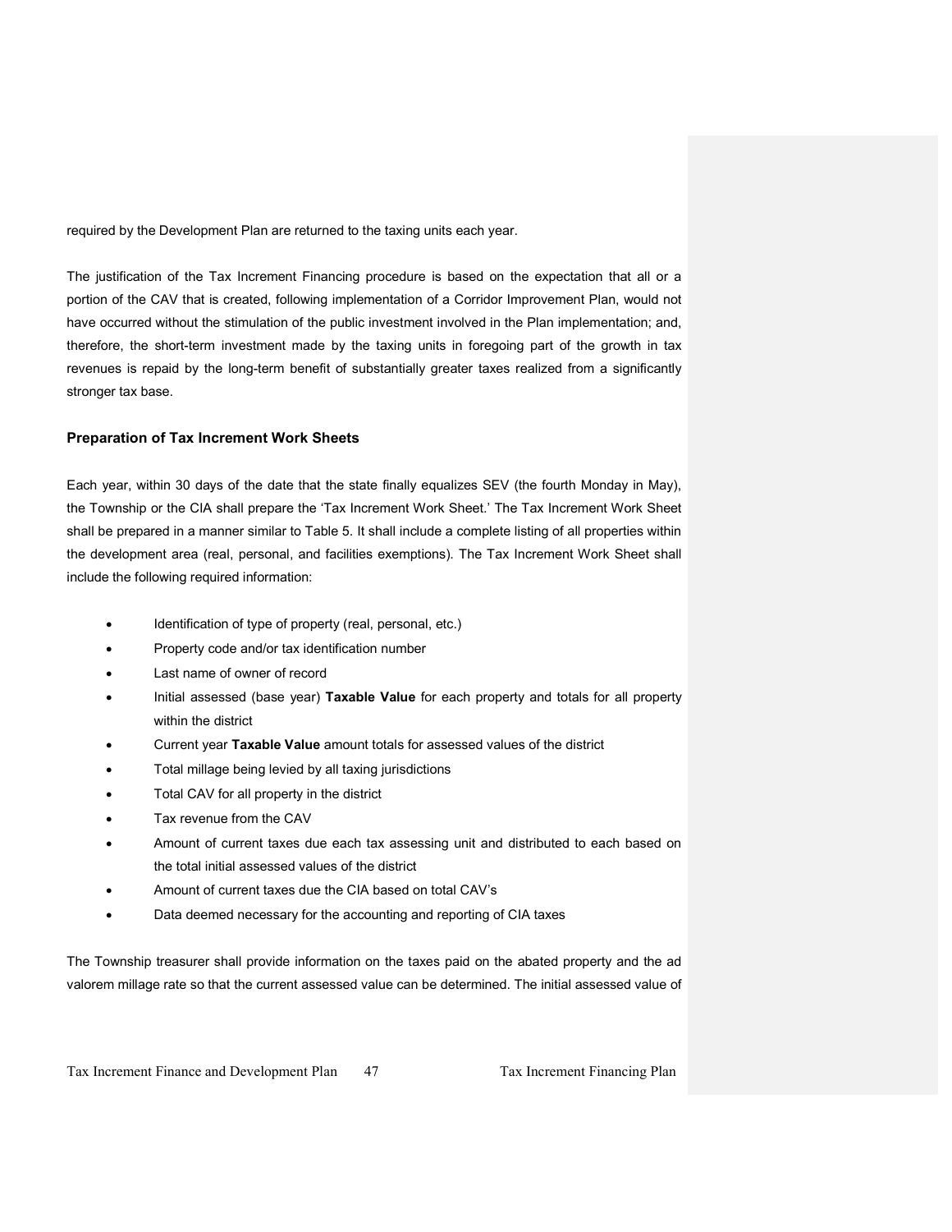required by the Development Plan are returned to the taxing units each year.

The justification of the Tax Increment Financing procedure is based on the expectation that all or a portion of the CAV that is created, following implementation of a Corridor Improvement Plan, would not have occurred without the stimulation of the public investment involved in the Plan implementation; and, therefore, the short-term investment made by the taxing units in foregoing part of the growth in tax revenues is repaid by the long-term benefit of substantially greater taxes realized from a significantly stronger tax base.

### Preparation of Tax Increment Work Sheets

Each year, within 30 days of the date that the state finally equalizes SEV (the fourth Monday in May), the Township or the CIA shall prepare the 'Tax Increment Work Sheet.' The Tax Increment Work Sheet shall be prepared in a manner similar to Table 5. It shall include a complete listing of all properties within the development area (real, personal, and facilities exemptions). The Tax Increment Work Sheet shall include the following required information:

- Identification of type of property (real, personal, etc.)
- Property code and/or tax identification number
- Last name of owner of record
- Initial assessed (base year) **Taxable Value** for each property and totals for all property within the district
- Current year **Taxable Value** amount totals for assessed values of the district
- Total millage being levied by all taxing jurisdictions
- Total CAV for all property in the district
- Tax revenue from the CAV
- Amount of current taxes due each tax assessing unit and distributed to each based on the total initial assessed values of the district
- Amount of current taxes due the CIA based on total CAV's
- Data deemed necessary for the accounting and reporting of CIA taxes

The Township treasurer shall provide information on the taxes paid on the abated property and the ad valorem millage rate so that the current assessed value can be determined. The initial assessed value of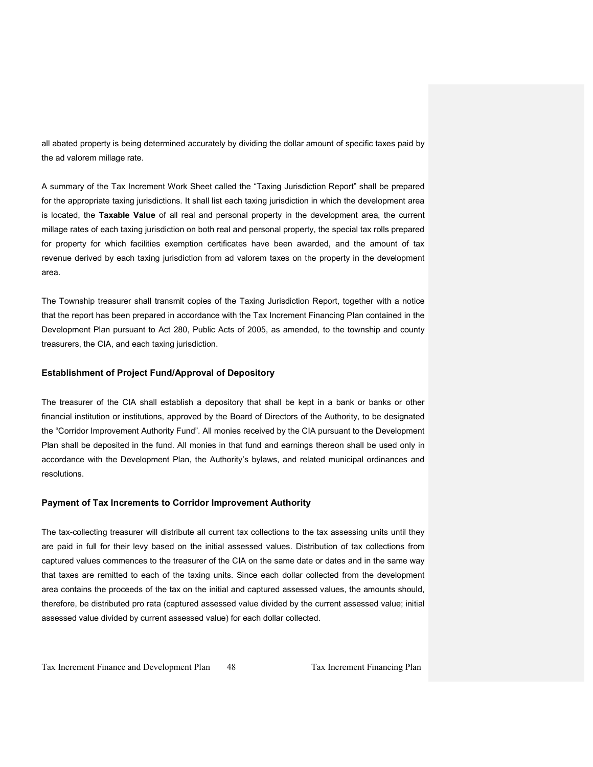all abated property is being determined accurately by dividing the dollar amount of specific taxes paid by the ad valorem millage rate.

A summary of the Tax Increment Work Sheet called the "Taxing Jurisdiction Report" shall be prepared for the appropriate taxing jurisdictions. It shall list each taxing jurisdiction in which the development area is located, the **Taxable Value** of all real and personal property in the development area, the current millage rates of each taxing jurisdiction on both real and personal property, the special tax rolls prepared for property for which facilities exemption certificates have been awarded, and the amount of tax revenue derived by each taxing jurisdiction from ad valorem taxes on the property in the development area.

The Township treasurer shall transmit copies of the Taxing Jurisdiction Report, together with a notice that the report has been prepared in accordance with the Tax Increment Financing Plan contained in the Development Plan pursuant to Act 280, Public Acts of 2005, as amended, to the township and county treasurers, the CIA, and each taxing jurisdiction.

### Establishment of Project Fund/Approval of Depository

The treasurer of the CIA shall establish a depository that shall be kept in a bank or banks or other financial institution or institutions, approved by the Board of Directors of the Authority, to be designated the "Corridor Improvement Authority Fund". All monies received by the CIA pursuant to the Development Plan shall be deposited in the fund. All monies in that fund and earnings thereon shall be used only in accordance with the Development Plan, the Authority's bylaws, and related municipal ordinances and resolutions.

### Payment of Tax Increments to Corridor Improvement Authority

The tax-collecting treasurer will distribute all current tax collections to the tax assessing units until they are paid in full for their levy based on the initial assessed values. Distribution of tax collections from captured values commences to the treasurer of the CIA on the same date or dates and in the same way that taxes are remitted to each of the taxing units. Since each dollar collected from the development area contains the proceeds of the tax on the initial and captured assessed values, the amounts should, therefore, be distributed pro rata (captured assessed value divided by the current assessed value; initial assessed value divided by current assessed value) for each dollar collected.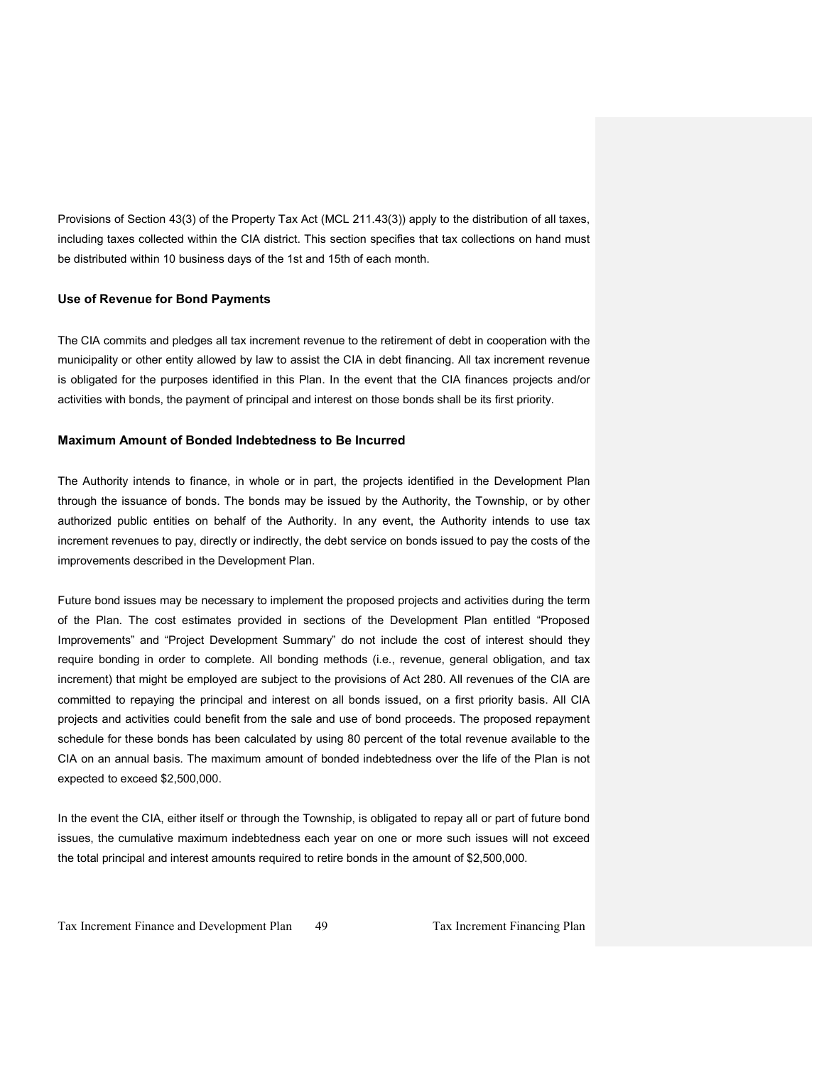Provisions of Section 43(3) of the Property Tax Act (MCL 211.43(3)) apply to the distribution of all taxes, including taxes collected within the CIA district. This section specifies that tax collections on hand must be distributed within 10 business days of the 1st and 15th of each month.

### Use of Revenue for Bond Payments

The CIA commits and pledges all tax increment revenue to the retirement of debt in cooperation with the municipality or other entity allowed by law to assist the CIA in debt financing. All tax increment revenue is obligated for the purposes identified in this Plan. In the event that the CIA finances projects and/or activities with bonds, the payment of principal and interest on those bonds shall be its first priority.

### Maximum Amount of Bonded Indebtedness to Be Incurred

The Authority intends to finance, in whole or in part, the projects identified in the Development Plan through the issuance of bonds. The bonds may be issued by the Authority, the Township, or by other authorized public entities on behalf of the Authority. In any event, the Authority intends to use tax increment revenues to pay, directly or indirectly, the debt service on bonds issued to pay the costs of the improvements described in the Development Plan.

Future bond issues may be necessary to implement the proposed projects and activities during the term of the Plan. The cost estimates provided in sections of the Development Plan entitled "Proposed Improvements" and "Project Development Summary" do not include the cost of interest should they require bonding in order to complete. All bonding methods (i.e., revenue, general obligation, and tax increment) that might be employed are subject to the provisions of Act 280. All revenues of the CIA are committed to repaying the principal and interest on all bonds issued, on a first priority basis. All CIA projects and activities could benefit from the sale and use of bond proceeds. The proposed repayment schedule for these bonds has been calculated by using 80 percent of the total revenue available to the CIA on an annual basis. The maximum amount of bonded indebtedness over the life of the Plan is not expected to exceed $2,500,000.

In the event the CIA, either itself or through the Township, is obligated to repay all or part of future bond issues, the cumulative maximum indebtedness each year on one or more such issues will not exceed the total principal and interest amounts required to retire bonds in the amount of $2,500,000.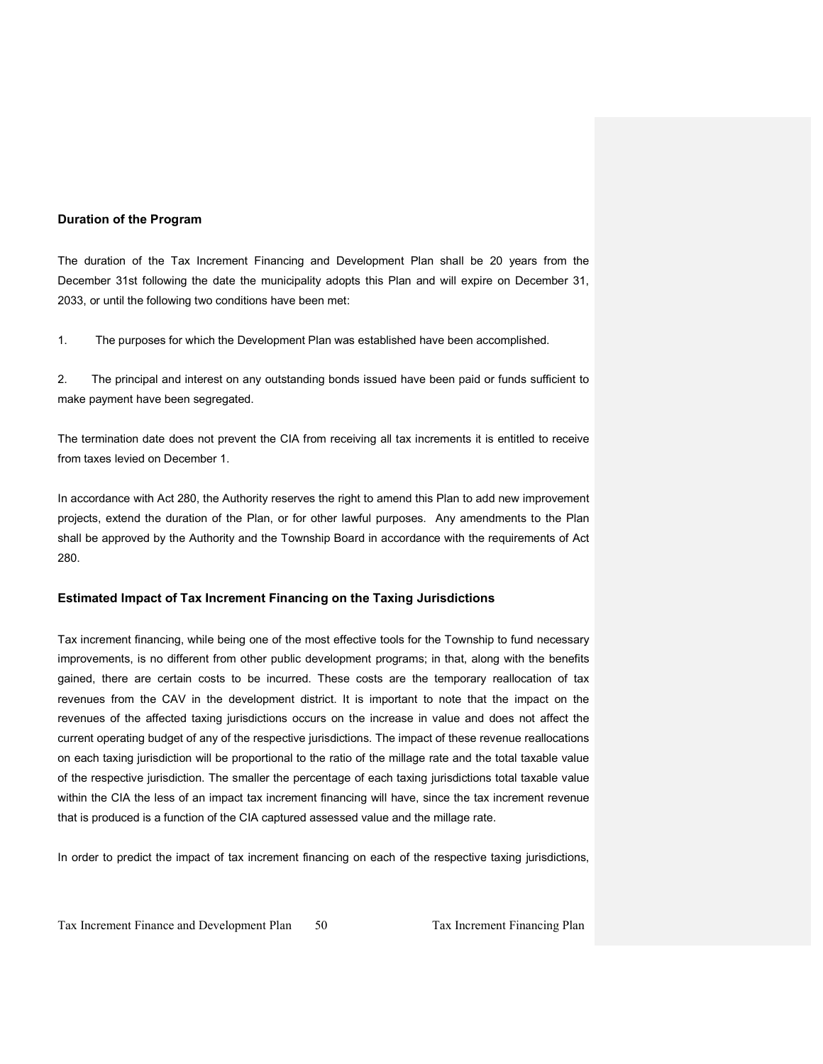### Duration of the Program

The duration of the Tax Increment Financing and Development Plan shall be 20 years from the December 31st following the date the municipality adopts this Plan and will expire on December 31, 2033, or until the following two conditions have been met:

1. The purposes for which the Development Plan was established have been accomplished.

2. The principal and interest on any outstanding bonds issued have been paid or funds sufficient to make payment have been segregated.

The termination date does not prevent the CIA from receiving all tax increments it is entitled to receive from taxes levied on December 1.

In accordance with Act 280, the Authority reserves the right to amend this Plan to add new improvement projects, extend the duration of the Plan, or for other lawful purposes. Any amendments to the Plan shall be approved by the Authority and the Township Board in accordance with the requirements of Act 280.

### Estimated Impact of Tax Increment Financing on the Taxing Jurisdictions

Tax increment financing, while being one of the most effective tools for the Township to fund necessary improvements, is no different from other public development programs; in that, along with the benefits gained, there are certain costs to be incurred. These costs are the temporary reallocation of tax revenues from the CAV in the development district. It is important to note that the impact on the revenues of the affected taxing jurisdictions occurs on the increase in value and does not affect the current operating budget of any of the respective jurisdictions. The impact of these revenue reallocations on each taxing jurisdiction will be proportional to the ratio of the millage rate and the total taxable value of the respective jurisdiction. The smaller the percentage of each taxing jurisdictions total taxable value within the CIA the less of an impact tax increment financing will have, since the tax increment revenue that is produced is a function of the CIA captured assessed value and the millage rate.

In order to predict the impact of tax increment financing on each of the respective taxing jurisdictions,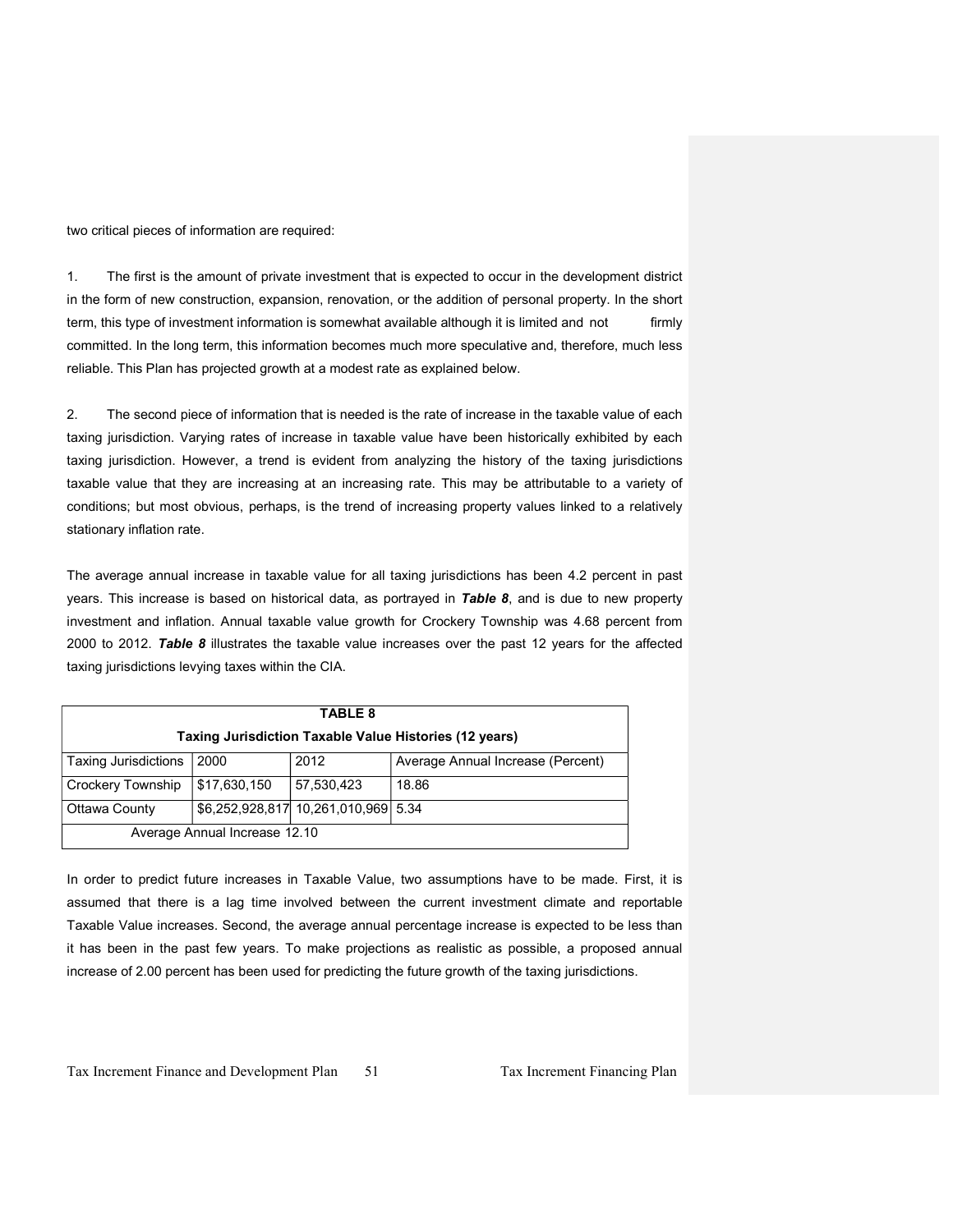two critical pieces of information are required:

1. The first is the amount of private investment that is expected to occur in the development district in the form of new construction, expansion, renovation, or the addition of personal property. In the short term, this type of investment information is somewhat available although it is limited and not firmly committed. In the long term, this information becomes much more speculative and, therefore, much less reliable. This Plan has projected growth at a modest rate as explained below.

2. The second piece of information that is needed is the rate of increase in the taxable value of each taxing jurisdiction. Varying rates of increase in taxable value have been historically exhibited by each taxing jurisdiction. However, a trend is evident from analyzing the history of the taxing jurisdictions taxable value that they are increasing at an increasing rate. This may be attributable to a variety of conditions; but most obvious, perhaps, is the trend of increasing property values linked to a relatively stationary inflation rate.

The average annual increase in taxable value for all taxing jurisdictions has been 4.2 percent in past years. This increase is based on historical data, as portrayed in ***Table 8***, and is due to new property investment and inflation. Annual taxable value growth for Crockery Township was 4.68 percent from 2000 to 2012. ***Table 8*** illustrates the taxable value increases over the past 12 years for the affected taxing jurisdictions levying taxes within the CIA.

| **TABLE 8<br>Taxing Jurisdiction Taxable Value Histories (12 years)** | | | |
|---|---|---|---|
| Taxing Jurisdictions | 2000 | 2012 | Average Annual Increase (Percent) |
| Crockery Township | $17,630,150 | 57,530,423 | 18.86 |
| Ottawa County | $6,252,928,817 | 10,261,010,969 | 5.34 |
| Average Annual Increase 12.10 | | | |

In order to predict future increases in Taxable Value, two assumptions have to be made. First, it is assumed that there is a lag time involved between the current investment climate and reportable Taxable Value increases. Second, the average annual percentage increase is expected to be less than it has been in the past few years. To make projections as realistic as possible, a proposed annual increase of 2.00 percent has been used for predicting the future growth of the taxing jurisdictions.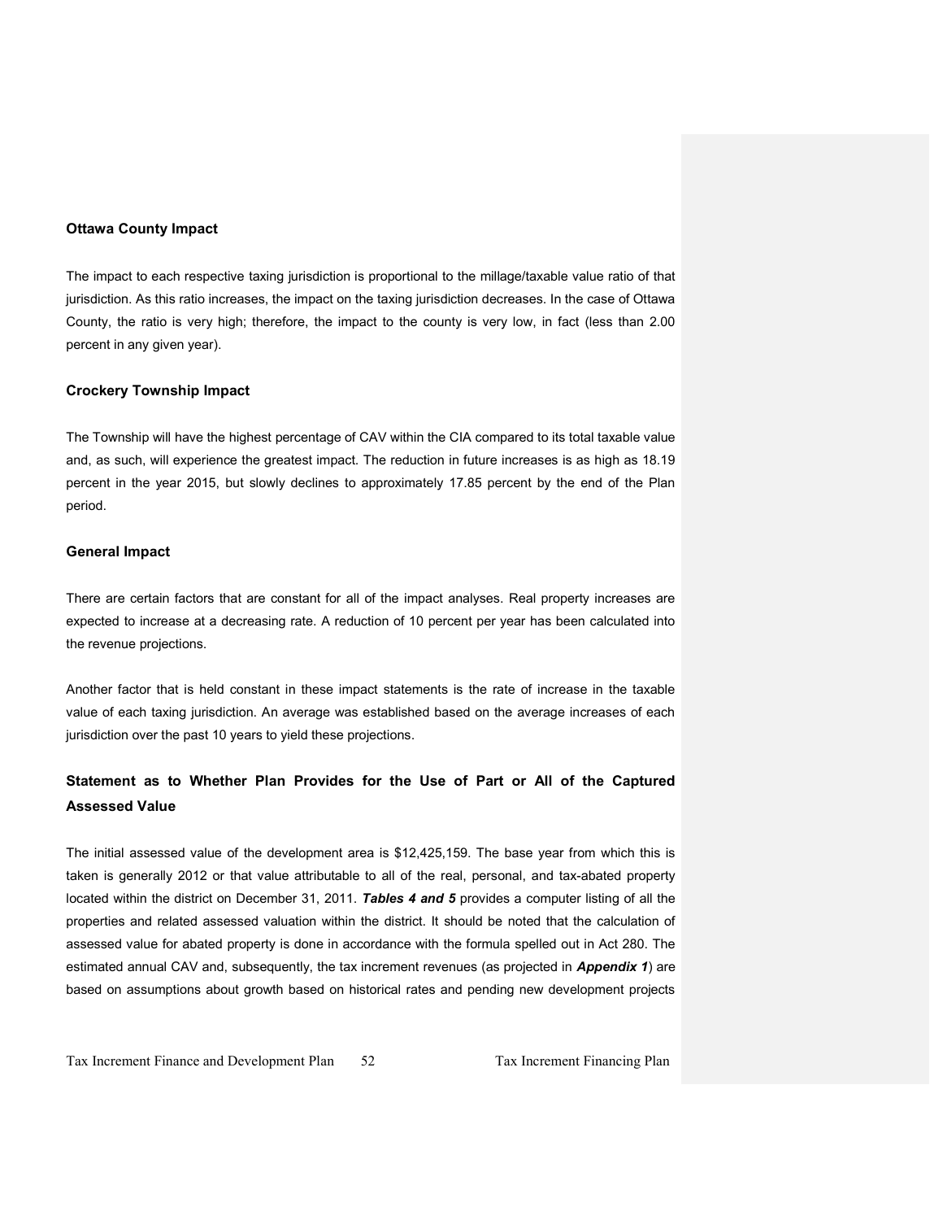### Ottawa County Impact

The impact to each respective taxing jurisdiction is proportional to the millage/taxable value ratio of that jurisdiction. As this ratio increases, the impact on the taxing jurisdiction decreases. In the case of Ottawa County, the ratio is very high; therefore, the impact to the county is very low, in fact (less than 2.00 percent in any given year).

### Crockery Township Impact

The Township will have the highest percentage of CAV within the CIA compared to its total taxable value and, as such, will experience the greatest impact. The reduction in future increases is as high as 18.19 percent in the year 2015, but slowly declines to approximately 17.85 percent by the end of the Plan period.

### General Impact

There are certain factors that are constant for all of the impact analyses. Real property increases are expected to increase at a decreasing rate. A reduction of 10 percent per year has been calculated into the revenue projections.

Another factor that is held constant in these impact statements is the rate of increase in the taxable value of each taxing jurisdiction. An average was established based on the average increases of each jurisdiction over the past 10 years to yield these projections.

## Statement as to Whether Plan Provides for the Use of Part or All of the Captured Assessed Value

The initial assessed value of the development area is $12,425,159. The base year from which this is taken is generally 2012 or that value attributable to all of the real, personal, and tax-abated property located within the district on December 31, 2011. ***Tables 4 and 5*** provides a computer listing of all the properties and related assessed valuation within the district. It should be noted that the calculation of assessed value for abated property is done in accordance with the formula spelled out in Act 280. The estimated annual CAV and, subsequently, the tax increment revenues (as projected in ***Appendix 1***) are based on assumptions about growth based on historical rates and pending new development projects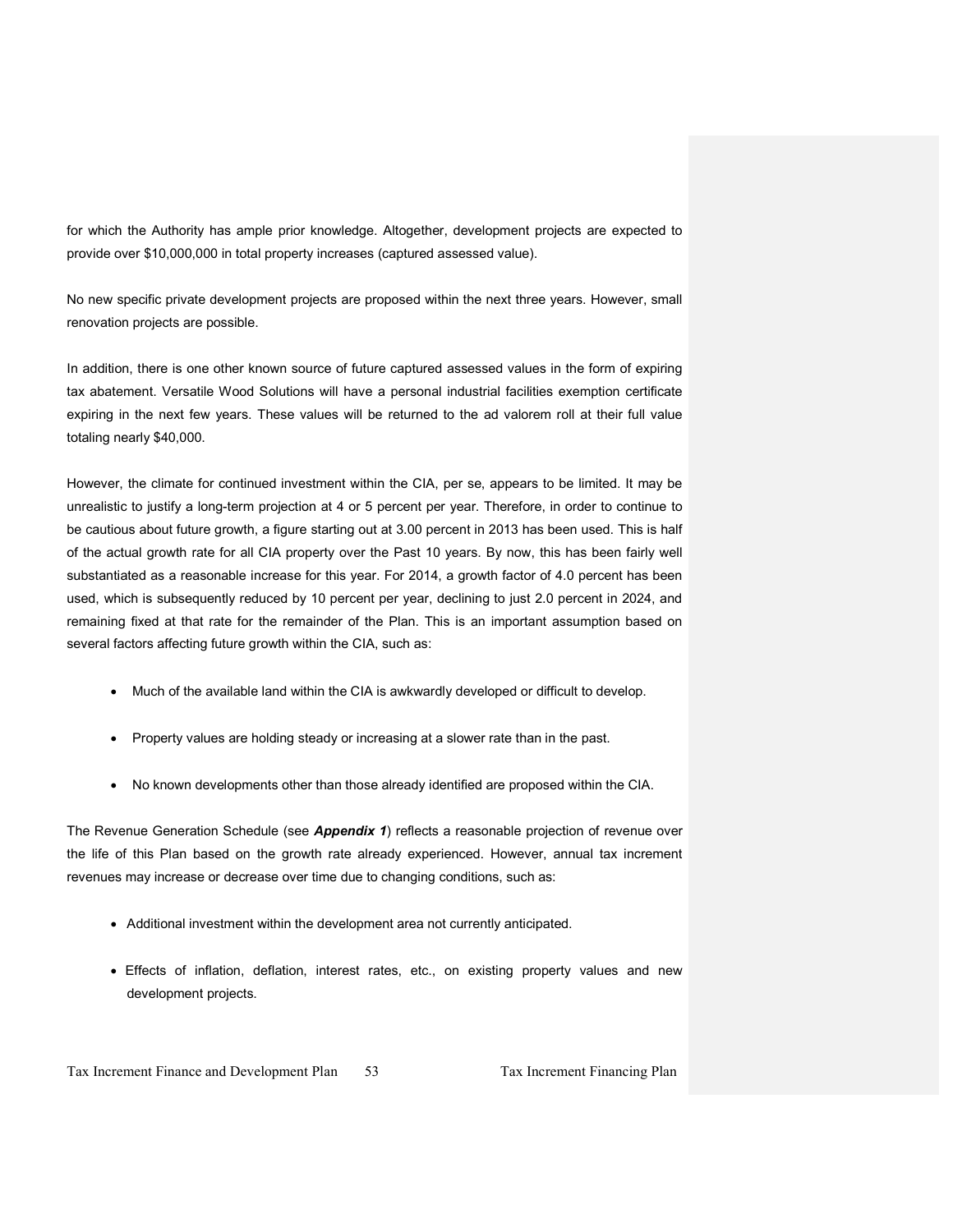for which the Authority has ample prior knowledge. Altogether, development projects are expected to provide over $10,000,000 in total property increases (captured assessed value).

No new specific private development projects are proposed within the next three years. However, small renovation projects are possible.

In addition, there is one other known source of future captured assessed values in the form of expiring tax abatement. Versatile Wood Solutions will have a personal industrial facilities exemption certificate expiring in the next few years. These values will be returned to the ad valorem roll at their full value totaling nearly $40,000.

However, the climate for continued investment within the CIA, per se, appears to be limited. It may be unrealistic to justify a long-term projection at 4 or 5 percent per year. Therefore, in order to continue to be cautious about future growth, a figure starting out at 3.00 percent in 2013 has been used. This is half of the actual growth rate for all CIA property over the Past 10 years. By now, this has been fairly well substantiated as a reasonable increase for this year. For 2014, a growth factor of 4.0 percent has been used, which is subsequently reduced by 10 percent per year, declining to just 2.0 percent in 2024, and remaining fixed at that rate for the remainder of the Plan. This is an important assumption based on several factors affecting future growth within the CIA, such as:

- Much of the available land within the CIA is awkwardly developed or difficult to develop.
- Property values are holding steady or increasing at a slower rate than in the past.
- No known developments other than those already identified are proposed within the CIA.

The Revenue Generation Schedule (see ***Appendix 1***) reflects a reasonable projection of revenue over the life of this Plan based on the growth rate already experienced. However, annual tax increment revenues may increase or decrease over time due to changing conditions, such as:

- Additional investment within the development area not currently anticipated.
- Effects of inflation, deflation, interest rates, etc., on existing property values and new development projects.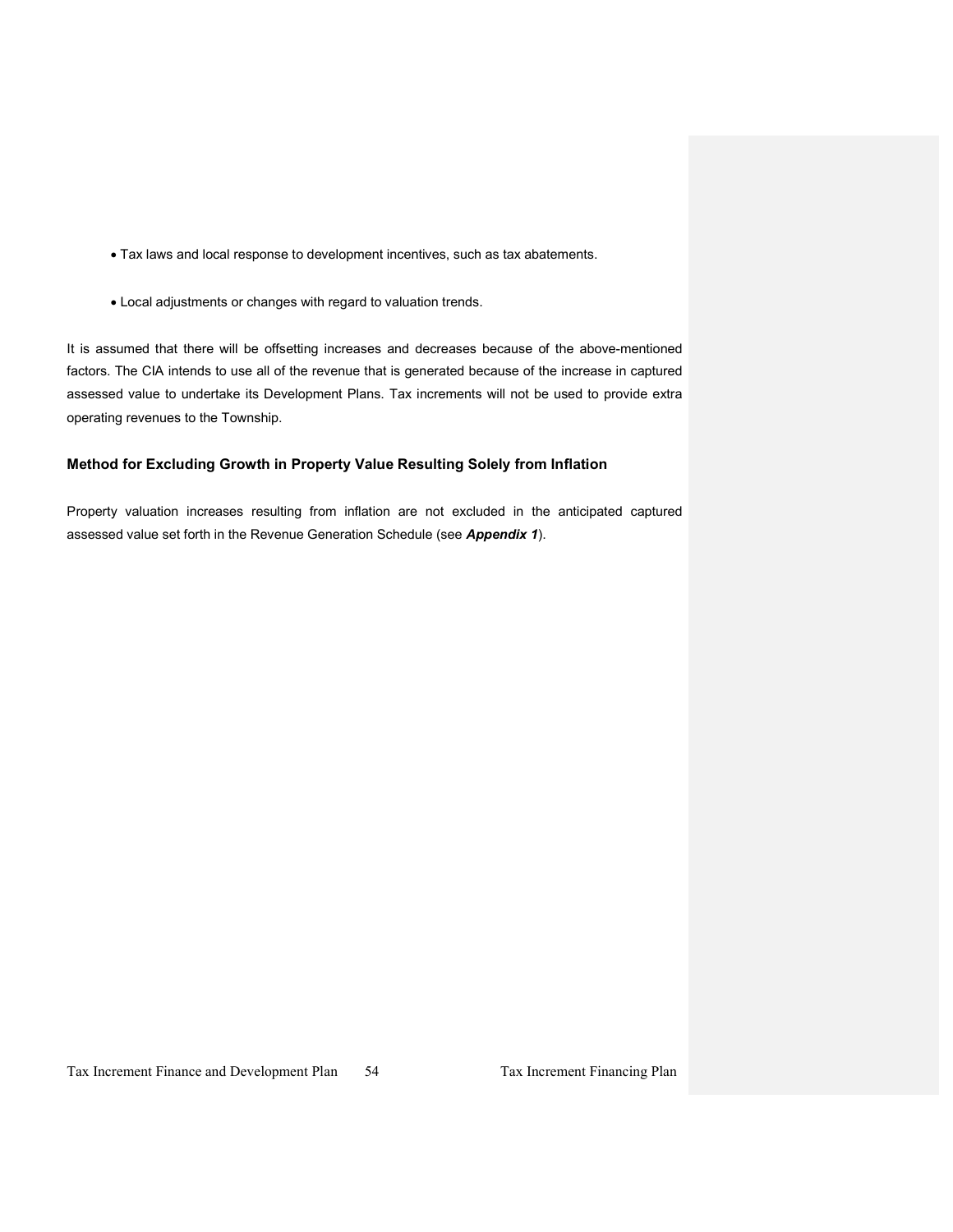- Tax laws and local response to development incentives, such as tax abatements.

- Local adjustments or changes with regard to valuation trends.

It is assumed that there will be offsetting increases and decreases because of the above-mentioned factors. The CIA intends to use all of the revenue that is generated because of the increase in captured assessed value to undertake its Development Plans. Tax increments will not be used to provide extra operating revenues to the Township.

### Method for Excluding Growth in Property Value Resulting Solely from Inflation

Property valuation increases resulting from inflation are not excluded in the anticipated captured assessed value set forth in the Revenue Generation Schedule (see ***Appendix 1***).